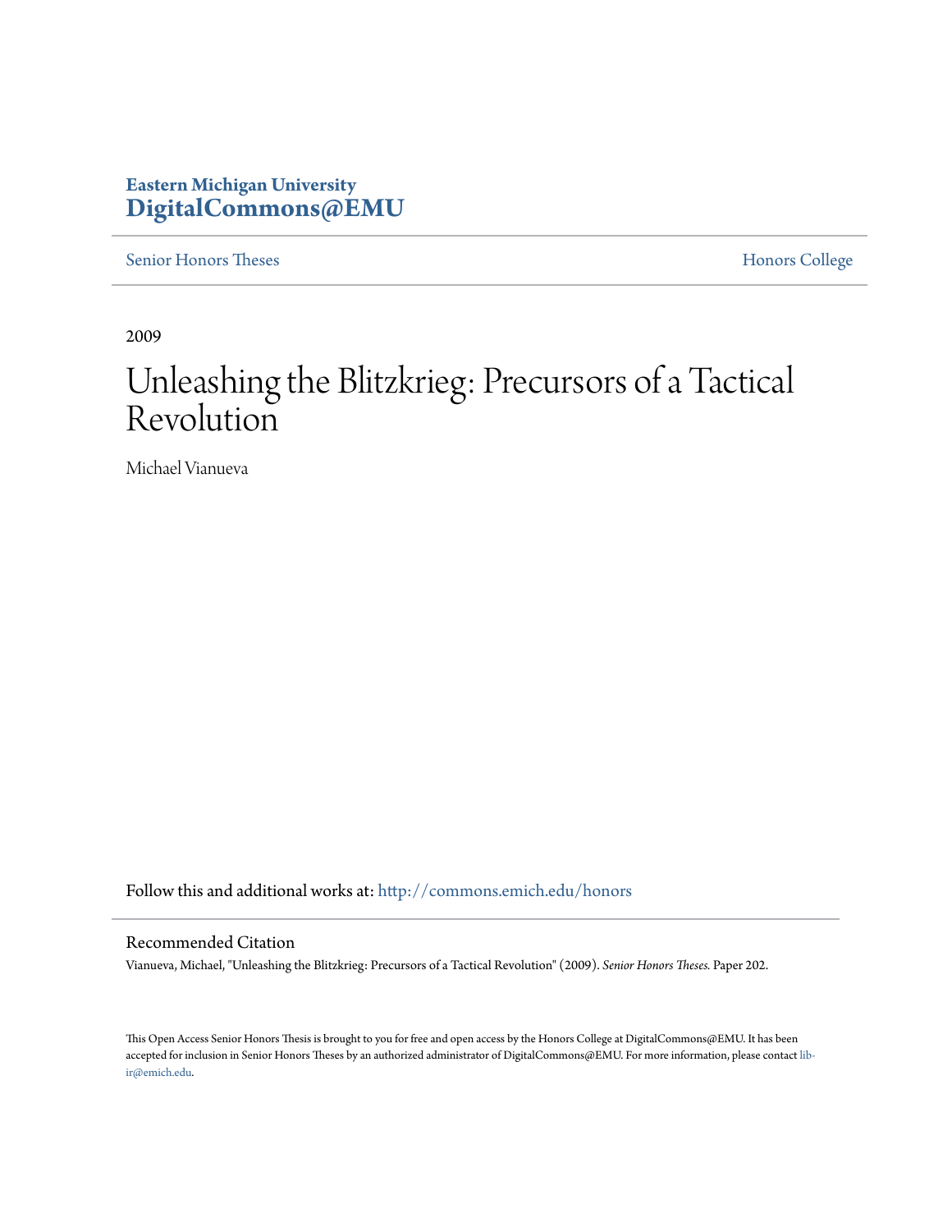**Eastern Michigan University**
**DigitalCommons@EMU**

Senior Honors Theses | Honors College

2009

# Unleashing the Blitzkrieg: Precursors of a Tactical Revolution

Michael Vianueva

Follow this and additional works at: http://commons.emich.edu/honors

## Recommended Citation

Vianueva, Michael, "Unleashing the Blitzkrieg: Precursors of a Tactical Revolution" (2009). *Senior Honors Theses.* Paper 202.

This Open Access Senior Honors Thesis is brought to you for free and open access by the Honors College at DigitalCommons@EMU. It has been accepted for inclusion in Senior Honors Theses by an authorized administrator of DigitalCommons@EMU. For more information, please contact lib-ir@emich.edu.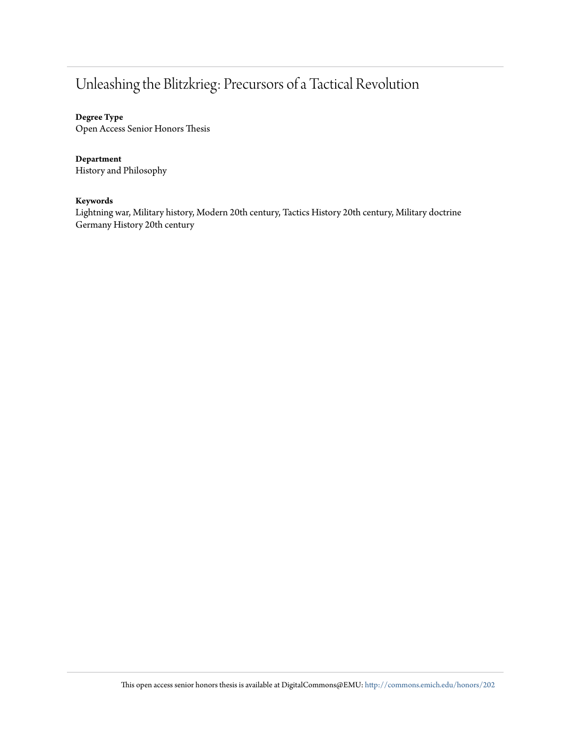# Unleashing the Blitzkrieg: Precursors of a Tactical Revolution

**Degree Type**
Open Access Senior Honors Thesis

**Department**
History and Philosophy

**Keywords**
Lightning war, Military history, Modern 20th century, Tactics History 20th century, Military doctrine Germany History 20th century

This open access senior honors thesis is available at DigitalCommons@EMU: http://commons.emich.edu/honors/202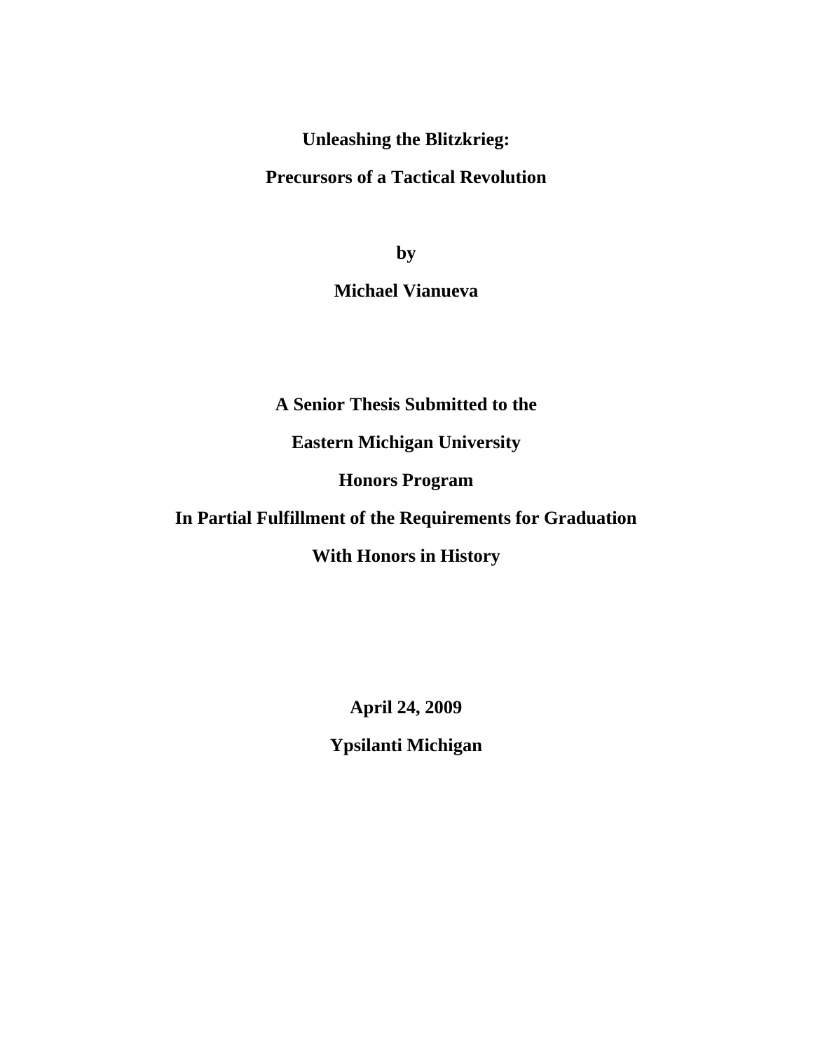# Unleashing the Blitzkrieg:

# Precursors of a Tactical Revolution

**by**

**Michael Vianueva**

**A Senior Thesis Submitted to the**

**Eastern Michigan University**

**Honors Program**

**In Partial Fulfillment of the Requirements for Graduation**

**With Honors in History**

**April 24, 2009**

**Ypsilanti Michigan**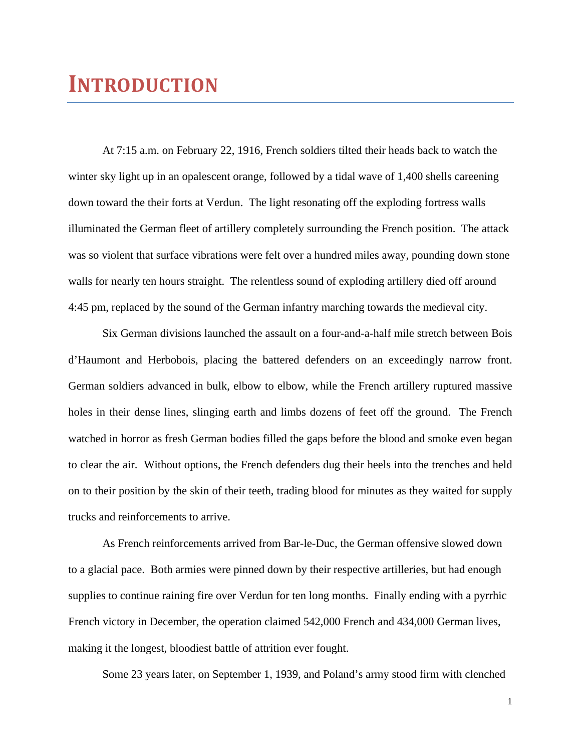# Introduction

At 7:15 a.m. on February 22, 1916, French soldiers tilted their heads back to watch the winter sky light up in an opalescent orange, followed by a tidal wave of 1,400 shells careening down toward the their forts at Verdun. The light resonating off the exploding fortress walls illuminated the German fleet of artillery completely surrounding the French position. The attack was so violent that surface vibrations were felt over a hundred miles away, pounding down stone walls for nearly ten hours straight. The relentless sound of exploding artillery died off around 4:45 pm, replaced by the sound of the German infantry marching towards the medieval city.

Six German divisions launched the assault on a four-and-a-half mile stretch between Bois d'Haumont and Herbobois, placing the battered defenders on an exceedingly narrow front. German soldiers advanced in bulk, elbow to elbow, while the French artillery ruptured massive holes in their dense lines, slinging earth and limbs dozens of feet off the ground. The French watched in horror as fresh German bodies filled the gaps before the blood and smoke even began to clear the air. Without options, the French defenders dug their heels into the trenches and held on to their position by the skin of their teeth, trading blood for minutes as they waited for supply trucks and reinforcements to arrive.

As French reinforcements arrived from Bar-le-Duc, the German offensive slowed down to a glacial pace. Both armies were pinned down by their respective artilleries, but had enough supplies to continue raining fire over Verdun for ten long months. Finally ending with a pyrrhic French victory in December, the operation claimed 542,000 French and 434,000 German lives, making it the longest, bloodiest battle of attrition ever fought.

Some 23 years later, on September 1, 1939, and Poland's army stood firm with clenched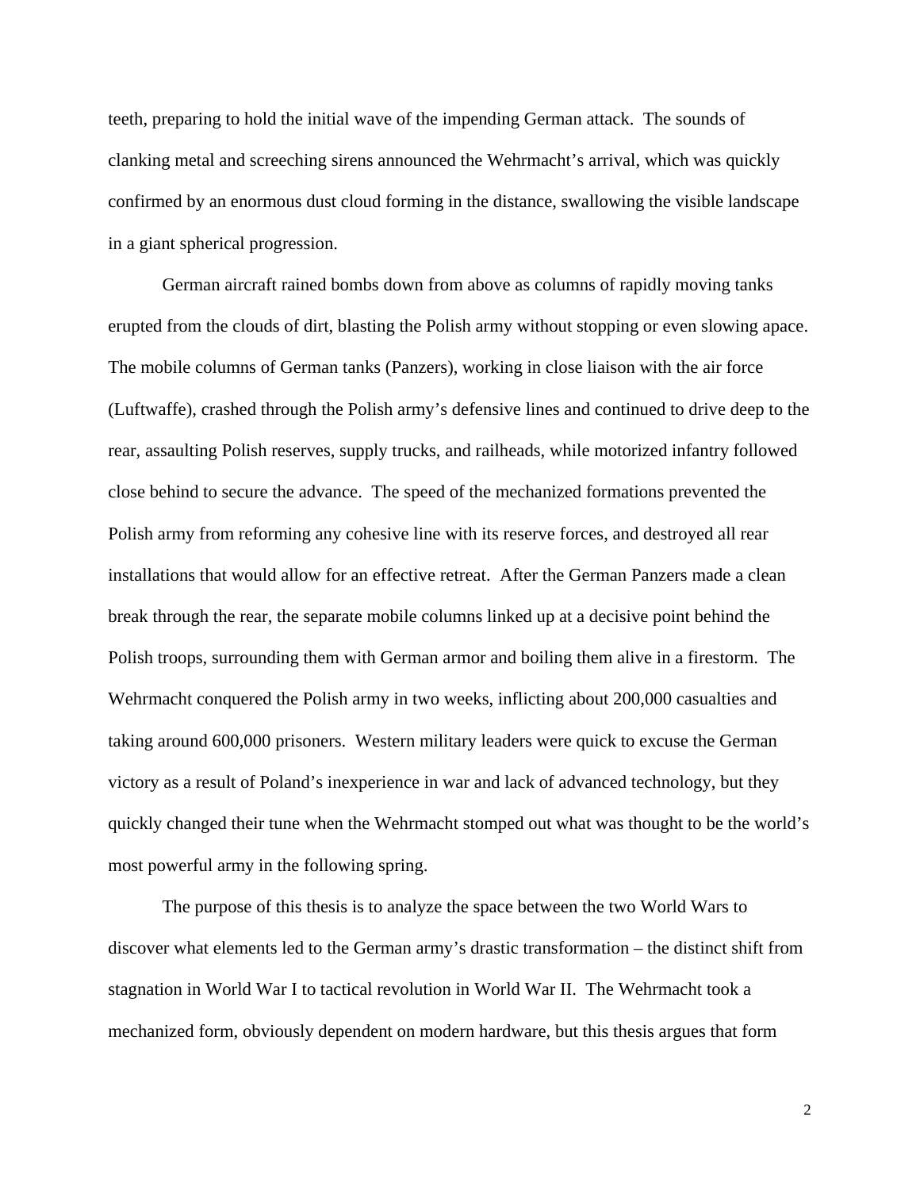teeth, preparing to hold the initial wave of the impending German attack. The sounds of clanking metal and screeching sirens announced the Wehrmacht's arrival, which was quickly confirmed by an enormous dust cloud forming in the distance, swallowing the visible landscape in a giant spherical progression.

German aircraft rained bombs down from above as columns of rapidly moving tanks erupted from the clouds of dirt, blasting the Polish army without stopping or even slowing apace. The mobile columns of German tanks (Panzers), working in close liaison with the air force (Luftwaffe), crashed through the Polish army's defensive lines and continued to drive deep to the rear, assaulting Polish reserves, supply trucks, and railheads, while motorized infantry followed close behind to secure the advance. The speed of the mechanized formations prevented the Polish army from reforming any cohesive line with its reserve forces, and destroyed all rear installations that would allow for an effective retreat. After the German Panzers made a clean break through the rear, the separate mobile columns linked up at a decisive point behind the Polish troops, surrounding them with German armor and boiling them alive in a firestorm. The Wehrmacht conquered the Polish army in two weeks, inflicting about 200,000 casualties and taking around 600,000 prisoners. Western military leaders were quick to excuse the German victory as a result of Poland's inexperience in war and lack of advanced technology, but they quickly changed their tune when the Wehrmacht stomped out what was thought to be the world's most powerful army in the following spring.

The purpose of this thesis is to analyze the space between the two World Wars to discover what elements led to the German army's drastic transformation – the distinct shift from stagnation in World War I to tactical revolution in World War II. The Wehrmacht took a mechanized form, obviously dependent on modern hardware, but this thesis argues that form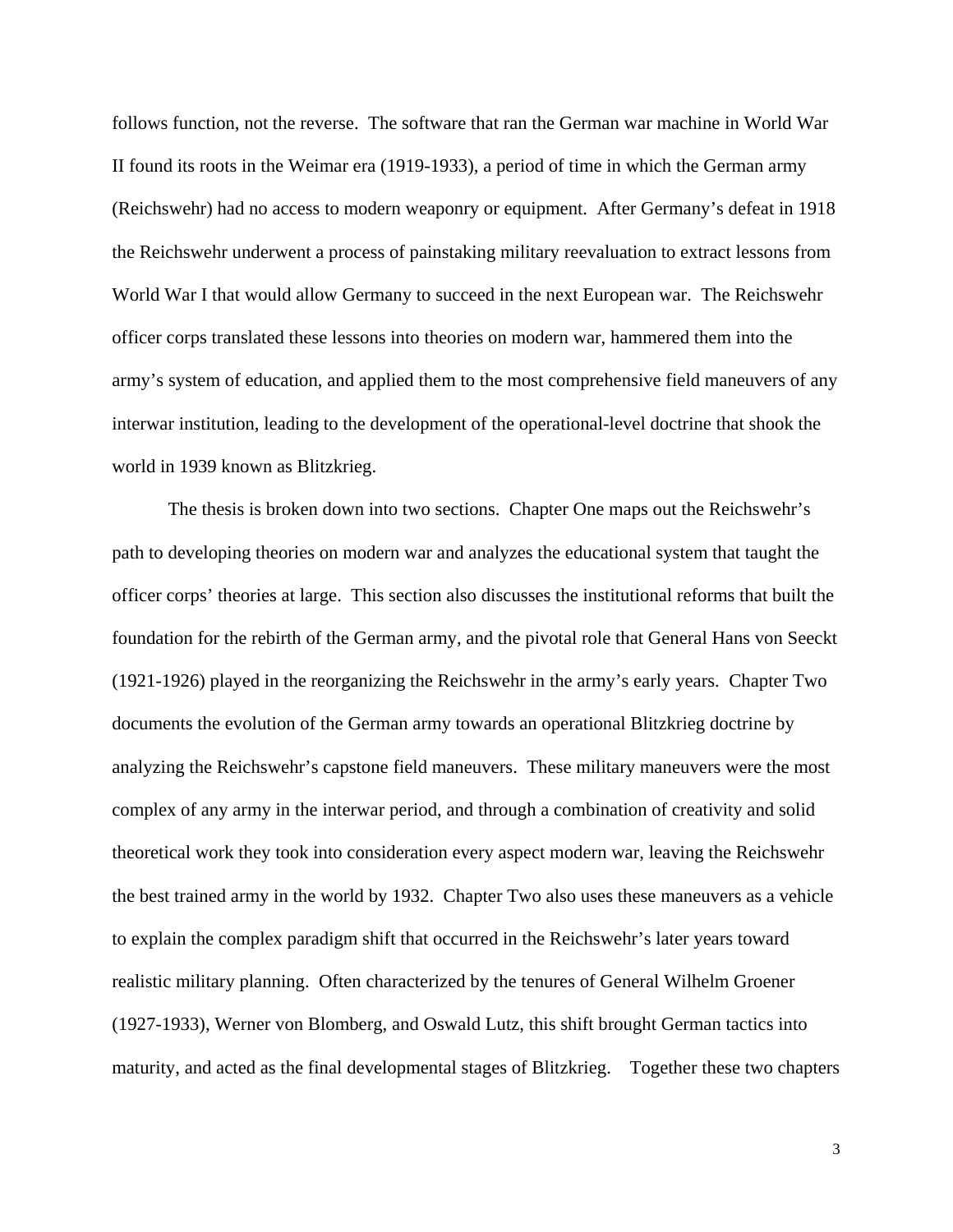follows function, not the reverse. The software that ran the German war machine in World War II found its roots in the Weimar era (1919-1933), a period of time in which the German army (Reichswehr) had no access to modern weaponry or equipment. After Germany's defeat in 1918 the Reichswehr underwent a process of painstaking military reevaluation to extract lessons from World War I that would allow Germany to succeed in the next European war. The Reichswehr officer corps translated these lessons into theories on modern war, hammered them into the army's system of education, and applied them to the most comprehensive field maneuvers of any interwar institution, leading to the development of the operational-level doctrine that shook the world in 1939 known as Blitzkrieg.

The thesis is broken down into two sections. Chapter One maps out the Reichswehr's path to developing theories on modern war and analyzes the educational system that taught the officer corps' theories at large. This section also discusses the institutional reforms that built the foundation for the rebirth of the German army, and the pivotal role that General Hans von Seeckt (1921-1926) played in the reorganizing the Reichswehr in the army's early years. Chapter Two documents the evolution of the German army towards an operational Blitzkrieg doctrine by analyzing the Reichswehr's capstone field maneuvers. These military maneuvers were the most complex of any army in the interwar period, and through a combination of creativity and solid theoretical work they took into consideration every aspect modern war, leaving the Reichswehr the best trained army in the world by 1932. Chapter Two also uses these maneuvers as a vehicle to explain the complex paradigm shift that occurred in the Reichswehr's later years toward realistic military planning. Often characterized by the tenures of General Wilhelm Groener (1927-1933), Werner von Blomberg, and Oswald Lutz, this shift brought German tactics into maturity, and acted as the final developmental stages of Blitzkrieg. Together these two chapters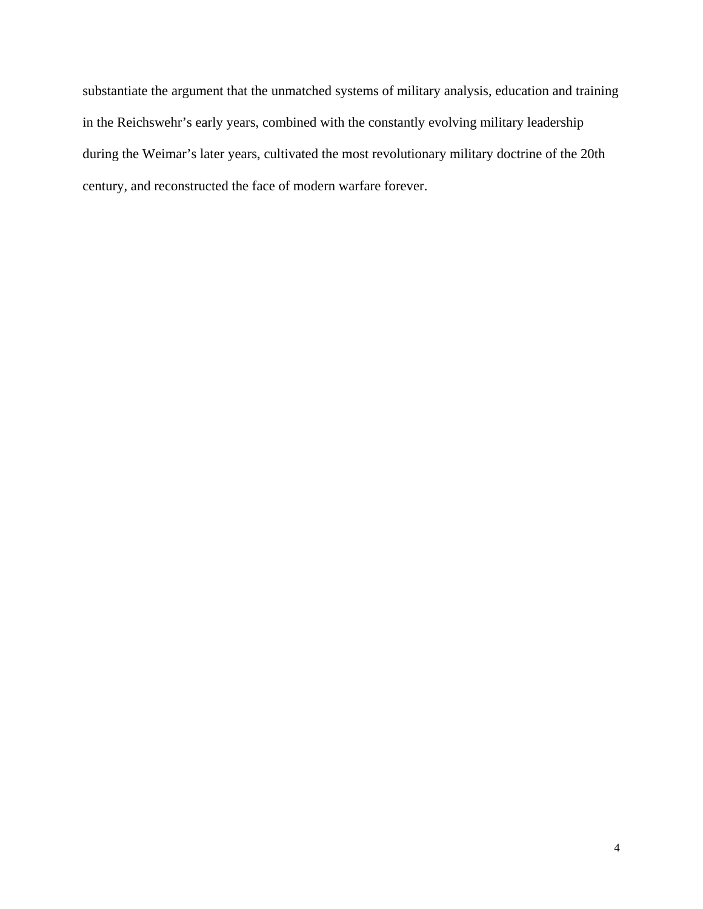substantiate the argument that the unmatched systems of military analysis, education and training in the Reichswehr's early years, combined with the constantly evolving military leadership during the Weimar's later years, cultivated the most revolutionary military doctrine of the 20th century, and reconstructed the face of modern warfare forever.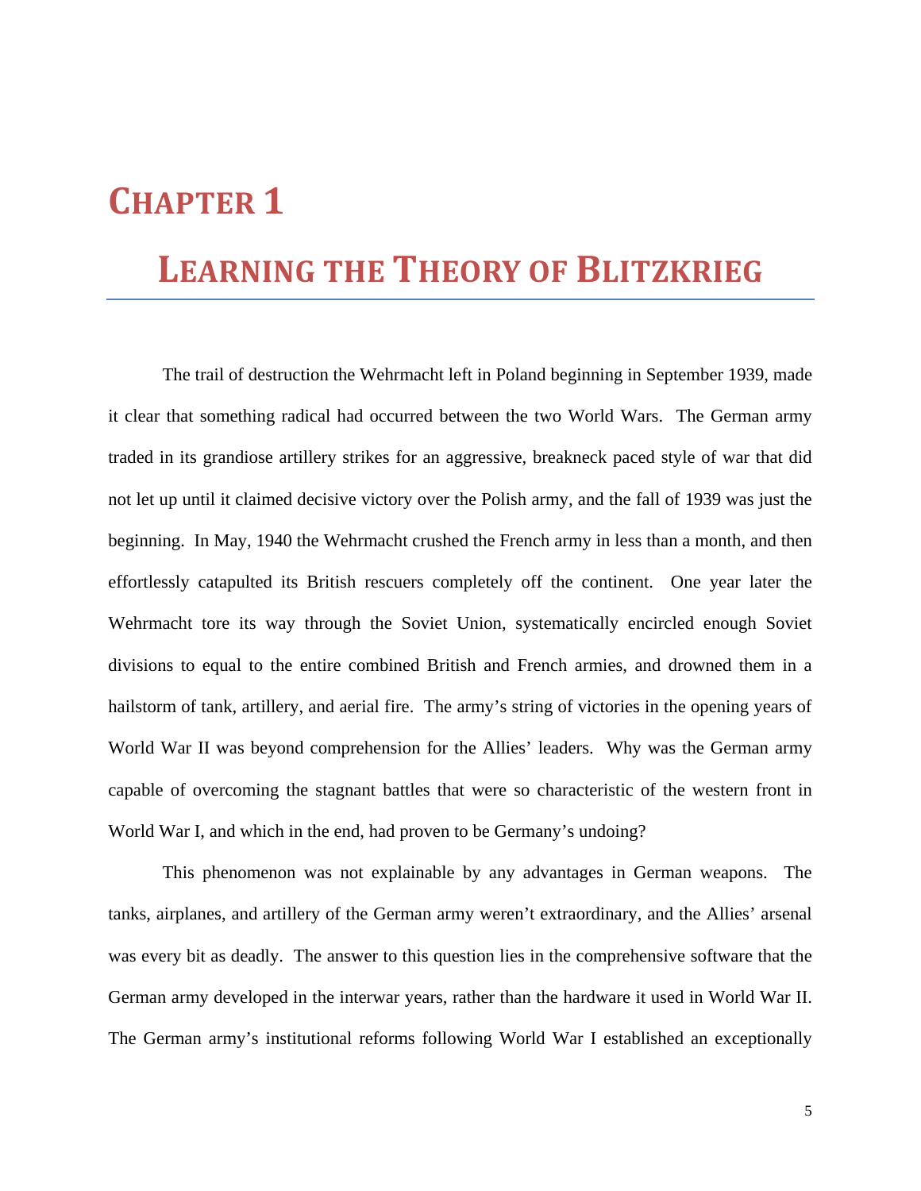# CHAPTER 1

## LEARNING THE THEORY OF BLITZKRIEG

The trail of destruction the Wehrmacht left in Poland beginning in September 1939, made it clear that something radical had occurred between the two World Wars. The German army traded in its grandiose artillery strikes for an aggressive, breakneck paced style of war that did not let up until it claimed decisive victory over the Polish army, and the fall of 1939 was just the beginning. In May, 1940 the Wehrmacht crushed the French army in less than a month, and then effortlessly catapulted its British rescuers completely off the continent. One year later the Wehrmacht tore its way through the Soviet Union, systematically encircled enough Soviet divisions to equal to the entire combined British and French armies, and drowned them in a hailstorm of tank, artillery, and aerial fire. The army's string of victories in the opening years of World War II was beyond comprehension for the Allies' leaders. Why was the German army capable of overcoming the stagnant battles that were so characteristic of the western front in World War I, and which in the end, had proven to be Germany's undoing?

This phenomenon was not explainable by any advantages in German weapons. The tanks, airplanes, and artillery of the German army weren't extraordinary, and the Allies' arsenal was every bit as deadly. The answer to this question lies in the comprehensive software that the German army developed in the interwar years, rather than the hardware it used in World War II. The German army's institutional reforms following World War I established an exceptionally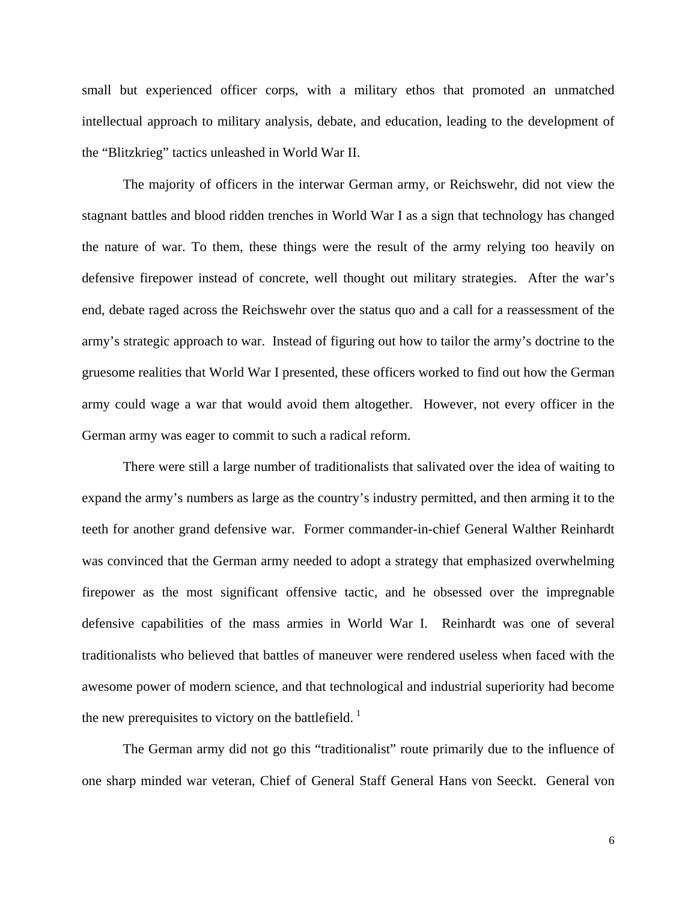small but experienced officer corps, with a military ethos that promoted an unmatched intellectual approach to military analysis, debate, and education, leading to the development of the "Blitzkrieg" tactics unleashed in World War II.

The majority of officers in the interwar German army, or Reichswehr, did not view the stagnant battles and blood ridden trenches in World War I as a sign that technology has changed the nature of war. To them, these things were the result of the army relying too heavily on defensive firepower instead of concrete, well thought out military strategies. After the war's end, debate raged across the Reichswehr over the status quo and a call for a reassessment of the army's strategic approach to war. Instead of figuring out how to tailor the army's doctrine to the gruesome realities that World War I presented, these officers worked to find out how the German army could wage a war that would avoid them altogether. However, not every officer in the German army was eager to commit to such a radical reform.

There were still a large number of traditionalists that salivated over the idea of waiting to expand the army's numbers as large as the country's industry permitted, and then arming it to the teeth for another grand defensive war. Former commander-in-chief General Walther Reinhardt was convinced that the German army needed to adopt a strategy that emphasized overwhelming firepower as the most significant offensive tactic, and he obsessed over the impregnable defensive capabilities of the mass armies in World War I. Reinhardt was one of several traditionalists who believed that battles of maneuver were rendered useless when faced with the awesome power of modern science, and that technological and industrial superiority had become the new prerequisites to victory on the battlefield. [1]

The German army did not go this "traditionalist" route primarily due to the influence of one sharp minded war veteran, Chief of General Staff General Hans von Seeckt. General von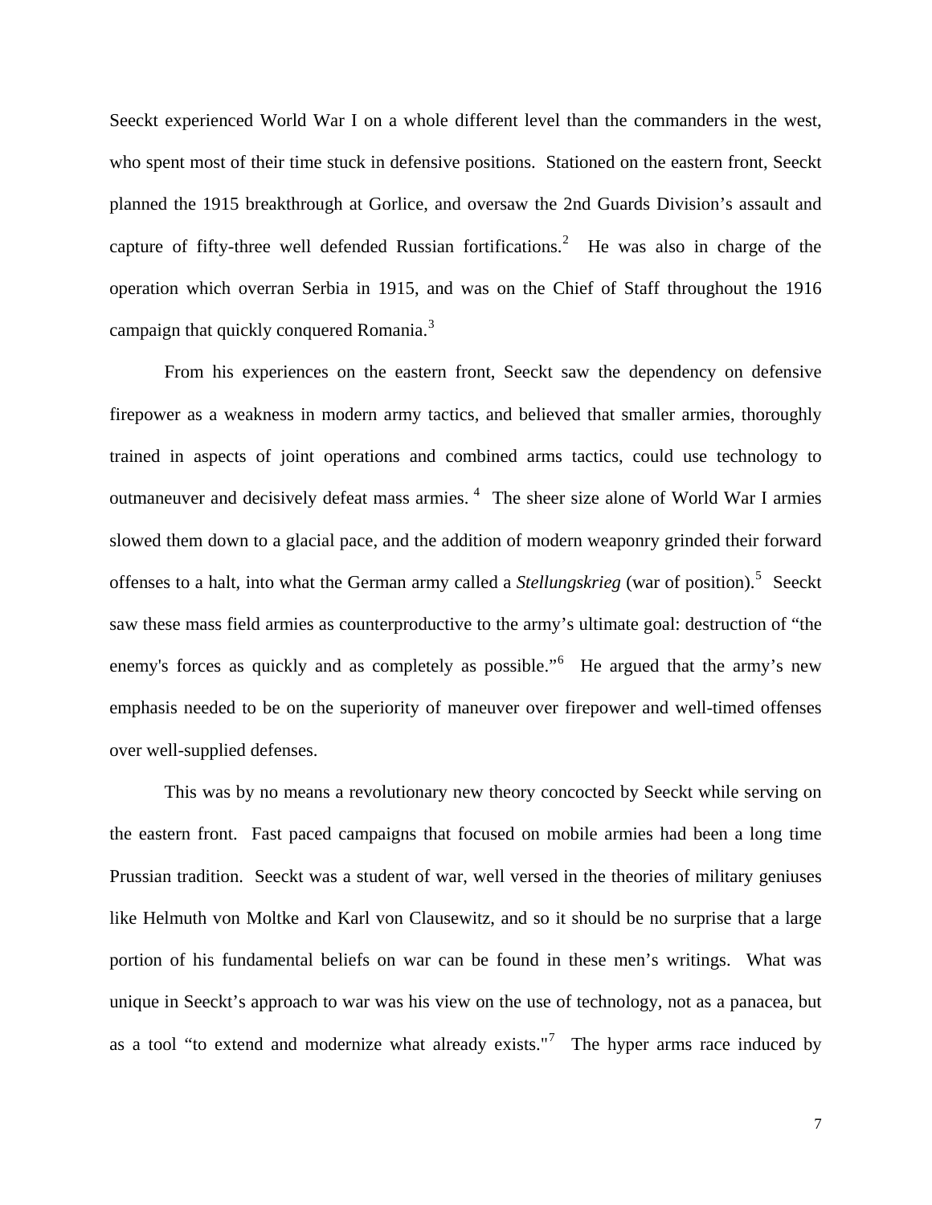Seeckt experienced World War I on a whole different level than the commanders in the west, who spent most of their time stuck in defensive positions. Stationed on the eastern front, Seeckt planned the 1915 breakthrough at Gorlice, and oversaw the 2nd Guards Division's assault and capture of fifty-three well defended Russian fortifications.[2] He was also in charge of the operation which overran Serbia in 1915, and was on the Chief of Staff throughout the 1916 campaign that quickly conquered Romania.[3]

From his experiences on the eastern front, Seeckt saw the dependency on defensive firepower as a weakness in modern army tactics, and believed that smaller armies, thoroughly trained in aspects of joint operations and combined arms tactics, could use technology to outmaneuver and decisively defeat mass armies.[4] The sheer size alone of World War I armies slowed them down to a glacial pace, and the addition of modern weaponry grinded their forward offenses to a halt, into what the German army called a *Stellungskrieg* (war of position).[5] Seeckt saw these mass field armies as counterproductive to the army's ultimate goal: destruction of "the enemy's forces as quickly and as completely as possible."[6] He argued that the army's new emphasis needed to be on the superiority of maneuver over firepower and well-timed offenses over well-supplied defenses.

This was by no means a revolutionary new theory concocted by Seeckt while serving on the eastern front. Fast paced campaigns that focused on mobile armies had been a long time Prussian tradition. Seeckt was a student of war, well versed in the theories of military geniuses like Helmuth von Moltke and Karl von Clausewitz, and so it should be no surprise that a large portion of his fundamental beliefs on war can be found in these men's writings. What was unique in Seeckt's approach to war was his view on the use of technology, not as a panacea, but as a tool "to extend and modernize what already exists."[7] The hyper arms race induced by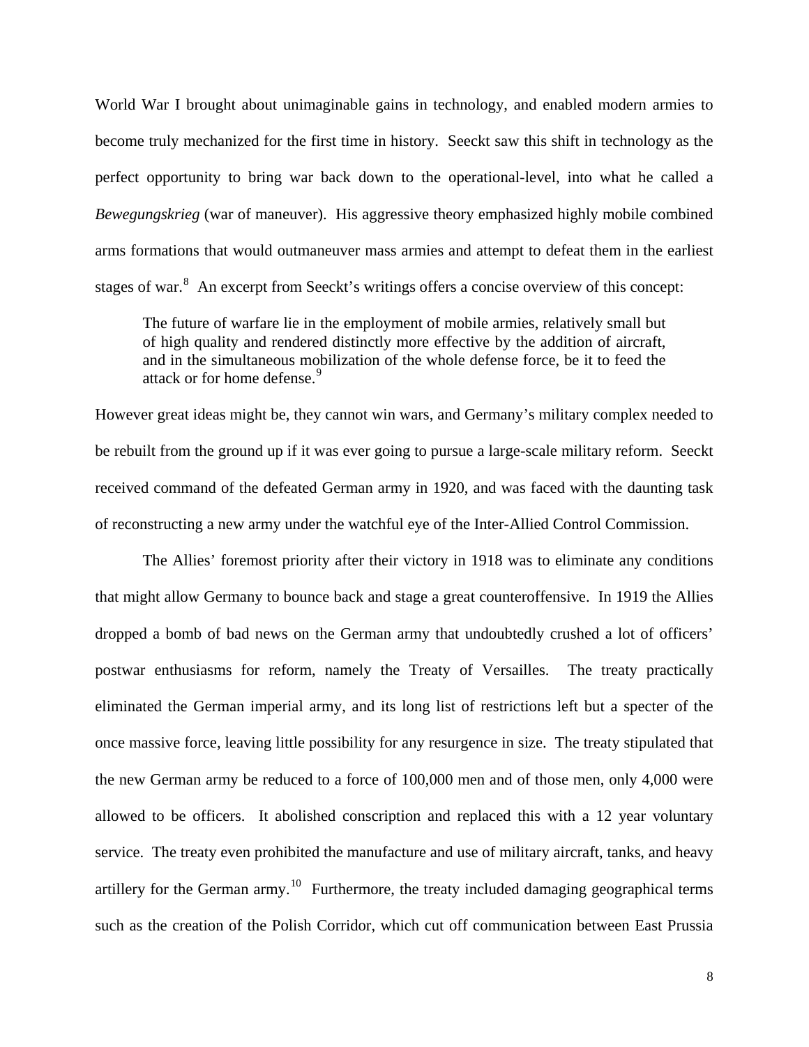World War I brought about unimaginable gains in technology, and enabled modern armies to become truly mechanized for the first time in history. Seeckt saw this shift in technology as the perfect opportunity to bring war back down to the operational-level, into what he called a *Bewegungskrieg* (war of maneuver). His aggressive theory emphasized highly mobile combined arms formations that would outmaneuver mass armies and attempt to defeat them in the earliest stages of war.[8] An excerpt from Seeckt's writings offers a concise overview of this concept:

> The future of warfare lie in the employment of mobile armies, relatively small but of high quality and rendered distinctly more effective by the addition of aircraft, and in the simultaneous mobilization of the whole defense force, be it to feed the attack or for home defense.[9]

However great ideas might be, they cannot win wars, and Germany's military complex needed to be rebuilt from the ground up if it was ever going to pursue a large-scale military reform. Seeckt received command of the defeated German army in 1920, and was faced with the daunting task of reconstructing a new army under the watchful eye of the Inter-Allied Control Commission.

The Allies' foremost priority after their victory in 1918 was to eliminate any conditions that might allow Germany to bounce back and stage a great counteroffensive. In 1919 the Allies dropped a bomb of bad news on the German army that undoubtedly crushed a lot of officers' postwar enthusiasms for reform, namely the Treaty of Versailles. The treaty practically eliminated the German imperial army, and its long list of restrictions left but a specter of the once massive force, leaving little possibility for any resurgence in size. The treaty stipulated that the new German army be reduced to a force of 100,000 men and of those men, only 4,000 were allowed to be officers. It abolished conscription and replaced this with a 12 year voluntary service. The treaty even prohibited the manufacture and use of military aircraft, tanks, and heavy artillery for the German army.[10] Furthermore, the treaty included damaging geographical terms such as the creation of the Polish Corridor, which cut off communication between East Prussia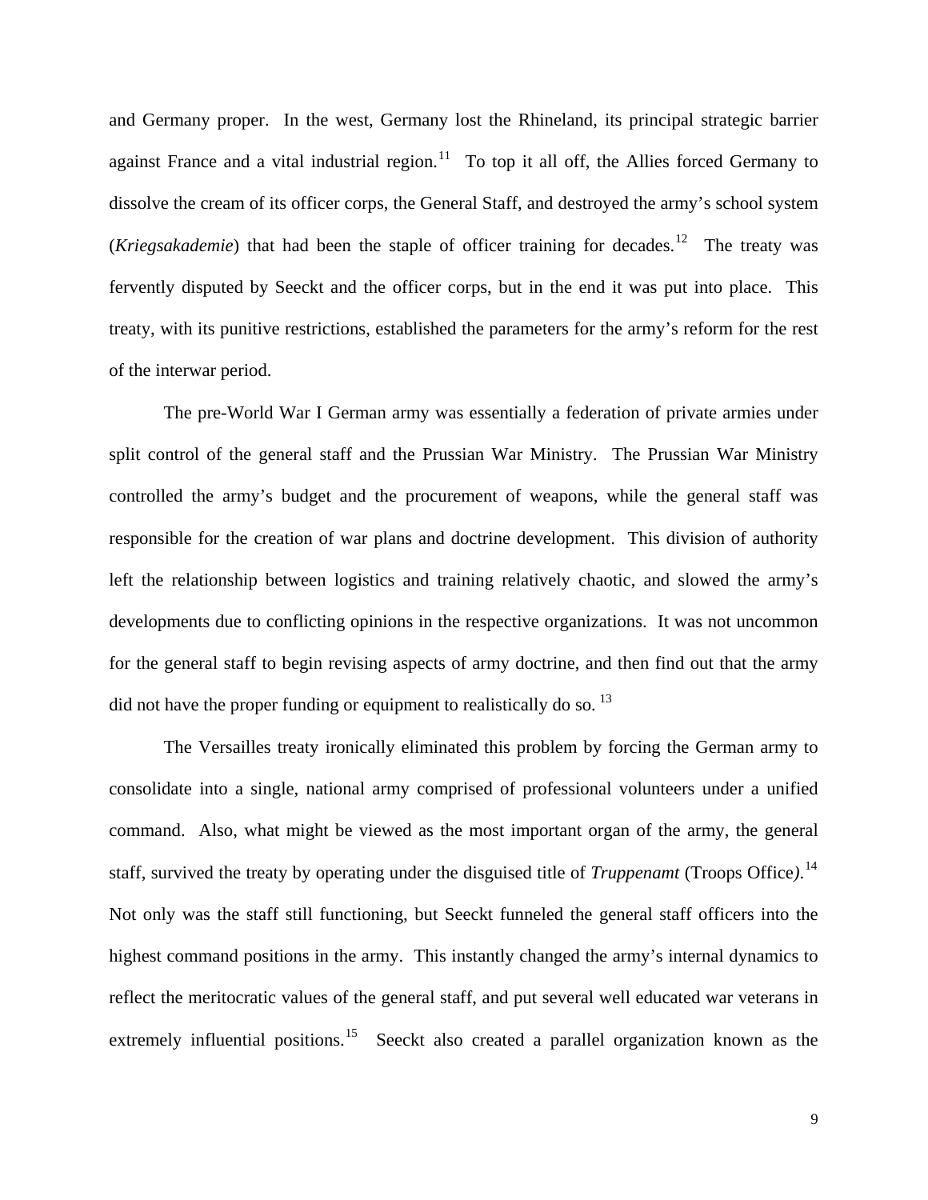and Germany proper. In the west, Germany lost the Rhineland, its principal strategic barrier against France and a vital industrial region.[11] To top it all off, the Allies forced Germany to dissolve the cream of its officer corps, the General Staff, and destroyed the army's school system (*Kriegsakademie*) that had been the staple of officer training for decades.[12] The treaty was fervently disputed by Seeckt and the officer corps, but in the end it was put into place. This treaty, with its punitive restrictions, established the parameters for the army's reform for the rest of the interwar period.

The pre-World War I German army was essentially a federation of private armies under split control of the general staff and the Prussian War Ministry. The Prussian War Ministry controlled the army's budget and the procurement of weapons, while the general staff was responsible for the creation of war plans and doctrine development. This division of authority left the relationship between logistics and training relatively chaotic, and slowed the army's developments due to conflicting opinions in the respective organizations. It was not uncommon for the general staff to begin revising aspects of army doctrine, and then find out that the army did not have the proper funding or equipment to realistically do so.[13]

The Versailles treaty ironically eliminated this problem by forcing the German army to consolidate into a single, national army comprised of professional volunteers under a unified command. Also, what might be viewed as the most important organ of the army, the general staff, survived the treaty by operating under the disguised title of *Truppenamt* (Troops Office).[14] Not only was the staff still functioning, but Seeckt funneled the general staff officers into the highest command positions in the army. This instantly changed the army's internal dynamics to reflect the meritocratic values of the general staff, and put several well educated war veterans in extremely influential positions.[15] Seeckt also created a parallel organization known as the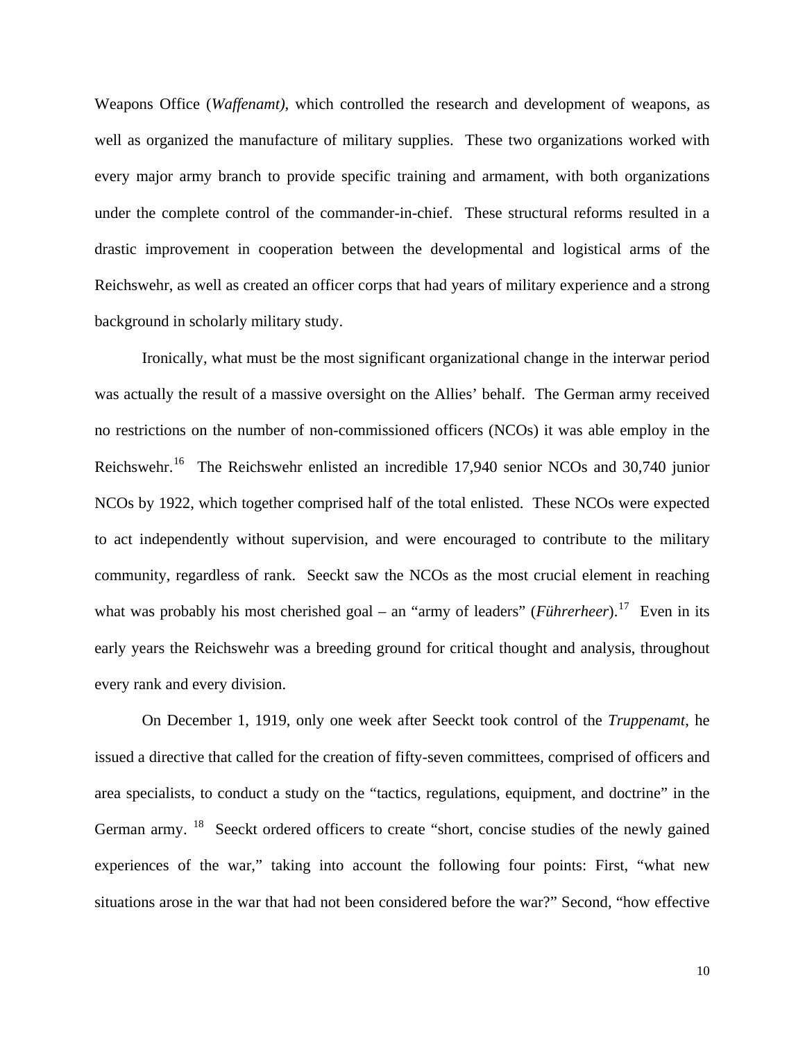Weapons Office (*Waffenamt)*, which controlled the research and development of weapons, as well as organized the manufacture of military supplies. These two organizations worked with every major army branch to provide specific training and armament, with both organizations under the complete control of the commander-in-chief. These structural reforms resulted in a drastic improvement in cooperation between the developmental and logistical arms of the Reichswehr, as well as created an officer corps that had years of military experience and a strong background in scholarly military study.

Ironically, what must be the most significant organizational change in the interwar period was actually the result of a massive oversight on the Allies' behalf. The German army received no restrictions on the number of non-commissioned officers (NCOs) it was able employ in the Reichswehr.[16] The Reichswehr enlisted an incredible 17,940 senior NCOs and 30,740 junior NCOs by 1922, which together comprised half of the total enlisted. These NCOs were expected to act independently without supervision, and were encouraged to contribute to the military community, regardless of rank. Seeckt saw the NCOs as the most crucial element in reaching what was probably his most cherished goal – an "army of leaders" (*Führerheer*).[17] Even in its early years the Reichswehr was a breeding ground for critical thought and analysis, throughout every rank and every division.

On December 1, 1919, only one week after Seeckt took control of the *Truppenamt*, he issued a directive that called for the creation of fifty-seven committees, comprised of officers and area specialists, to conduct a study on the "tactics, regulations, equipment, and doctrine" in the German army. [18] Seeckt ordered officers to create "short, concise studies of the newly gained experiences of the war," taking into account the following four points: First, "what new situations arose in the war that had not been considered before the war?" Second, "how effective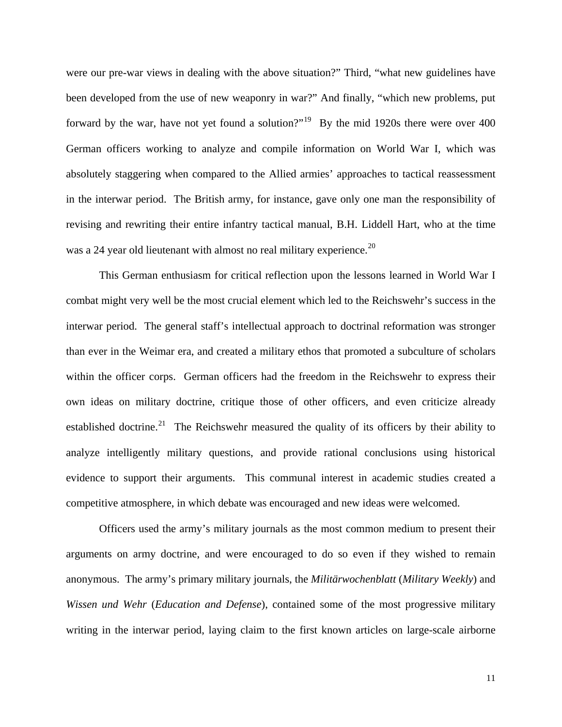were our pre-war views in dealing with the above situation?" Third, "what new guidelines have been developed from the use of new weaponry in war?" And finally, "which new problems, put forward by the war, have not yet found a solution?"[19] By the mid 1920s there were over 400 German officers working to analyze and compile information on World War I, which was absolutely staggering when compared to the Allied armies' approaches to tactical reassessment in the interwar period. The British army, for instance, gave only one man the responsibility of revising and rewriting their entire infantry tactical manual, B.H. Liddell Hart, who at the time was a 24 year old lieutenant with almost no real military experience.[20]

This German enthusiasm for critical reflection upon the lessons learned in World War I combat might very well be the most crucial element which led to the Reichswehr's success in the interwar period. The general staff's intellectual approach to doctrinal reformation was stronger than ever in the Weimar era, and created a military ethos that promoted a subculture of scholars within the officer corps. German officers had the freedom in the Reichswehr to express their own ideas on military doctrine, critique those of other officers, and even criticize already established doctrine.[21] The Reichswehr measured the quality of its officers by their ability to analyze intelligently military questions, and provide rational conclusions using historical evidence to support their arguments. This communal interest in academic studies created a competitive atmosphere, in which debate was encouraged and new ideas were welcomed.

Officers used the army's military journals as the most common medium to present their arguments on army doctrine, and were encouraged to do so even if they wished to remain anonymous. The army's primary military journals, the *Militärwochenblatt* (*Military Weekly*) and *Wissen und Wehr* (*Education and Defense*), contained some of the most progressive military writing in the interwar period, laying claim to the first known articles on large-scale airborne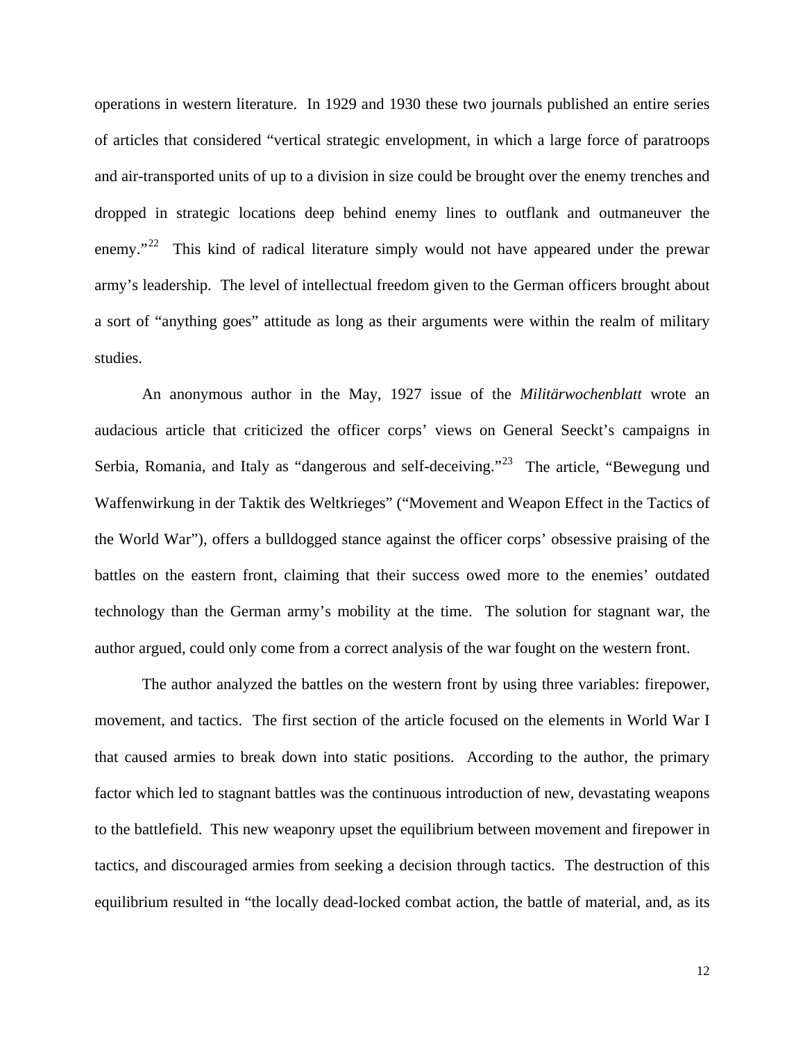operations in western literature. In 1929 and 1930 these two journals published an entire series of articles that considered "vertical strategic envelopment, in which a large force of paratroops and air-transported units of up to a division in size could be brought over the enemy trenches and dropped in strategic locations deep behind enemy lines to outflank and outmaneuver the enemy."[22] This kind of radical literature simply would not have appeared under the prewar army's leadership. The level of intellectual freedom given to the German officers brought about a sort of "anything goes" attitude as long as their arguments were within the realm of military studies.

An anonymous author in the May, 1927 issue of the *Militärwochenblatt* wrote an audacious article that criticized the officer corps' views on General Seeckt's campaigns in Serbia, Romania, and Italy as "dangerous and self-deceiving."[23] The article, "Bewegung und Waffenwirkung in der Taktik des Weltkrieges" ("Movement and Weapon Effect in the Tactics of the World War"), offers a bulldogged stance against the officer corps' obsessive praising of the battles on the eastern front, claiming that their success owed more to the enemies' outdated technology than the German army's mobility at the time. The solution for stagnant war, the author argued, could only come from a correct analysis of the war fought on the western front.

The author analyzed the battles on the western front by using three variables: firepower, movement, and tactics. The first section of the article focused on the elements in World War I that caused armies to break down into static positions. According to the author, the primary factor which led to stagnant battles was the continuous introduction of new, devastating weapons to the battlefield. This new weaponry upset the equilibrium between movement and firepower in tactics, and discouraged armies from seeking a decision through tactics. The destruction of this equilibrium resulted in "the locally dead-locked combat action, the battle of material, and, as its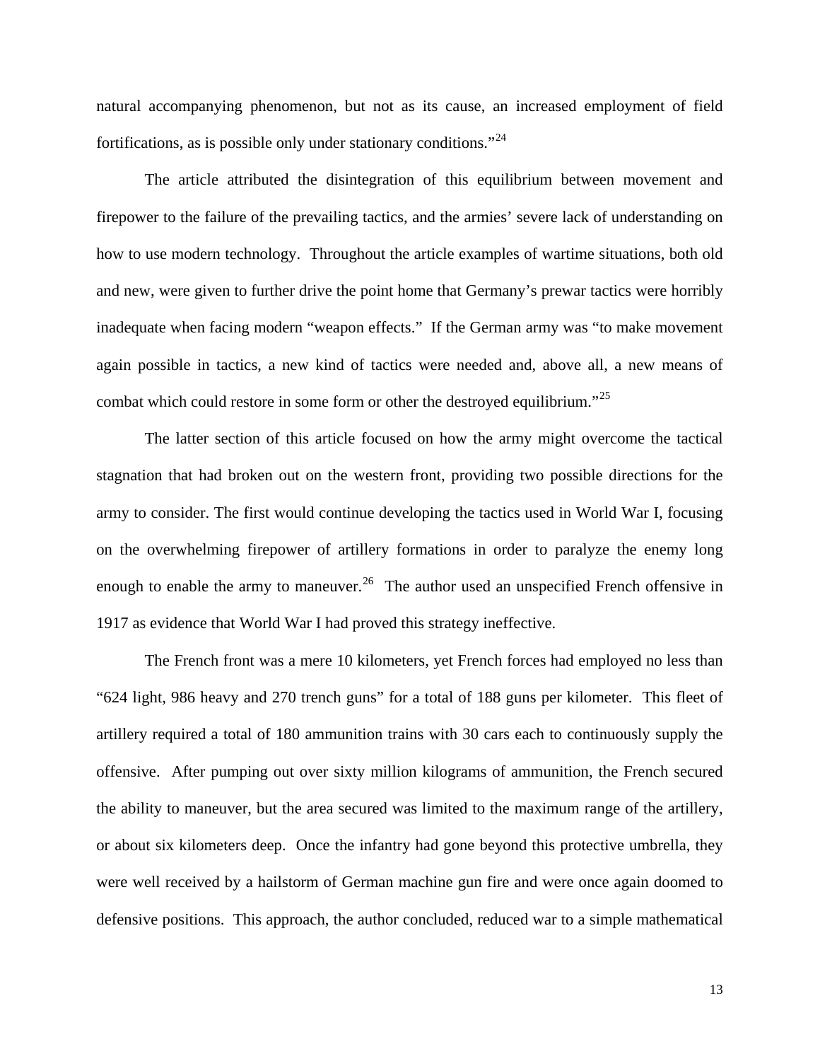natural accompanying phenomenon, but not as its cause, an increased employment of field fortifications, as is possible only under stationary conditions."[24]

The article attributed the disintegration of this equilibrium between movement and firepower to the failure of the prevailing tactics, and the armies' severe lack of understanding on how to use modern technology. Throughout the article examples of wartime situations, both old and new, were given to further drive the point home that Germany's prewar tactics were horribly inadequate when facing modern "weapon effects." If the German army was "to make movement again possible in tactics, a new kind of tactics were needed and, above all, a new means of combat which could restore in some form or other the destroyed equilibrium."[25]

The latter section of this article focused on how the army might overcome the tactical stagnation that had broken out on the western front, providing two possible directions for the army to consider. The first would continue developing the tactics used in World War I, focusing on the overwhelming firepower of artillery formations in order to paralyze the enemy long enough to enable the army to maneuver.[26] The author used an unspecified French offensive in 1917 as evidence that World War I had proved this strategy ineffective.

The French front was a mere 10 kilometers, yet French forces had employed no less than "624 light, 986 heavy and 270 trench guns" for a total of 188 guns per kilometer. This fleet of artillery required a total of 180 ammunition trains with 30 cars each to continuously supply the offensive. After pumping out over sixty million kilograms of ammunition, the French secured the ability to maneuver, but the area secured was limited to the maximum range of the artillery, or about six kilometers deep. Once the infantry had gone beyond this protective umbrella, they were well received by a hailstorm of German machine gun fire and were once again doomed to defensive positions. This approach, the author concluded, reduced war to a simple mathematical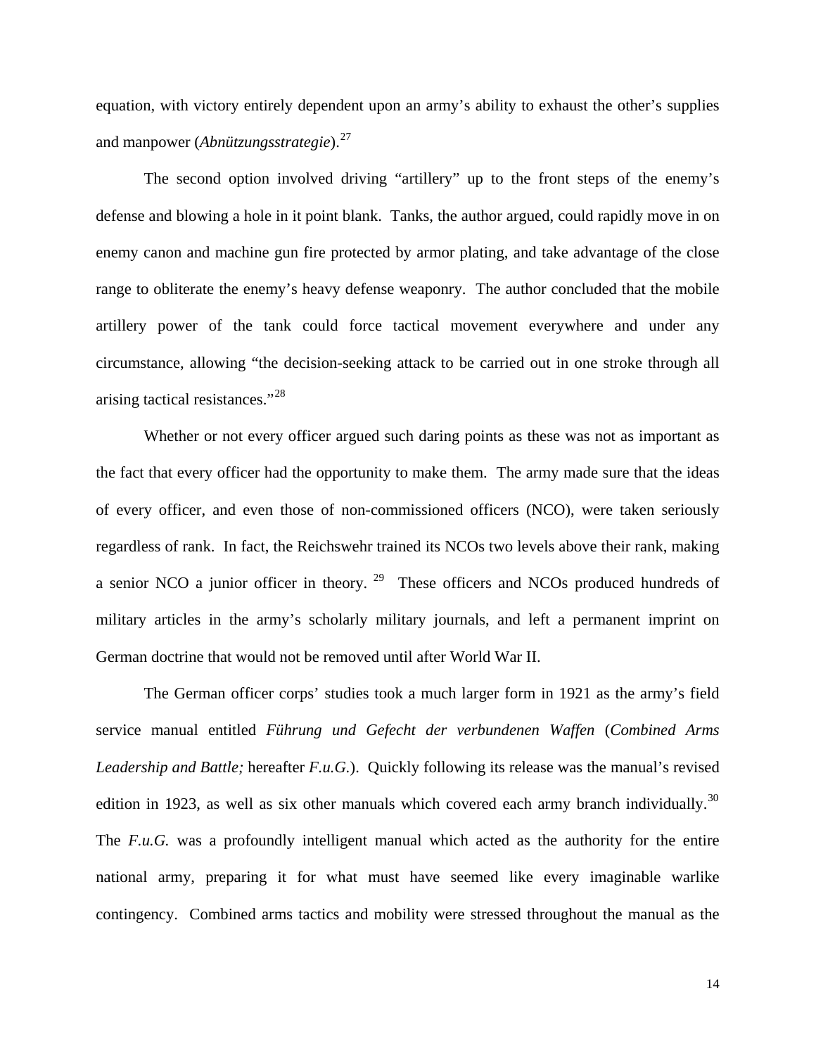equation, with victory entirely dependent upon an army's ability to exhaust the other's supplies and manpower (*Abnützungsstrategie*).[27]

The second option involved driving "artillery" up to the front steps of the enemy's defense and blowing a hole in it point blank. Tanks, the author argued, could rapidly move in on enemy canon and machine gun fire protected by armor plating, and take advantage of the close range to obliterate the enemy's heavy defense weaponry. The author concluded that the mobile artillery power of the tank could force tactical movement everywhere and under any circumstance, allowing "the decision-seeking attack to be carried out in one stroke through all arising tactical resistances."[28]

Whether or not every officer argued such daring points as these was not as important as the fact that every officer had the opportunity to make them. The army made sure that the ideas of every officer, and even those of non-commissioned officers (NCO), were taken seriously regardless of rank. In fact, the Reichswehr trained its NCOs two levels above their rank, making a senior NCO a junior officer in theory.[29] These officers and NCOs produced hundreds of military articles in the army's scholarly military journals, and left a permanent imprint on German doctrine that would not be removed until after World War II.

The German officer corps' studies took a much larger form in 1921 as the army's field service manual entitled *Führung und Gefecht der verbundenen Waffen* (*Combined Arms Leadership and Battle;* hereafter *F.u.G.*). Quickly following its release was the manual's revised edition in 1923, as well as six other manuals which covered each army branch individually.[30] The *F.u.G.* was a profoundly intelligent manual which acted as the authority for the entire national army, preparing it for what must have seemed like every imaginable warlike contingency. Combined arms tactics and mobility were stressed throughout the manual as the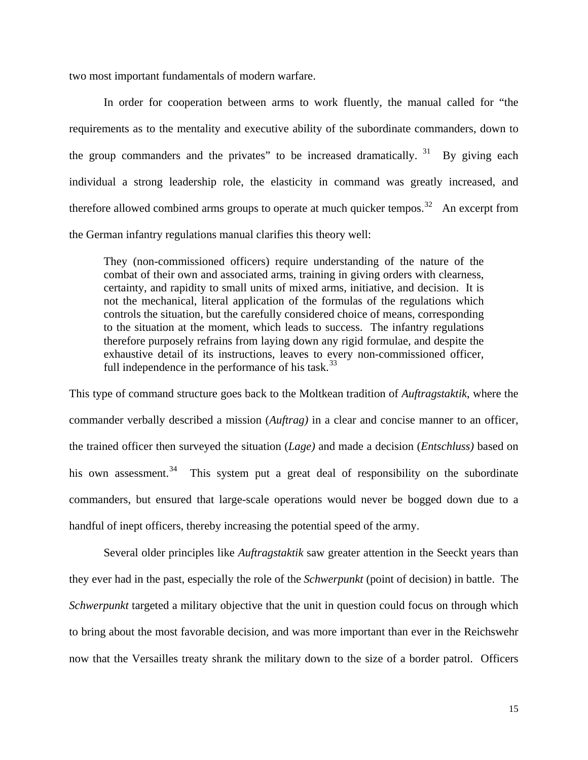two most important fundamentals of modern warfare.

In order for cooperation between arms to work fluently, the manual called for "the requirements as to the mentality and executive ability of the subordinate commanders, down to the group commanders and the privates" to be increased dramatically.[31] By giving each individual a strong leadership role, the elasticity in command was greatly increased, and therefore allowed combined arms groups to operate at much quicker tempos.[32] An excerpt from the German infantry regulations manual clarifies this theory well:

> They (non-commissioned officers) require understanding of the nature of the combat of their own and associated arms, training in giving orders with clearness, certainty, and rapidity to small units of mixed arms, initiative, and decision. It is not the mechanical, literal application of the formulas of the regulations which controls the situation, but the carefully considered choice of means, corresponding to the situation at the moment, which leads to success. The infantry regulations therefore purposely refrains from laying down any rigid formulae, and despite the exhaustive detail of its instructions, leaves to every non-commissioned officer, full independence in the performance of his task.[33]

This type of command structure goes back to the Moltkean tradition of *Auftragstaktik*, where the commander verbally described a mission (*Auftrag)* in a clear and concise manner to an officer, the trained officer then surveyed the situation (*Lage)* and made a decision (*Entschluss)* based on his own assessment.[34] This system put a great deal of responsibility on the subordinate commanders, but ensured that large-scale operations would never be bogged down due to a handful of inept officers, thereby increasing the potential speed of the army.

Several older principles like *Auftragstaktik* saw greater attention in the Seeckt years than they ever had in the past, especially the role of the *Schwerpunkt* (point of decision) in battle. The *Schwerpunkt* targeted a military objective that the unit in question could focus on through which to bring about the most favorable decision, and was more important than ever in the Reichswehr now that the Versailles treaty shrank the military down to the size of a border patrol. Officers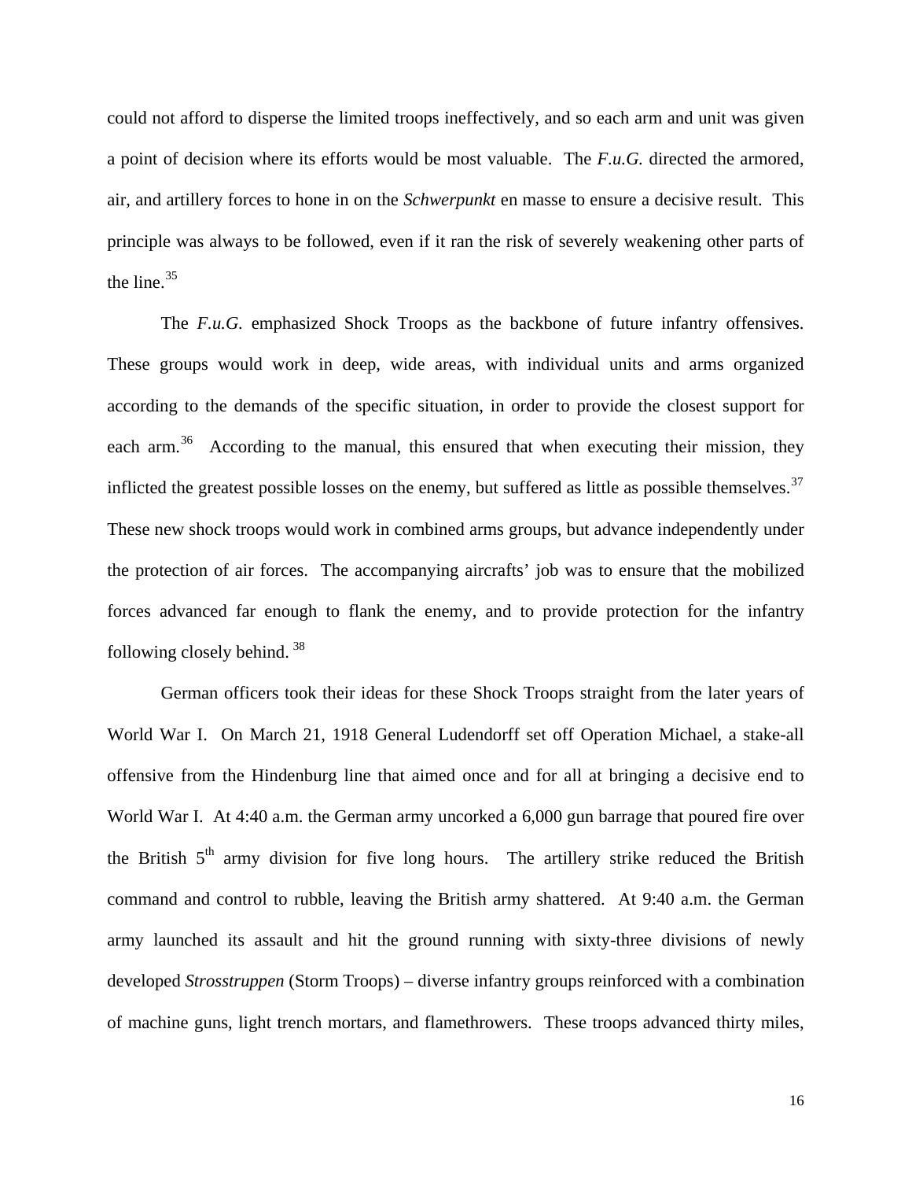could not afford to disperse the limited troops ineffectively, and so each arm and unit was given a point of decision where its efforts would be most valuable. The *F.u.G.* directed the armored, air, and artillery forces to hone in on the *Schwerpunkt* en masse to ensure a decisive result. This principle was always to be followed, even if it ran the risk of severely weakening other parts of the line.[35]

The *F.u.G.* emphasized Shock Troops as the backbone of future infantry offensives. These groups would work in deep, wide areas, with individual units and arms organized according to the demands of the specific situation, in order to provide the closest support for each arm.[36] According to the manual, this ensured that when executing their mission, they inflicted the greatest possible losses on the enemy, but suffered as little as possible themselves.[37] These new shock troops would work in combined arms groups, but advance independently under the protection of air forces. The accompanying aircrafts' job was to ensure that the mobilized forces advanced far enough to flank the enemy, and to provide protection for the infantry following closely behind.[38]

German officers took their ideas for these Shock Troops straight from the later years of World War I. On March 21, 1918 General Ludendorff set off Operation Michael, a stake-all offensive from the Hindenburg line that aimed once and for all at bringing a decisive end to World War I. At 4:40 a.m. the German army uncorked a 6,000 gun barrage that poured fire over the British 5th army division for five long hours. The artillery strike reduced the British command and control to rubble, leaving the British army shattered. At 9:40 a.m. the German army launched its assault and hit the ground running with sixty-three divisions of newly developed *Strosstruppen* (Storm Troops) – diverse infantry groups reinforced with a combination of machine guns, light trench mortars, and flamethrowers. These troops advanced thirty miles,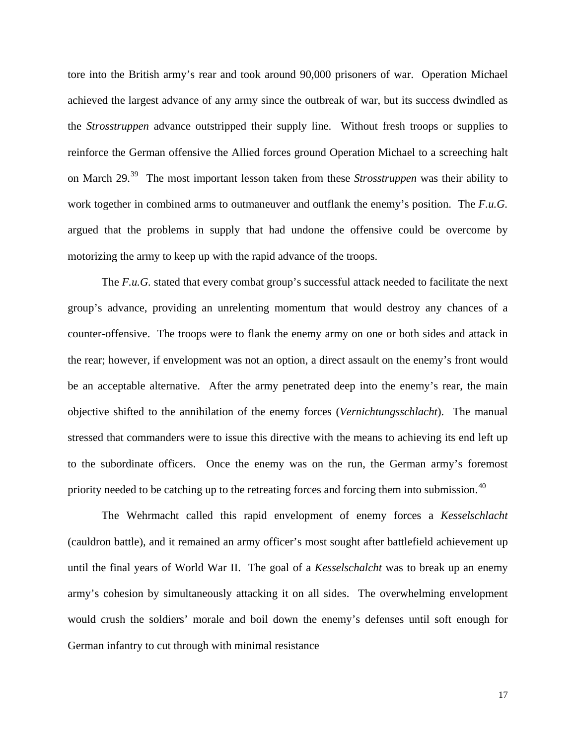tore into the British army's rear and took around 90,000 prisoners of war. Operation Michael achieved the largest advance of any army since the outbreak of war, but its success dwindled as the *Strosstruppen* advance outstripped their supply line. Without fresh troops or supplies to reinforce the German offensive the Allied forces ground Operation Michael to a screeching halt on March 29.[39] The most important lesson taken from these *Strosstruppen* was their ability to work together in combined arms to outmaneuver and outflank the enemy's position. The *F.u.G.* argued that the problems in supply that had undone the offensive could be overcome by motorizing the army to keep up with the rapid advance of the troops.

The *F.u.G.* stated that every combat group's successful attack needed to facilitate the next group's advance, providing an unrelenting momentum that would destroy any chances of a counter-offensive. The troops were to flank the enemy army on one or both sides and attack in the rear; however, if envelopment was not an option, a direct assault on the enemy's front would be an acceptable alternative. After the army penetrated deep into the enemy's rear, the main objective shifted to the annihilation of the enemy forces (*Vernichtungsschlacht*). The manual stressed that commanders were to issue this directive with the means to achieving its end left up to the subordinate officers. Once the enemy was on the run, the German army's foremost priority needed to be catching up to the retreating forces and forcing them into submission.[40]

The Wehrmacht called this rapid envelopment of enemy forces a *Kesselschlacht* (cauldron battle), and it remained an army officer's most sought after battlefield achievement up until the final years of World War II. The goal of a *Kesselschalcht* was to break up an enemy army's cohesion by simultaneously attacking it on all sides. The overwhelming envelopment would crush the soldiers' morale and boil down the enemy's defenses until soft enough for German infantry to cut through with minimal resistance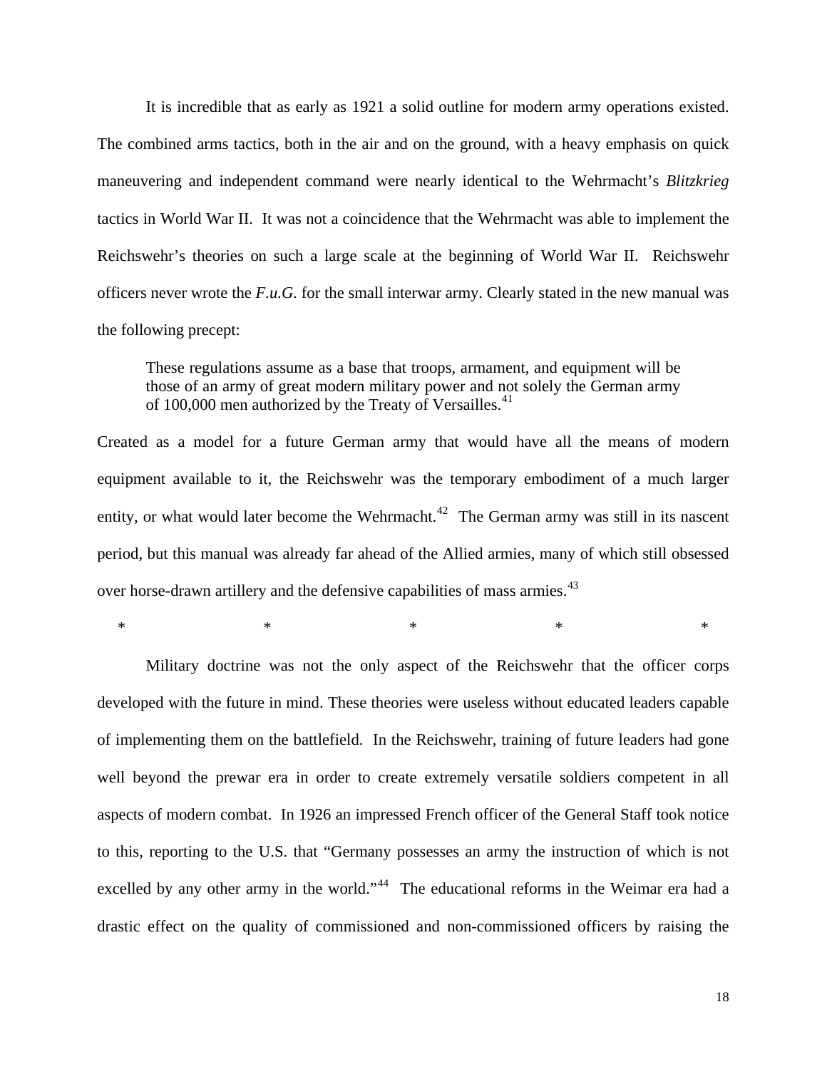It is incredible that as early as 1921 a solid outline for modern army operations existed. The combined arms tactics, both in the air and on the ground, with a heavy emphasis on quick maneuvering and independent command were nearly identical to the Wehrmacht's *Blitzkrieg* tactics in World War II. It was not a coincidence that the Wehrmacht was able to implement the Reichswehr's theories on such a large scale at the beginning of World War II. Reichswehr officers never wrote the *F.u.G.* for the small interwar army. Clearly stated in the new manual was the following precept:

> These regulations assume as a base that troops, armament, and equipment will be those of an army of great modern military power and not solely the German army of 100,000 men authorized by the Treaty of Versailles.[41]

Created as a model for a future German army that would have all the means of modern equipment available to it, the Reichswehr was the temporary embodiment of a much larger entity, or what would later become the Wehrmacht.[42] The German army was still in its nascent period, but this manual was already far ahead of the Allied armies, many of which still obsessed over horse-drawn artillery and the defensive capabilities of mass armies.[43]

\* \* \* \* \*

Military doctrine was not the only aspect of the Reichswehr that the officer corps developed with the future in mind. These theories were useless without educated leaders capable of implementing them on the battlefield. In the Reichswehr, training of future leaders had gone well beyond the prewar era in order to create extremely versatile soldiers competent in all aspects of modern combat. In 1926 an impressed French officer of the General Staff took notice to this, reporting to the U.S. that "Germany possesses an army the instruction of which is not excelled by any other army in the world."[44] The educational reforms in the Weimar era had a drastic effect on the quality of commissioned and non-commissioned officers by raising the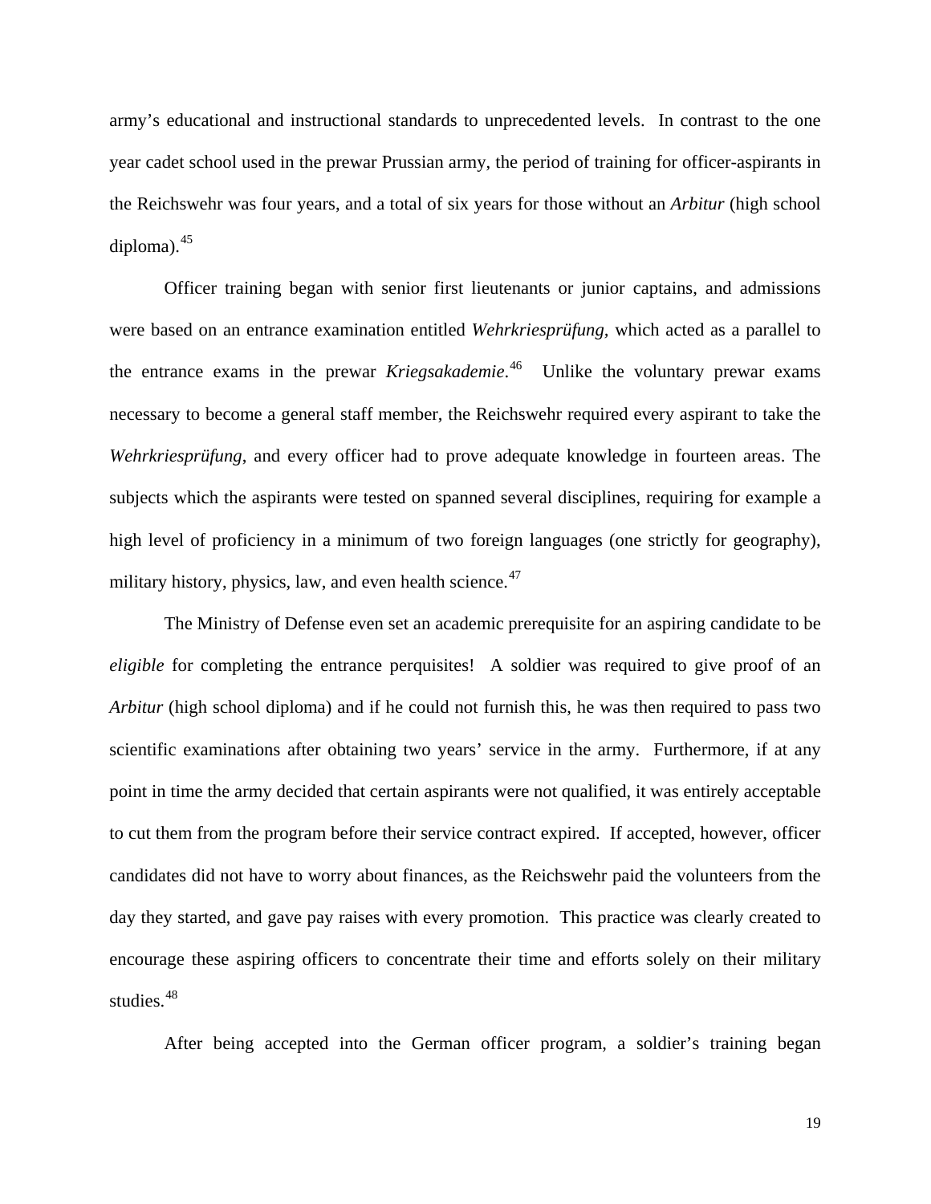army's educational and instructional standards to unprecedented levels. In contrast to the one year cadet school used in the prewar Prussian army, the period of training for officer-aspirants in the Reichswehr was four years, and a total of six years for those without an *Arbitur* (high school diploma).[45]

Officer training began with senior first lieutenants or junior captains, and admissions were based on an entrance examination entitled *Wehrkriesprüfung*, which acted as a parallel to the entrance exams in the prewar *Kriegsakademie*.[46] Unlike the voluntary prewar exams necessary to become a general staff member, the Reichswehr required every aspirant to take the *Wehrkriesprüfung*, and every officer had to prove adequate knowledge in fourteen areas. The subjects which the aspirants were tested on spanned several disciplines, requiring for example a high level of proficiency in a minimum of two foreign languages (one strictly for geography), military history, physics, law, and even health science.[47]

The Ministry of Defense even set an academic prerequisite for an aspiring candidate to be *eligible* for completing the entrance perquisites! A soldier was required to give proof of an *Arbitur* (high school diploma) and if he could not furnish this, he was then required to pass two scientific examinations after obtaining two years' service in the army. Furthermore, if at any point in time the army decided that certain aspirants were not qualified, it was entirely acceptable to cut them from the program before their service contract expired. If accepted, however, officer candidates did not have to worry about finances, as the Reichswehr paid the volunteers from the day they started, and gave pay raises with every promotion. This practice was clearly created to encourage these aspiring officers to concentrate their time and efforts solely on their military studies.[48]

After being accepted into the German officer program, a soldier's training began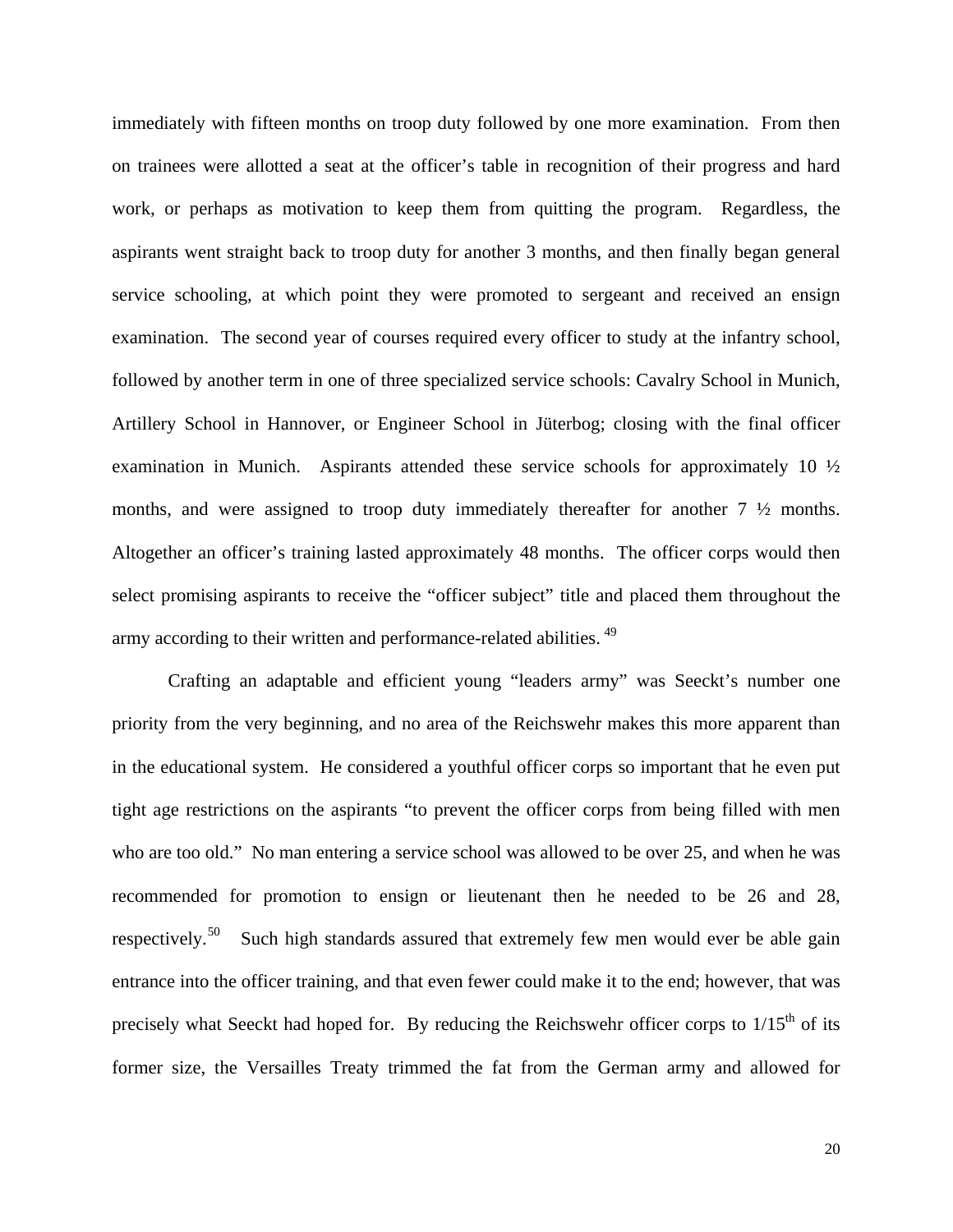immediately with fifteen months on troop duty followed by one more examination. From then on trainees were allotted a seat at the officer's table in recognition of their progress and hard work, or perhaps as motivation to keep them from quitting the program. Regardless, the aspirants went straight back to troop duty for another 3 months, and then finally began general service schooling, at which point they were promoted to sergeant and received an ensign examination. The second year of courses required every officer to study at the infantry school, followed by another term in one of three specialized service schools: Cavalry School in Munich, Artillery School in Hannover, or Engineer School in Jüterbog; closing with the final officer examination in Munich. Aspirants attended these service schools for approximately 10 ½ months, and were assigned to troop duty immediately thereafter for another 7 ½ months. Altogether an officer's training lasted approximately 48 months. The officer corps would then select promising aspirants to receive the "officer subject" title and placed them throughout the army according to their written and performance-related abilities. [49]

Crafting an adaptable and efficient young "leaders army" was Seeckt's number one priority from the very beginning, and no area of the Reichswehr makes this more apparent than in the educational system. He considered a youthful officer corps so important that he even put tight age restrictions on the aspirants "to prevent the officer corps from being filled with men who are too old." No man entering a service school was allowed to be over 25, and when he was recommended for promotion to ensign or lieutenant then he needed to be 26 and 28, respectively.[50] Such high standards assured that extremely few men would ever be able gain entrance into the officer training, and that even fewer could make it to the end; however, that was precisely what Seeckt had hoped for. By reducing the Reichswehr officer corps to 1/15th of its former size, the Versailles Treaty trimmed the fat from the German army and allowed for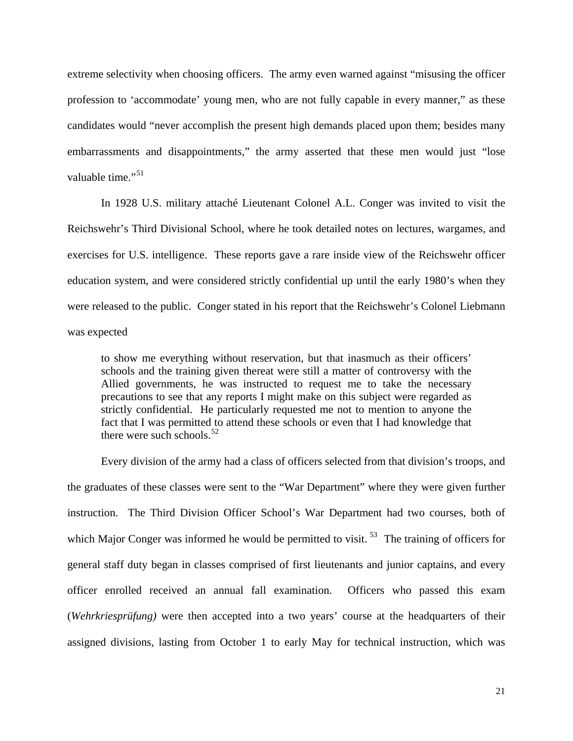extreme selectivity when choosing officers. The army even warned against "misusing the officer profession to 'accommodate' young men, who are not fully capable in every manner," as these candidates would "never accomplish the present high demands placed upon them; besides many embarrassments and disappointments," the army asserted that these men would just "lose valuable time."[51]

In 1928 U.S. military attaché Lieutenant Colonel A.L. Conger was invited to visit the Reichswehr's Third Divisional School, where he took detailed notes on lectures, wargames, and exercises for U.S. intelligence. These reports gave a rare inside view of the Reichswehr officer education system, and were considered strictly confidential up until the early 1980's when they were released to the public. Conger stated in his report that the Reichswehr's Colonel Liebmann was expected

> to show me everything without reservation, but that inasmuch as their officers' schools and the training given thereat were still a matter of controversy with the Allied governments, he was instructed to request me to take the necessary precautions to see that any reports I might make on this subject were regarded as strictly confidential. He particularly requested me not to mention to anyone the fact that I was permitted to attend these schools or even that I had knowledge that there were such schools.[52]

Every division of the army had a class of officers selected from that division's troops, and the graduates of these classes were sent to the "War Department" where they were given further instruction. The Third Division Officer School's War Department had two courses, both of which Major Conger was informed he would be permitted to visit.[53] The training of officers for general staff duty began in classes comprised of first lieutenants and junior captains, and every officer enrolled received an annual fall examination. Officers who passed this exam (*Wehrkriesprüfung)* were then accepted into a two years' course at the headquarters of their assigned divisions, lasting from October 1 to early May for technical instruction, which was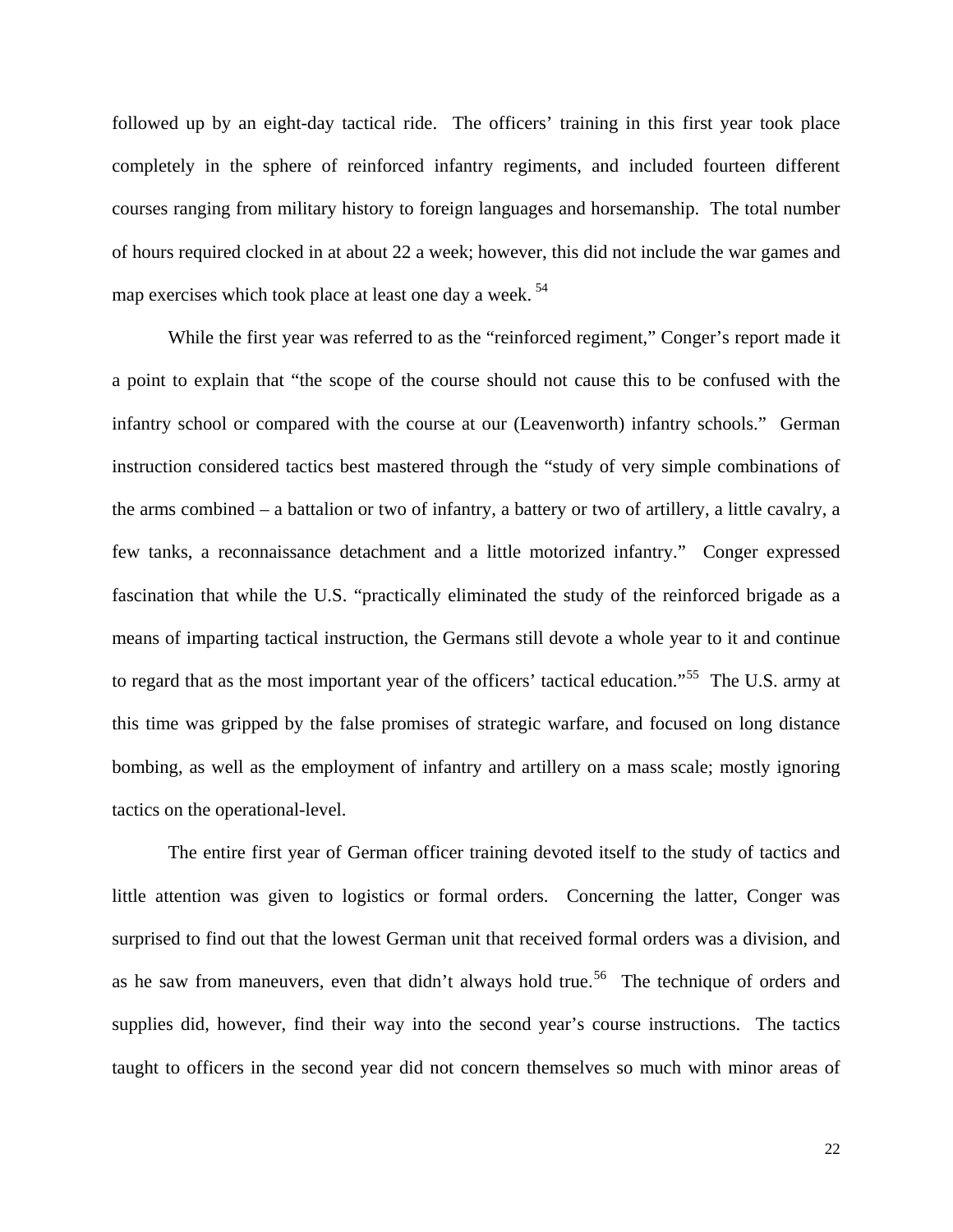followed up by an eight-day tactical ride. The officers' training in this first year took place completely in the sphere of reinforced infantry regiments, and included fourteen different courses ranging from military history to foreign languages and horsemanship. The total number of hours required clocked in at about 22 a week; however, this did not include the war games and map exercises which took place at least one day a week. [54]

While the first year was referred to as the "reinforced regiment," Conger's report made it a point to explain that "the scope of the course should not cause this to be confused with the infantry school or compared with the course at our (Leavenworth) infantry schools." German instruction considered tactics best mastered through the "study of very simple combinations of the arms combined – a battalion or two of infantry, a battery or two of artillery, a little cavalry, a few tanks, a reconnaissance detachment and a little motorized infantry." Conger expressed fascination that while the U.S. "practically eliminated the study of the reinforced brigade as a means of imparting tactical instruction, the Germans still devote a whole year to it and continue to regard that as the most important year of the officers' tactical education."[55] The U.S. army at this time was gripped by the false promises of strategic warfare, and focused on long distance bombing, as well as the employment of infantry and artillery on a mass scale; mostly ignoring tactics on the operational-level.

The entire first year of German officer training devoted itself to the study of tactics and little attention was given to logistics or formal orders. Concerning the latter, Conger was surprised to find out that the lowest German unit that received formal orders was a division, and as he saw from maneuvers, even that didn't always hold true.[56] The technique of orders and supplies did, however, find their way into the second year's course instructions. The tactics taught to officers in the second year did not concern themselves so much with minor areas of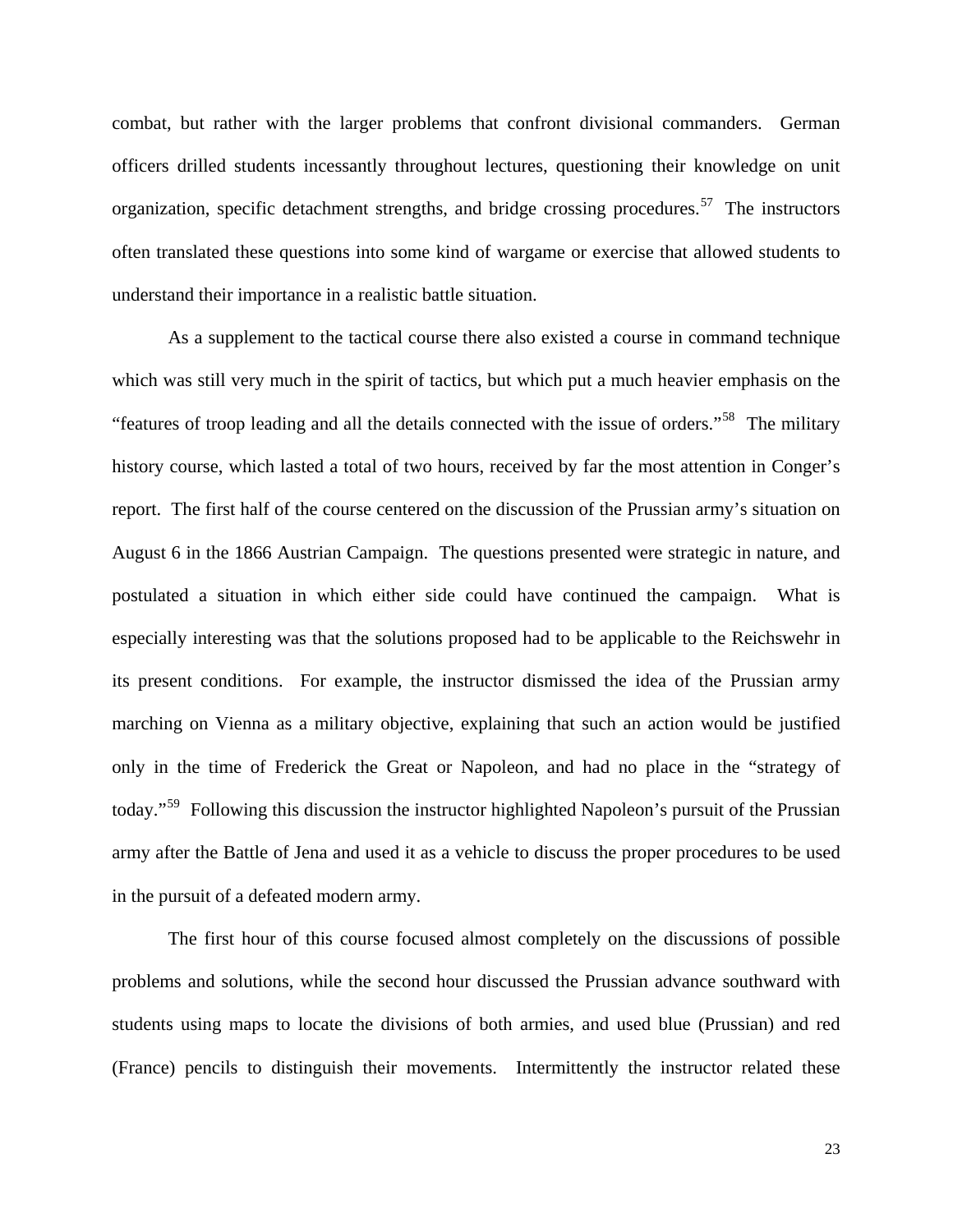combat, but rather with the larger problems that confront divisional commanders. German officers drilled students incessantly throughout lectures, questioning their knowledge on unit organization, specific detachment strengths, and bridge crossing procedures.[57] The instructors often translated these questions into some kind of wargame or exercise that allowed students to understand their importance in a realistic battle situation.

As a supplement to the tactical course there also existed a course in command technique which was still very much in the spirit of tactics, but which put a much heavier emphasis on the "features of troop leading and all the details connected with the issue of orders."[58] The military history course, which lasted a total of two hours, received by far the most attention in Conger's report. The first half of the course centered on the discussion of the Prussian army's situation on August 6 in the 1866 Austrian Campaign. The questions presented were strategic in nature, and postulated a situation in which either side could have continued the campaign. What is especially interesting was that the solutions proposed had to be applicable to the Reichswehr in its present conditions. For example, the instructor dismissed the idea of the Prussian army marching on Vienna as a military objective, explaining that such an action would be justified only in the time of Frederick the Great or Napoleon, and had no place in the "strategy of today."[59] Following this discussion the instructor highlighted Napoleon's pursuit of the Prussian army after the Battle of Jena and used it as a vehicle to discuss the proper procedures to be used in the pursuit of a defeated modern army.

The first hour of this course focused almost completely on the discussions of possible problems and solutions, while the second hour discussed the Prussian advance southward with students using maps to locate the divisions of both armies, and used blue (Prussian) and red (France) pencils to distinguish their movements. Intermittently the instructor related these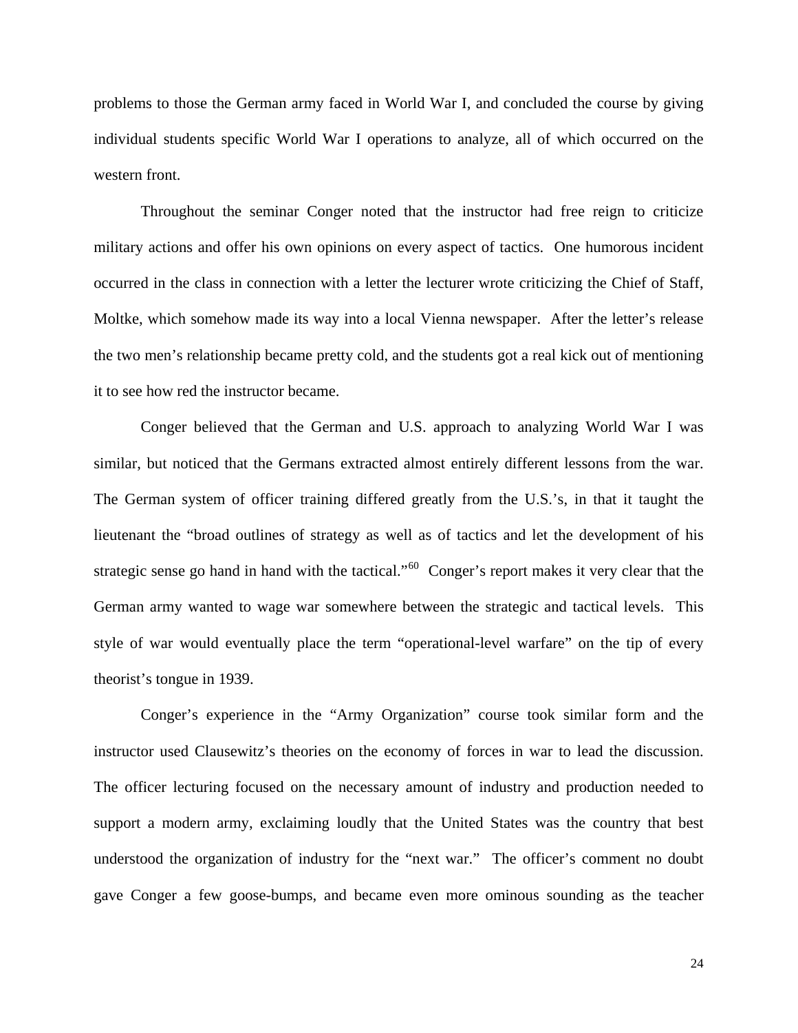problems to those the German army faced in World War I, and concluded the course by giving individual students specific World War I operations to analyze, all of which occurred on the western front.

Throughout the seminar Conger noted that the instructor had free reign to criticize military actions and offer his own opinions on every aspect of tactics. One humorous incident occurred in the class in connection with a letter the lecturer wrote criticizing the Chief of Staff, Moltke, which somehow made its way into a local Vienna newspaper. After the letter's release the two men's relationship became pretty cold, and the students got a real kick out of mentioning it to see how red the instructor became.

Conger believed that the German and U.S. approach to analyzing World War I was similar, but noticed that the Germans extracted almost entirely different lessons from the war. The German system of officer training differed greatly from the U.S.'s, in that it taught the lieutenant the "broad outlines of strategy as well as of tactics and let the development of his strategic sense go hand in hand with the tactical."[60] Conger's report makes it very clear that the German army wanted to wage war somewhere between the strategic and tactical levels. This style of war would eventually place the term "operational-level warfare" on the tip of every theorist's tongue in 1939.

Conger's experience in the "Army Organization" course took similar form and the instructor used Clausewitz's theories on the economy of forces in war to lead the discussion. The officer lecturing focused on the necessary amount of industry and production needed to support a modern army, exclaiming loudly that the United States was the country that best understood the organization of industry for the "next war." The officer's comment no doubt gave Conger a few goose-bumps, and became even more ominous sounding as the teacher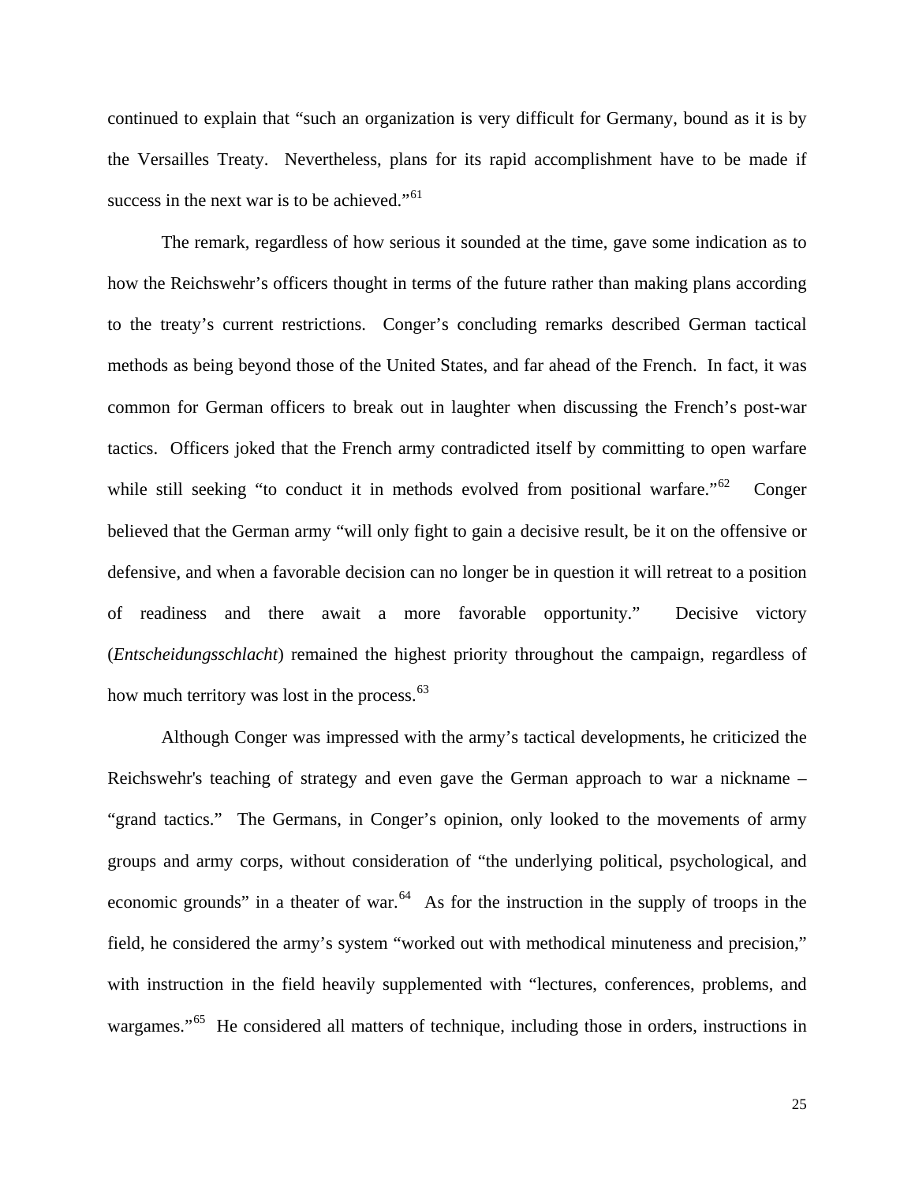continued to explain that "such an organization is very difficult for Germany, bound as it is by the Versailles Treaty. Nevertheless, plans for its rapid accomplishment have to be made if success in the next war is to be achieved."[61]

The remark, regardless of how serious it sounded at the time, gave some indication as to how the Reichswehr's officers thought in terms of the future rather than making plans according to the treaty's current restrictions. Conger's concluding remarks described German tactical methods as being beyond those of the United States, and far ahead of the French. In fact, it was common for German officers to break out in laughter when discussing the French's post-war tactics. Officers joked that the French army contradicted itself by committing to open warfare while still seeking "to conduct it in methods evolved from positional warfare."[62] Conger believed that the German army "will only fight to gain a decisive result, be it on the offensive or defensive, and when a favorable decision can no longer be in question it will retreat to a position of readiness and there await a more favorable opportunity." Decisive victory (*Entscheidungsschlacht*) remained the highest priority throughout the campaign, regardless of how much territory was lost in the process.[63]

Although Conger was impressed with the army's tactical developments, he criticized the Reichswehr's teaching of strategy and even gave the German approach to war a nickname – "grand tactics." The Germans, in Conger's opinion, only looked to the movements of army groups and army corps, without consideration of "the underlying political, psychological, and economic grounds" in a theater of war.[64] As for the instruction in the supply of troops in the field, he considered the army's system "worked out with methodical minuteness and precision," with instruction in the field heavily supplemented with "lectures, conferences, problems, and wargames."[65] He considered all matters of technique, including those in orders, instructions in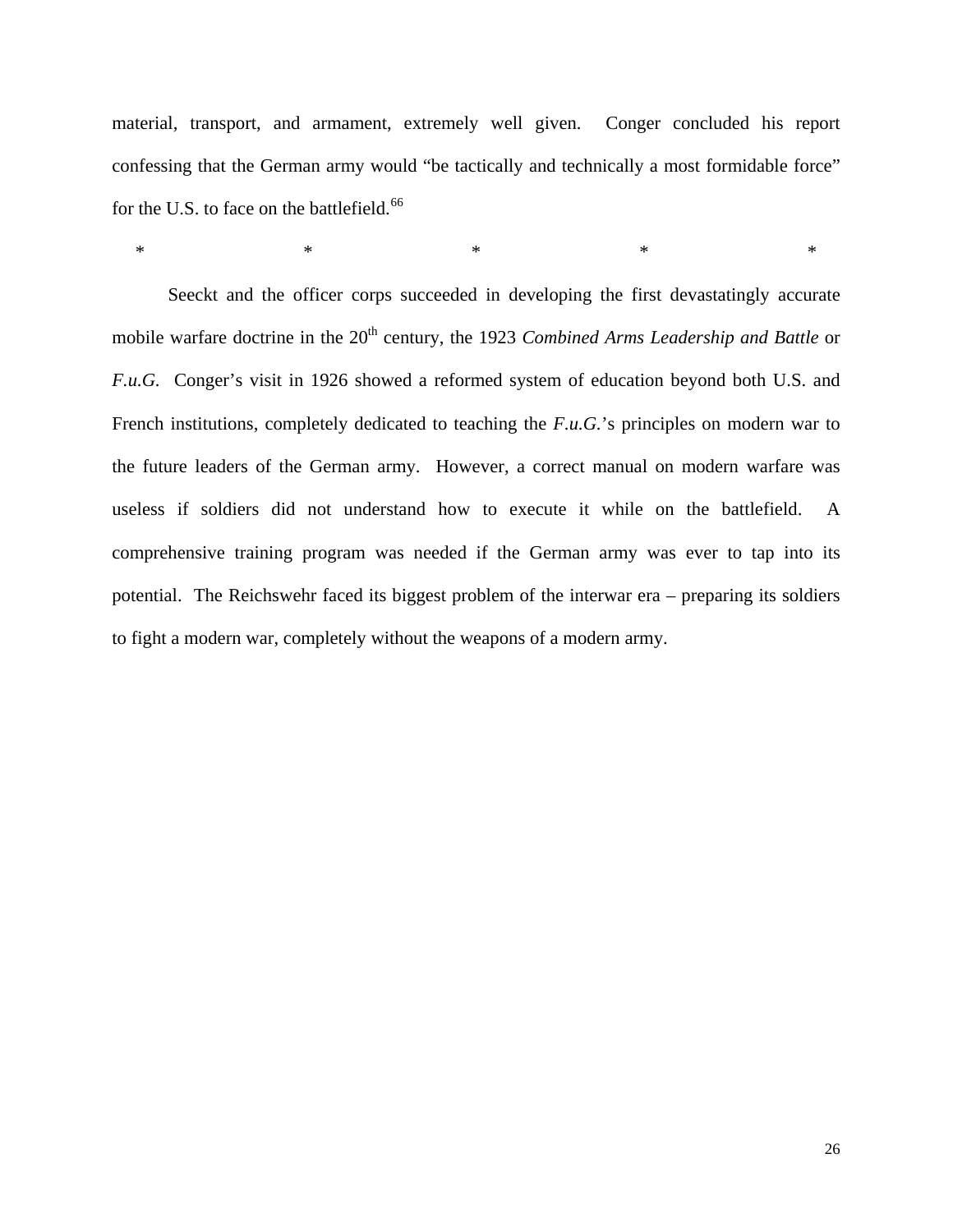material, transport, and armament, extremely well given. Conger concluded his report confessing that the German army would "be tactically and technically a most formidable force" for the U.S. to face on the battlefield.[66]

\* \* \* \* \*

Seeckt and the officer corps succeeded in developing the first devastatingly accurate mobile warfare doctrine in the 20th century, the 1923 *Combined Arms Leadership and Battle* or *F.u.G.* Conger's visit in 1926 showed a reformed system of education beyond both U.S. and French institutions, completely dedicated to teaching the *F.u.G.*'s principles on modern war to the future leaders of the German army. However, a correct manual on modern warfare was useless if soldiers did not understand how to execute it while on the battlefield. A comprehensive training program was needed if the German army was ever to tap into its potential. The Reichswehr faced its biggest problem of the interwar era – preparing its soldiers to fight a modern war, completely without the weapons of a modern army.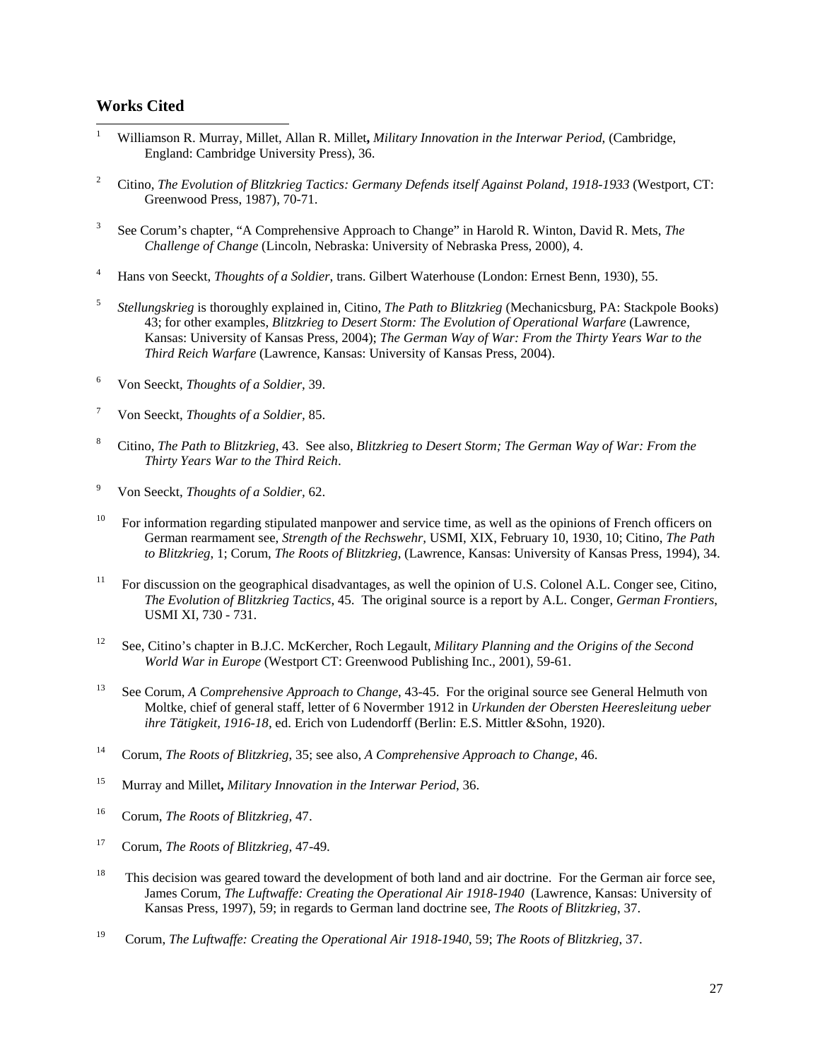## Works Cited

1 Williamson R. Murray, Millet, Allan R. Millet**,** *Military Innovation in the Interwar Period*, (Cambridge, England: Cambridge University Press), 36.

2 Citino, *The Evolution of Blitzkrieg Tactics: Germany Defends itself Against Poland, 1918-1933* (Westport, CT: Greenwood Press, 1987), 70-71.

3 See Corum's chapter, "A Comprehensive Approach to Change" in Harold R. Winton, David R. Mets, *The Challenge of Change* (Lincoln, Nebraska: University of Nebraska Press, 2000), 4.

4 Hans von Seeckt, *Thoughts of a Soldier*, trans. Gilbert Waterhouse (London: Ernest Benn, 1930), 55.

5 *Stellungskrieg* is thoroughly explained in, Citino, *The Path to Blitzkrieg* (Mechanicsburg, PA: Stackpole Books) 43; for other examples, *Blitzkrieg to Desert Storm: The Evolution of Operational Warfare* (Lawrence, Kansas: University of Kansas Press, 2004); *The German Way of War: From the Thirty Years War to the Third Reich Warfare* (Lawrence, Kansas: University of Kansas Press, 2004).

6 Von Seeckt, *Thoughts of a Soldier*, 39.

7 Von Seeckt, *Thoughts of a Soldier,* 85.

8 Citino, *The Path to Blitzkrieg*, 43. See also, *Blitzkrieg to Desert Storm; The German Way of War: From the Thirty Years War to the Third Reich*.

9 Von Seeckt, *Thoughts of a Soldier,* 62.

10 For information regarding stipulated manpower and service time, as well as the opinions of French officers on German rearmament see, *Strength of the Rechswehr,* USMI, XIX, February 10, 1930, 10; Citino, *The Path to Blitzkrieg*, 1; Corum, *The Roots of Blitzkrieg*, (Lawrence, Kansas: University of Kansas Press, 1994), 34.

11 For discussion on the geographical disadvantages, as well the opinion of U.S. Colonel A.L. Conger see, Citino, *The Evolution of Blitzkrieg Tactics*, 45. The original source is a report by A.L. Conger, *German Frontiers*, USMI XI, 730 - 731.

12 See, Citino's chapter in B.J.C. McKercher, Roch Legault, *Military Planning and the Origins of the Second World War in Europe* (Westport CT: Greenwood Publishing Inc., 2001), 59-61.

13 See Corum, *A Comprehensive Approach to Change*, 43-45. For the original source see General Helmuth von Moltke, chief of general staff, letter of 6 Novermber 1912 in *Urkunden der Obersten Heeresleitung ueber ihre Tätigkeit, 1916-18*, ed. Erich von Ludendorff (Berlin: E.S. Mittler &Sohn, 1920).

14 Corum, *The Roots of Blitzkrieg,* 35; see also, *A Comprehensive Approach to Change*, 46.

15 Murray and Millet**,** *Military Innovation in the Interwar Period*, 36.

16 Corum, *The Roots of Blitzkrieg,* 47.

17 Corum, *The Roots of Blitzkrieg,* 47-49.

18 This decision was geared toward the development of both land and air doctrine. For the German air force see, James Corum, *The Luftwaffe: Creating the Operational Air 1918-1940* (Lawrence, Kansas: University of Kansas Press, 1997), 59; in regards to German land doctrine see, *The Roots of Blitzkrieg*, 37.

19 Corum, *The Luftwaffe: Creating the Operational Air 1918-1940*, 59; *The Roots of Blitzkrieg*, 37.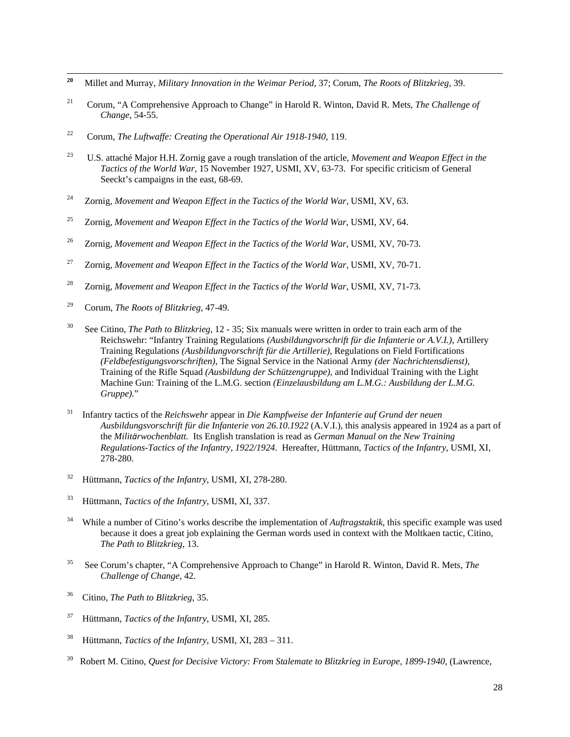[20] Millet and Murray, *Military Innovation in the Weimar Period*, 37; Corum, *The Roots of Blitzkrieg*, 39.

[21] Corum, "A Comprehensive Approach to Change" in Harold R. Winton, David R. Mets, *The Challenge of Change*, 54-55.

[22] Corum, *The Luftwaffe: Creating the Operational Air 1918-1940*, 119.

[23] U.S. attaché Major H.H. Zornig gave a rough translation of the article, *Movement and Weapon Effect in the Tactics of the World War,* 15 November 1927, USMI, XV, 63-73. For specific criticism of General Seeckt's campaigns in the east, 68-69.

[24] Zornig, *Movement and Weapon Effect in the Tactics of the World War,* USMI, XV, 63.

[25] Zornig, *Movement and Weapon Effect in the Tactics of the World War,* USMI, XV, 64.

[26] Zornig, *Movement and Weapon Effect in the Tactics of the World War,* USMI, XV, 70-73.

[27] Zornig, *Movement and Weapon Effect in the Tactics of the World War,* USMI, XV, 70-71.

[28] Zornig, *Movement and Weapon Effect in the Tactics of the World War,* USMI, XV, 71-73.

[29] Corum, *The Roots of Blitzkrieg,* 47-49.

[30] See Citino, *The Path to Blitzkrieg*, 12 - 35; Six manuals were written in order to train each arm of the Reichswehr: "Infantry Training Regulations *(Ausbildungvorschrift für die Infanterie or A.V.I.),* Artillery Training Regulations *(Ausbildungvorschrift für die Artillerie),* Regulations on Field Fortifications *(Feldbefestigungsvorschriften),* The Signal Service in the National Army *(der Nachrichtensdienst),* Training of the Rifle Squad *(Ausbildung der Schützengruppe),* and Individual Training with the Light Machine Gun: Training of the L.M.G. section *(Einzelausbildung am L.M.G.: Ausbildung der L.M.G. Gruppe).*"

[31] Infantry tactics of the *Reichswehr* appear in *Die Kampfweise der Infanterie auf Grund der neuen Ausbildungsvorschrift für die Infanterie von 26.10.1922* (A.V.I.), this analysis appeared in 1924 as a part of the *Militärwochenblatt.* Its English translation is read as *German Manual on the New Training Regulations-Tactics of the Infantry, 1922/1924*. Hereafter, Hüttmann, *Tactics of the Infantry,* USMI, XI, 278-280.

[32] Hüttmann, *Tactics of the Infantry*, USMI, XI, 278-280.

[33] Hüttmann, *Tactics of the Infantry*, USMI, XI, 337.

[34] While a number of Citino's works describe the implementation of *Auftragstaktik*, this specific example was used because it does a great job explaining the German words used in context with the Moltkaen tactic, Citino, *The Path to Blitzkrieg*, 13.

[35] See Corum's chapter, "A Comprehensive Approach to Change" in Harold R. Winton, David R. Mets, *The Challenge of Change*, 42.

[36] Citino, *The Path to Blitzkrieg*, 35.

[37] Hüttmann, *Tactics of the Infantry*, USMI, XI, 285.

[38] Hüttmann, *Tactics of the Infantry*, USMI, XI, 283 – 311.

[39] Robert M. Citino, *Quest for Decisive Victory: From Stalemate to Blitzkrieg in Europe, 1899-1940,* (Lawrence,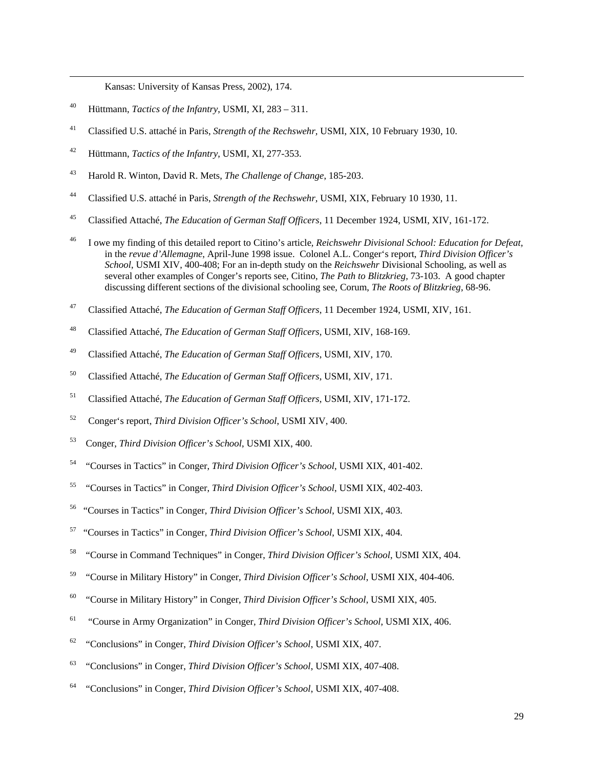Kansas: University of Kansas Press, 2002), 174.

40 Hüttmann, *Tactics of the Infantry*, USMI, XI, 283 – 311.

41 Classified U.S. attaché in Paris, *Strength of the Rechswehr*, USMI, XIX, 10 February 1930, 10.

42 Hüttmann, *Tactics of the Infantry*, USMI, XI, 277-353.

43 Harold R. Winton, David R. Mets, *The Challenge of Change*, 185-203.

44 Classified U.S. attaché in Paris, *Strength of the Rechswehr*, USMI, XIX, February 10 1930, 11.

45 Classified Attaché, *The Education of German Staff Officers*, 11 December 1924, USMI, XIV, 161-172.

46 I owe my finding of this detailed report to Citino's article, *Reichswehr Divisional School: Education for Defeat*, in the *revue d'Allemagne*, April-June 1998 issue. Colonel A.L. Conger's report, *Third Division Officer's School*, USMI XIV, 400-408; For an in-depth study on the *Reichswehr* Divisional Schooling, as well as several other examples of Conger's reports see, Citino, *The Path to Blitzkrieg*, 73-103. A good chapter discussing different sections of the divisional schooling see, Corum, *The Roots of Blitzkrieg*, 68-96.

47 Classified Attaché, *The Education of German Staff Officers*, 11 December 1924, USMI, XIV, 161.

48 Classified Attaché, *The Education of German Staff Officers*, USMI, XIV, 168-169.

49 Classified Attaché, *The Education of German Staff Officers*, USMI, XIV, 170.

50 Classified Attaché, *The Education of German Staff Officers*, USMI, XIV, 171.

51 Classified Attaché, *The Education of German Staff Officers*, USMI, XIV, 171-172.

52 Conger's report, *Third Division Officer's School*, USMI XIV, 400.

53 Conger, *Third Division Officer's School*, USMI XIX, 400.

54 "Courses in Tactics" in Conger, *Third Division Officer's School*, USMI XIX, 401-402.

55 "Courses in Tactics" in Conger, *Third Division Officer's School*, USMI XIX, 402-403.

56 "Courses in Tactics" in Conger, *Third Division Officer's School*, USMI XIX, 403.

57 "Courses in Tactics" in Conger, *Third Division Officer's School*, USMI XIX, 404.

58 "Course in Command Techniques" in Conger, *Third Division Officer's School*, USMI XIX, 404.

59 "Course in Military History" in Conger, *Third Division Officer's School*, USMI XIX, 404-406.

60 "Course in Military History" in Conger, *Third Division Officer's School*, USMI XIX, 405.

61 "Course in Army Organization" in Conger, *Third Division Officer's School*, USMI XIX, 406.

62 "Conclusions" in Conger, *Third Division Officer's School*, USMI XIX, 407.

63 "Conclusions" in Conger, *Third Division Officer's School*, USMI XIX, 407-408.

64 "Conclusions" in Conger, *Third Division Officer's School*, USMI XIX, 407-408.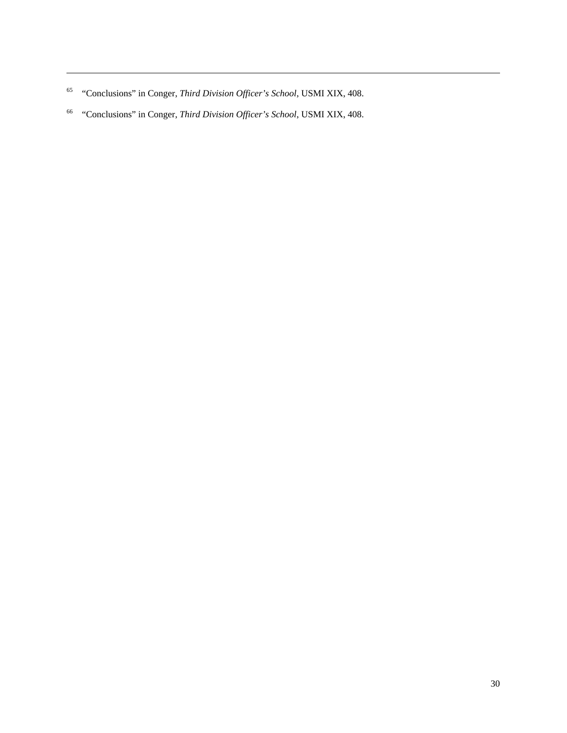[65] "Conclusions" in Conger, *Third Division Officer's School*, USMI XIX, 408.

[66] "Conclusions" in Conger, *Third Division Officer's School*, USMI XIX, 408.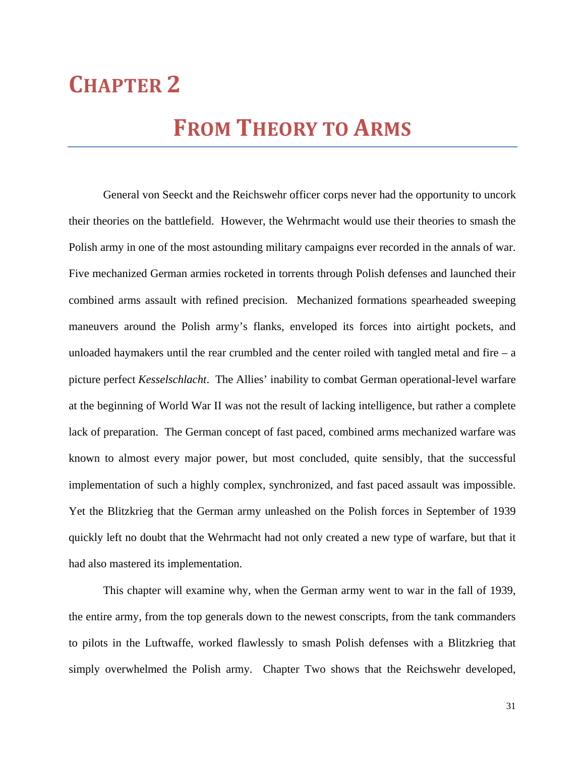# Chapter 2

## From Theory to Arms

General von Seeckt and the Reichswehr officer corps never had the opportunity to uncork their theories on the battlefield. However, the Wehrmacht would use their theories to smash the Polish army in one of the most astounding military campaigns ever recorded in the annals of war. Five mechanized German armies rocketed in torrents through Polish defenses and launched their combined arms assault with refined precision. Mechanized formations spearheaded sweeping maneuvers around the Polish army's flanks, enveloped its forces into airtight pockets, and unloaded haymakers until the rear crumbled and the center roiled with tangled metal and fire – a picture perfect *Kesselschlacht*. The Allies' inability to combat German operational-level warfare at the beginning of World War II was not the result of lacking intelligence, but rather a complete lack of preparation. The German concept of fast paced, combined arms mechanized warfare was known to almost every major power, but most concluded, quite sensibly, that the successful implementation of such a highly complex, synchronized, and fast paced assault was impossible. Yet the Blitzkrieg that the German army unleashed on the Polish forces in September of 1939 quickly left no doubt that the Wehrmacht had not only created a new type of warfare, but that it had also mastered its implementation.

This chapter will examine why, when the German army went to war in the fall of 1939, the entire army, from the top generals down to the newest conscripts, from the tank commanders to pilots in the Luftwaffe, worked flawlessly to smash Polish defenses with a Blitzkrieg that simply overwhelmed the Polish army. Chapter Two shows that the Reichswehr developed,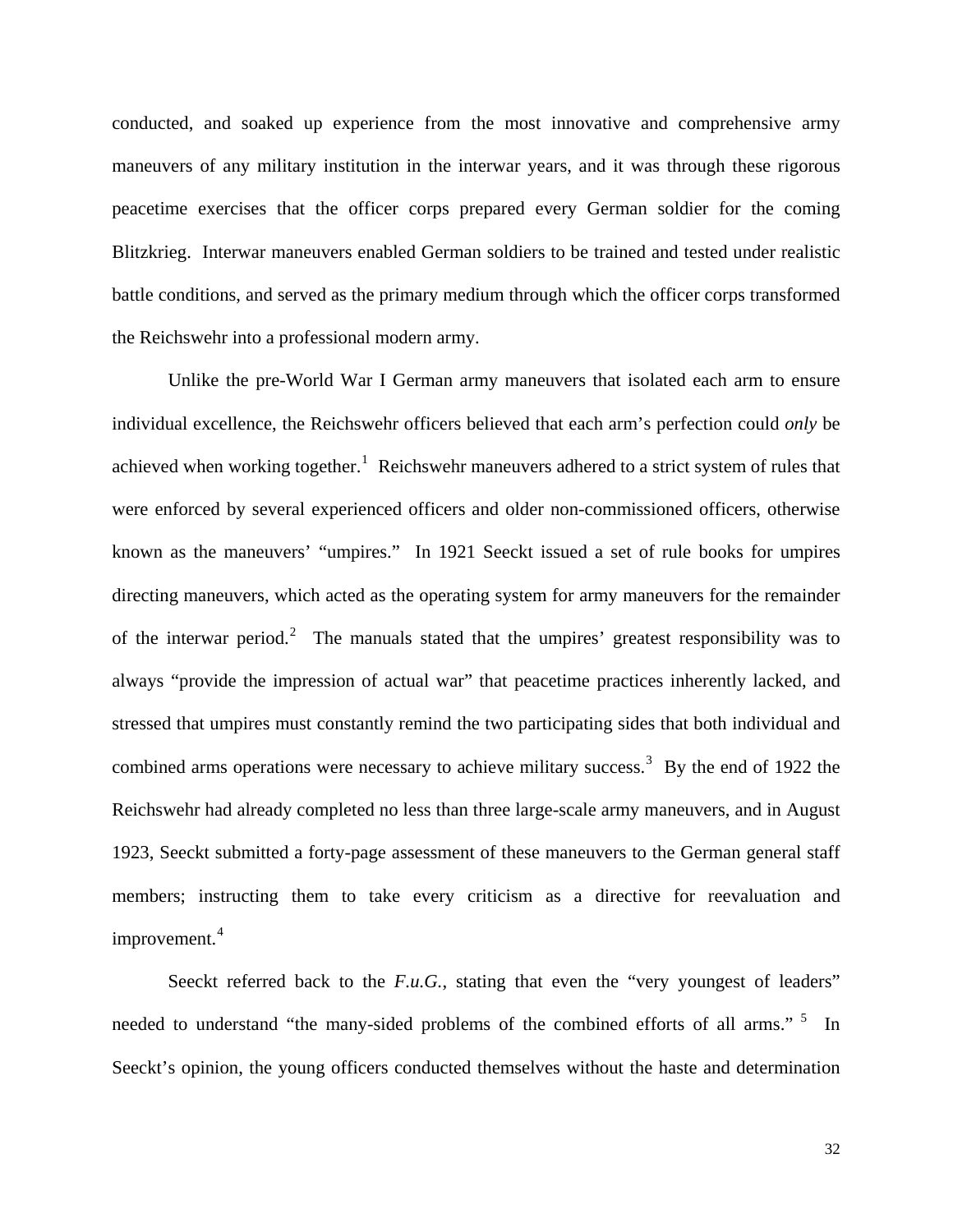conducted, and soaked up experience from the most innovative and comprehensive army maneuvers of any military institution in the interwar years, and it was through these rigorous peacetime exercises that the officer corps prepared every German soldier for the coming Blitzkrieg. Interwar maneuvers enabled German soldiers to be trained and tested under realistic battle conditions, and served as the primary medium through which the officer corps transformed the Reichswehr into a professional modern army.

Unlike the pre-World War I German army maneuvers that isolated each arm to ensure individual excellence, the Reichswehr officers believed that each arm's perfection could *only* be achieved when working together.[1] Reichswehr maneuvers adhered to a strict system of rules that were enforced by several experienced officers and older non-commissioned officers, otherwise known as the maneuvers' "umpires." In 1921 Seeckt issued a set of rule books for umpires directing maneuvers, which acted as the operating system for army maneuvers for the remainder of the interwar period.[2] The manuals stated that the umpires' greatest responsibility was to always "provide the impression of actual war" that peacetime practices inherently lacked, and stressed that umpires must constantly remind the two participating sides that both individual and combined arms operations were necessary to achieve military success.[3] By the end of 1922 the Reichswehr had already completed no less than three large-scale army maneuvers, and in August 1923, Seeckt submitted a forty-page assessment of these maneuvers to the German general staff members; instructing them to take every criticism as a directive for reevaluation and improvement.[4]

Seeckt referred back to the *F.u.G.*, stating that even the "very youngest of leaders" needed to understand "the many-sided problems of the combined efforts of all arms."[5] In Seeckt's opinion, the young officers conducted themselves without the haste and determination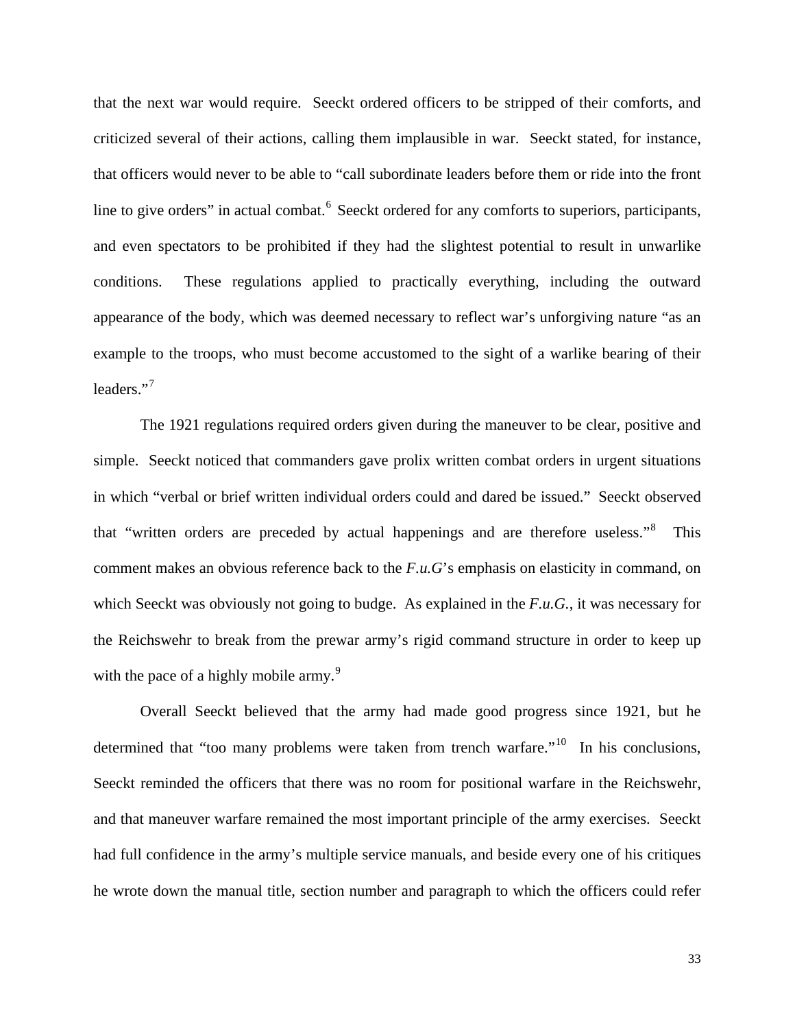that the next war would require. Seeckt ordered officers to be stripped of their comforts, and criticized several of their actions, calling them implausible in war. Seeckt stated, for instance, that officers would never to be able to "call subordinate leaders before them or ride into the front line to give orders" in actual combat.[6] Seeckt ordered for any comforts to superiors, participants, and even spectators to be prohibited if they had the slightest potential to result in unwarlike conditions. These regulations applied to practically everything, including the outward appearance of the body, which was deemed necessary to reflect war's unforgiving nature "as an example to the troops, who must become accustomed to the sight of a warlike bearing of their leaders."[7]

The 1921 regulations required orders given during the maneuver to be clear, positive and simple. Seeckt noticed that commanders gave prolix written combat orders in urgent situations in which "verbal or brief written individual orders could and dared be issued." Seeckt observed that "written orders are preceded by actual happenings and are therefore useless."[8] This comment makes an obvious reference back to the *F.u.G*'s emphasis on elasticity in command, on which Seeckt was obviously not going to budge. As explained in the *F.u.G.*, it was necessary for the Reichswehr to break from the prewar army's rigid command structure in order to keep up with the pace of a highly mobile army.[9]

Overall Seeckt believed that the army had made good progress since 1921, but he determined that "too many problems were taken from trench warfare."[10] In his conclusions, Seeckt reminded the officers that there was no room for positional warfare in the Reichswehr, and that maneuver warfare remained the most important principle of the army exercises. Seeckt had full confidence in the army's multiple service manuals, and beside every one of his critiques he wrote down the manual title, section number and paragraph to which the officers could refer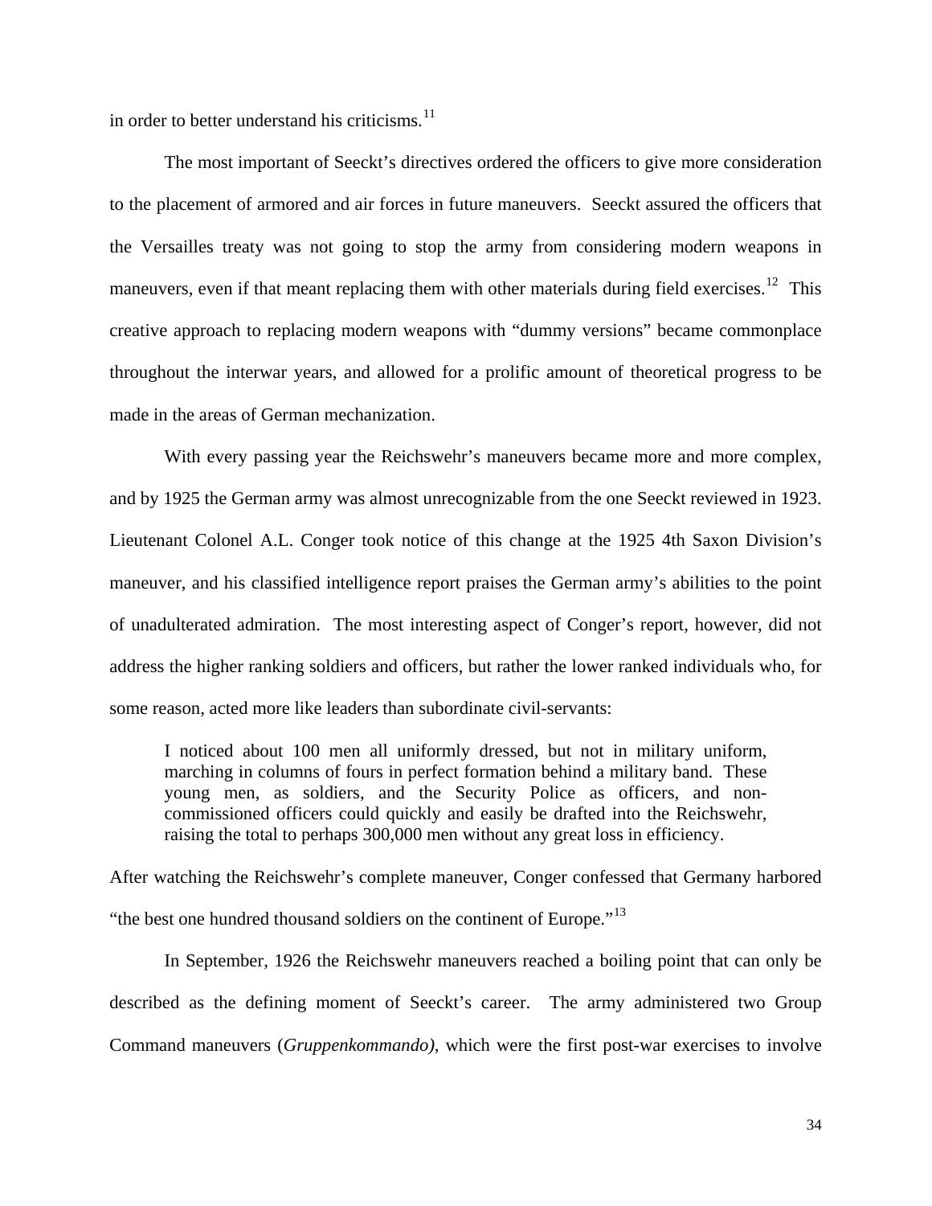in order to better understand his criticisms.[11]

The most important of Seeckt's directives ordered the officers to give more consideration to the placement of armored and air forces in future maneuvers. Seeckt assured the officers that the Versailles treaty was not going to stop the army from considering modern weapons in maneuvers, even if that meant replacing them with other materials during field exercises.[12] This creative approach to replacing modern weapons with "dummy versions" became commonplace throughout the interwar years, and allowed for a prolific amount of theoretical progress to be made in the areas of German mechanization.

With every passing year the Reichswehr's maneuvers became more and more complex, and by 1925 the German army was almost unrecognizable from the one Seeckt reviewed in 1923. Lieutenant Colonel A.L. Conger took notice of this change at the 1925 4th Saxon Division's maneuver, and his classified intelligence report praises the German army's abilities to the point of unadulterated admiration. The most interesting aspect of Conger's report, however, did not address the higher ranking soldiers and officers, but rather the lower ranked individuals who, for some reason, acted more like leaders than subordinate civil-servants:

> I noticed about 100 men all uniformly dressed, but not in military uniform, marching in columns of fours in perfect formation behind a military band. These young men, as soldiers, and the Security Police as officers, and non-commissioned officers could quickly and easily be drafted into the Reichswehr, raising the total to perhaps 300,000 men without any great loss in efficiency.

After watching the Reichswehr's complete maneuver, Conger confessed that Germany harbored "the best one hundred thousand soldiers on the continent of Europe."[13]

In September, 1926 the Reichswehr maneuvers reached a boiling point that can only be described as the defining moment of Seeckt's career. The army administered two Group Command maneuvers (*Gruppenkommando)*, which were the first post-war exercises to involve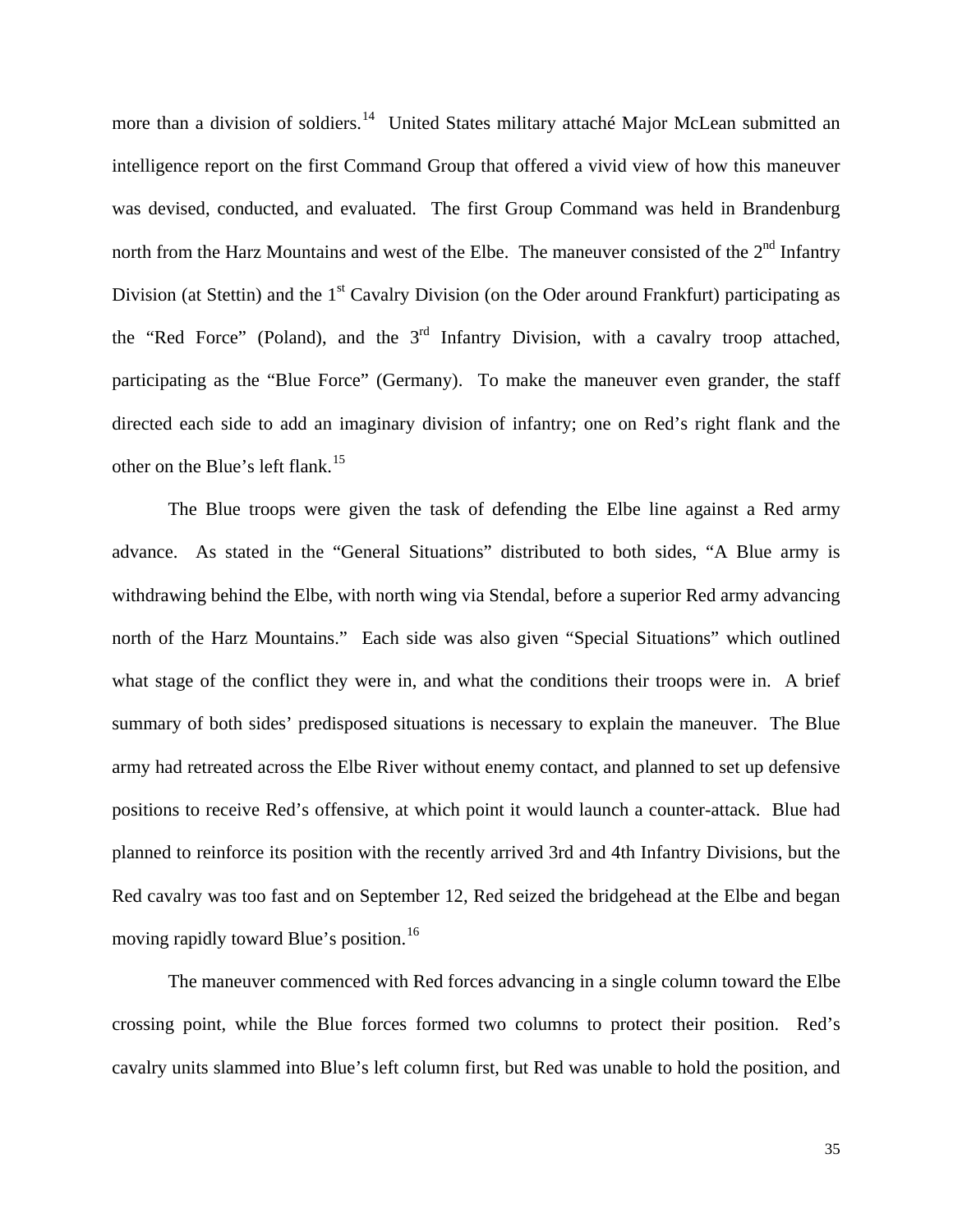more than a division of soldiers.[14] United States military attaché Major McLean submitted an intelligence report on the first Command Group that offered a vivid view of how this maneuver was devised, conducted, and evaluated. The first Group Command was held in Brandenburg north from the Harz Mountains and west of the Elbe. The maneuver consisted of the 2nd Infantry Division (at Stettin) and the 1st Cavalry Division (on the Oder around Frankfurt) participating as the "Red Force" (Poland), and the 3rd Infantry Division, with a cavalry troop attached, participating as the "Blue Force" (Germany). To make the maneuver even grander, the staff directed each side to add an imaginary division of infantry; one on Red's right flank and the other on the Blue's left flank.[15]

The Blue troops were given the task of defending the Elbe line against a Red army advance. As stated in the "General Situations" distributed to both sides, "A Blue army is withdrawing behind the Elbe, with north wing via Stendal, before a superior Red army advancing north of the Harz Mountains." Each side was also given "Special Situations" which outlined what stage of the conflict they were in, and what the conditions their troops were in. A brief summary of both sides' predisposed situations is necessary to explain the maneuver. The Blue army had retreated across the Elbe River without enemy contact, and planned to set up defensive positions to receive Red's offensive, at which point it would launch a counter-attack. Blue had planned to reinforce its position with the recently arrived 3rd and 4th Infantry Divisions, but the Red cavalry was too fast and on September 12, Red seized the bridgehead at the Elbe and began moving rapidly toward Blue's position.[16]

The maneuver commenced with Red forces advancing in a single column toward the Elbe crossing point, while the Blue forces formed two columns to protect their position. Red's cavalry units slammed into Blue's left column first, but Red was unable to hold the position, and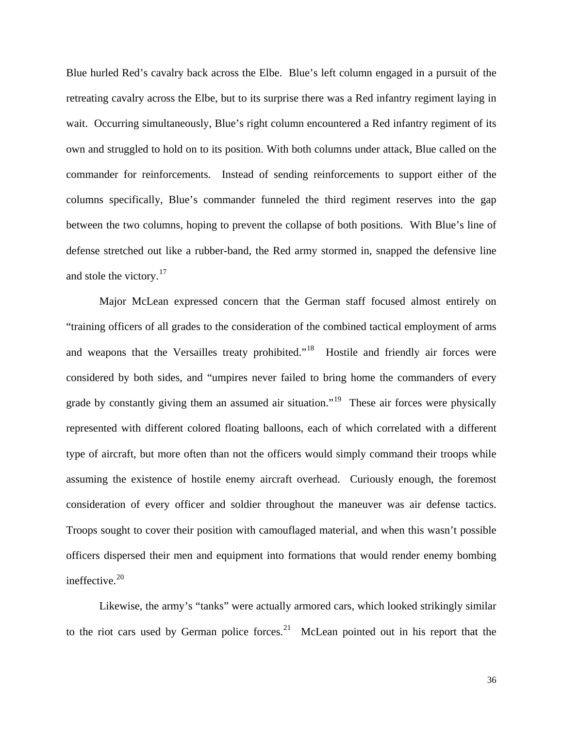Blue hurled Red's cavalry back across the Elbe. Blue's left column engaged in a pursuit of the retreating cavalry across the Elbe, but to its surprise there was a Red infantry regiment laying in wait. Occurring simultaneously, Blue's right column encountered a Red infantry regiment of its own and struggled to hold on to its position. With both columns under attack, Blue called on the commander for reinforcements. Instead of sending reinforcements to support either of the columns specifically, Blue's commander funneled the third regiment reserves into the gap between the two columns, hoping to prevent the collapse of both positions. With Blue's line of defense stretched out like a rubber-band, the Red army stormed in, snapped the defensive line and stole the victory.[17]

Major McLean expressed concern that the German staff focused almost entirely on "training officers of all grades to the consideration of the combined tactical employment of arms and weapons that the Versailles treaty prohibited."[18] Hostile and friendly air forces were considered by both sides, and "umpires never failed to bring home the commanders of every grade by constantly giving them an assumed air situation."[19] These air forces were physically represented with different colored floating balloons, each of which correlated with a different type of aircraft, but more often than not the officers would simply command their troops while assuming the existence of hostile enemy aircraft overhead. Curiously enough, the foremost consideration of every officer and soldier throughout the maneuver was air defense tactics. Troops sought to cover their position with camouflaged material, and when this wasn't possible officers dispersed their men and equipment into formations that would render enemy bombing ineffective.[20]

Likewise, the army's "tanks" were actually armored cars, which looked strikingly similar to the riot cars used by German police forces.[21] McLean pointed out in his report that the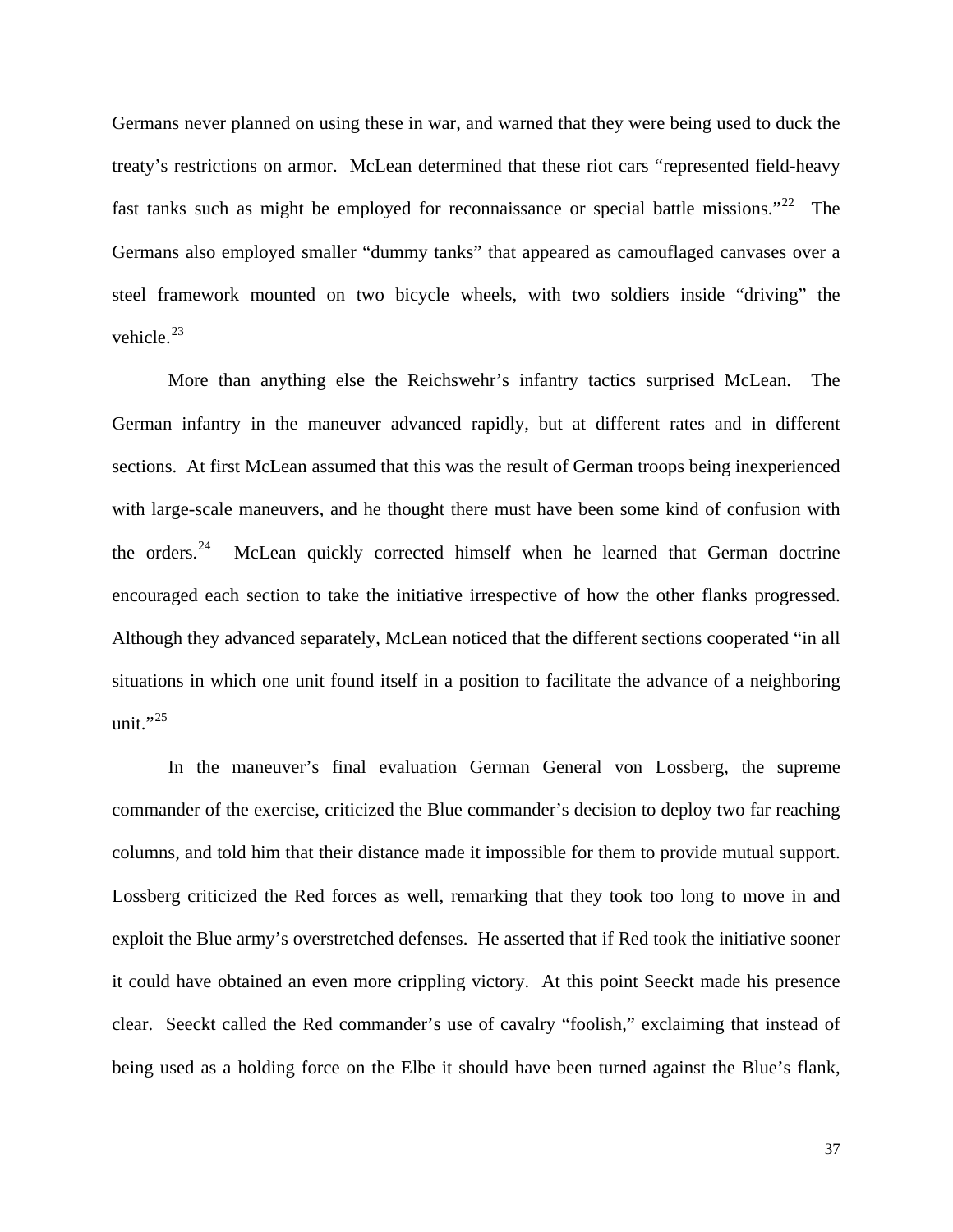Germans never planned on using these in war, and warned that they were being used to duck the treaty's restrictions on armor. McLean determined that these riot cars "represented field-heavy fast tanks such as might be employed for reconnaissance or special battle missions."[22] The Germans also employed smaller "dummy tanks" that appeared as camouflaged canvases over a steel framework mounted on two bicycle wheels, with two soldiers inside "driving" the vehicle.[23]

More than anything else the Reichswehr's infantry tactics surprised McLean. The German infantry in the maneuver advanced rapidly, but at different rates and in different sections. At first McLean assumed that this was the result of German troops being inexperienced with large-scale maneuvers, and he thought there must have been some kind of confusion with the orders.[24] McLean quickly corrected himself when he learned that German doctrine encouraged each section to take the initiative irrespective of how the other flanks progressed. Although they advanced separately, McLean noticed that the different sections cooperated "in all situations in which one unit found itself in a position to facilitate the advance of a neighboring unit."[25]

In the maneuver's final evaluation German General von Lossberg, the supreme commander of the exercise, criticized the Blue commander's decision to deploy two far reaching columns, and told him that their distance made it impossible for them to provide mutual support. Lossberg criticized the Red forces as well, remarking that they took too long to move in and exploit the Blue army's overstretched defenses. He asserted that if Red took the initiative sooner it could have obtained an even more crippling victory. At this point Seeckt made his presence clear. Seeckt called the Red commander's use of cavalry "foolish," exclaiming that instead of being used as a holding force on the Elbe it should have been turned against the Blue's flank,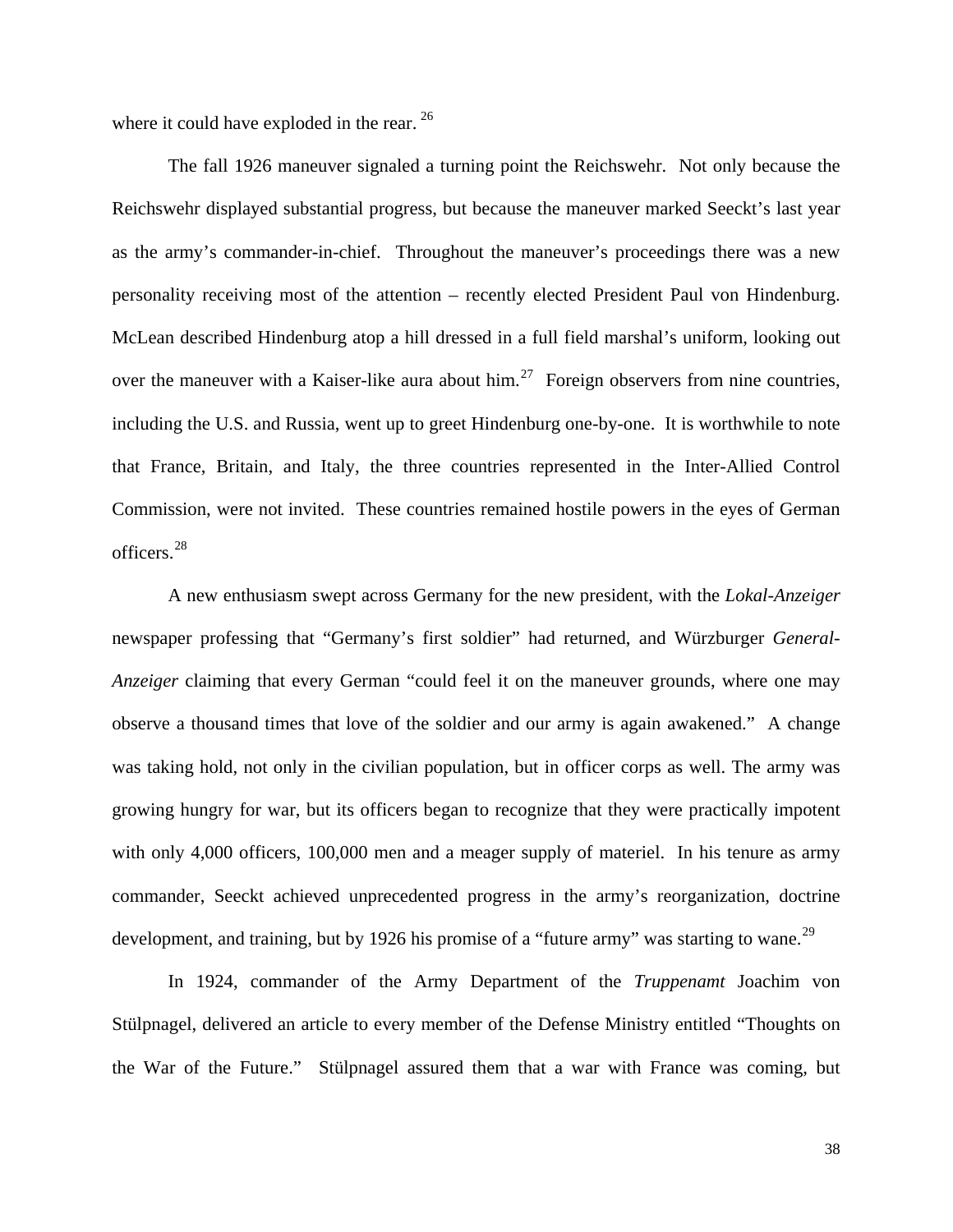where it could have exploded in the rear. [26]

The fall 1926 maneuver signaled a turning point the Reichswehr. Not only because the Reichswehr displayed substantial progress, but because the maneuver marked Seeckt's last year as the army's commander-in-chief. Throughout the maneuver's proceedings there was a new personality receiving most of the attention – recently elected President Paul von Hindenburg. McLean described Hindenburg atop a hill dressed in a full field marshal's uniform, looking out over the maneuver with a Kaiser-like aura about him.[27] Foreign observers from nine countries, including the U.S. and Russia, went up to greet Hindenburg one-by-one. It is worthwhile to note that France, Britain, and Italy, the three countries represented in the Inter-Allied Control Commission, were not invited. These countries remained hostile powers in the eyes of German officers.[28]

A new enthusiasm swept across Germany for the new president, with the *Lokal-Anzeiger* newspaper professing that "Germany's first soldier" had returned, and Würzburger *General-Anzeiger* claiming that every German "could feel it on the maneuver grounds, where one may observe a thousand times that love of the soldier and our army is again awakened." A change was taking hold, not only in the civilian population, but in officer corps as well. The army was growing hungry for war, but its officers began to recognize that they were practically impotent with only 4,000 officers, 100,000 men and a meager supply of materiel. In his tenure as army commander, Seeckt achieved unprecedented progress in the army's reorganization, doctrine development, and training, but by 1926 his promise of a "future army" was starting to wane.[29]

In 1924, commander of the Army Department of the *Truppenamt* Joachim von Stülpnagel, delivered an article to every member of the Defense Ministry entitled "Thoughts on the War of the Future." Stülpnagel assured them that a war with France was coming, but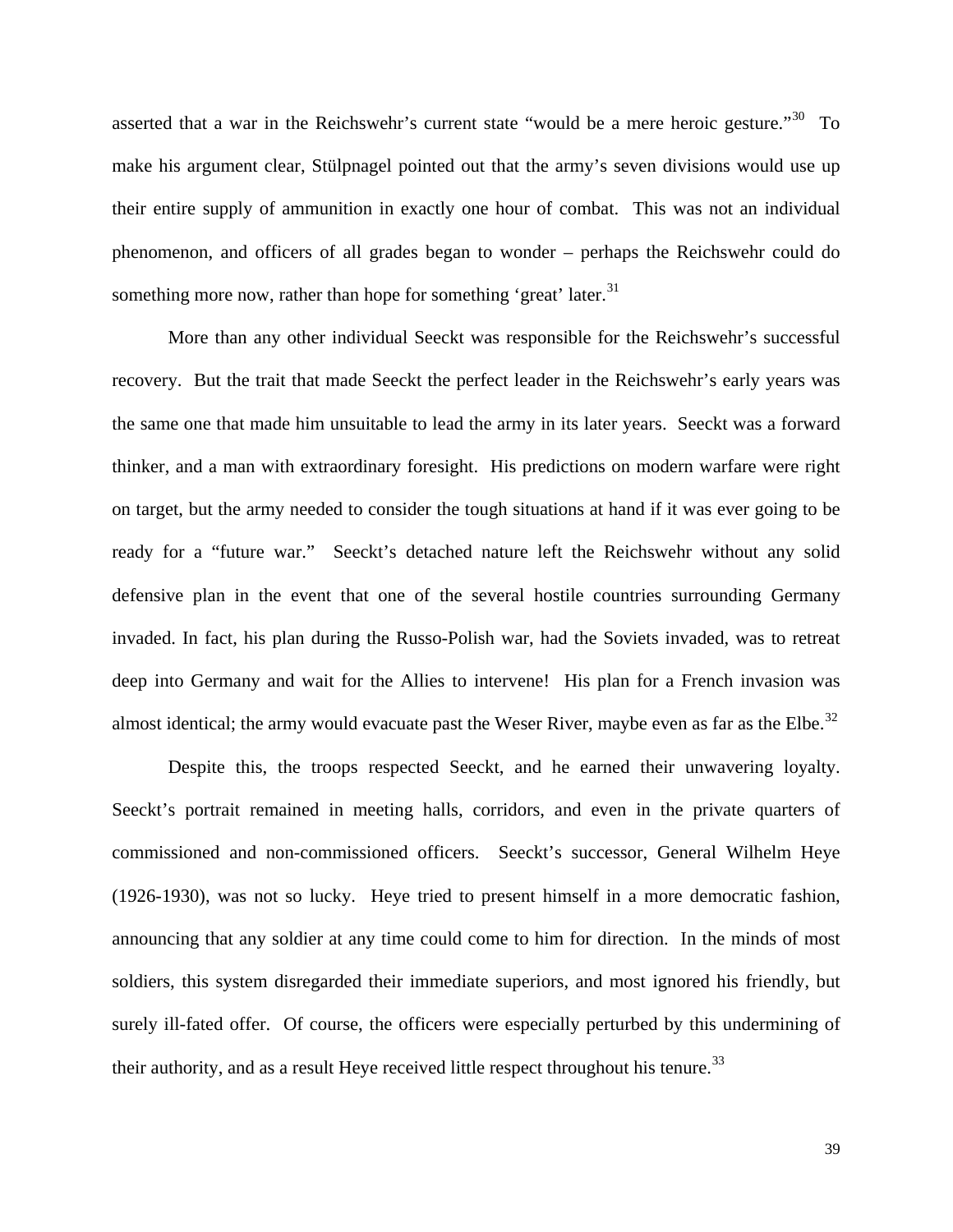asserted that a war in the Reichswehr's current state "would be a mere heroic gesture."[30] To make his argument clear, Stülpnagel pointed out that the army's seven divisions would use up their entire supply of ammunition in exactly one hour of combat. This was not an individual phenomenon, and officers of all grades began to wonder – perhaps the Reichswehr could do something more now, rather than hope for something 'great' later.[31]

More than any other individual Seeckt was responsible for the Reichswehr's successful recovery. But the trait that made Seeckt the perfect leader in the Reichswehr's early years was the same one that made him unsuitable to lead the army in its later years. Seeckt was a forward thinker, and a man with extraordinary foresight. His predictions on modern warfare were right on target, but the army needed to consider the tough situations at hand if it was ever going to be ready for a "future war." Seeckt's detached nature left the Reichswehr without any solid defensive plan in the event that one of the several hostile countries surrounding Germany invaded. In fact, his plan during the Russo-Polish war, had the Soviets invaded, was to retreat deep into Germany and wait for the Allies to intervene! His plan for a French invasion was almost identical; the army would evacuate past the Weser River, maybe even as far as the Elbe.[32]

Despite this, the troops respected Seeckt, and he earned their unwavering loyalty. Seeckt's portrait remained in meeting halls, corridors, and even in the private quarters of commissioned and non-commissioned officers. Seeckt's successor, General Wilhelm Heye (1926-1930), was not so lucky. Heye tried to present himself in a more democratic fashion, announcing that any soldier at any time could come to him for direction. In the minds of most soldiers, this system disregarded their immediate superiors, and most ignored his friendly, but surely ill-fated offer. Of course, the officers were especially perturbed by this undermining of their authority, and as a result Heye received little respect throughout his tenure.[33]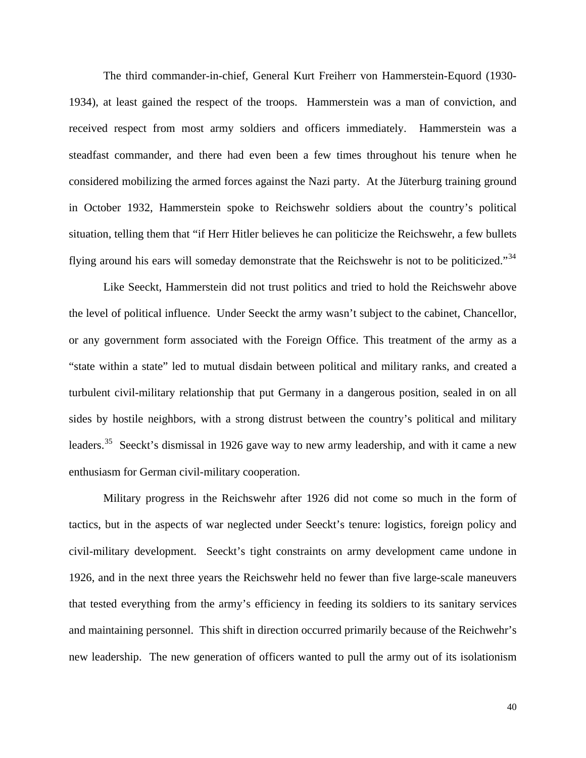The third commander-in-chief, General Kurt Freiherr von Hammerstein-Equord (1930-1934), at least gained the respect of the troops. Hammerstein was a man of conviction, and received respect from most army soldiers and officers immediately. Hammerstein was a steadfast commander, and there had even been a few times throughout his tenure when he considered mobilizing the armed forces against the Nazi party. At the Jüterburg training ground in October 1932, Hammerstein spoke to Reichswehr soldiers about the country's political situation, telling them that "if Herr Hitler believes he can politicize the Reichswehr, a few bullets flying around his ears will someday demonstrate that the Reichswehr is not to be politicized."[34]

Like Seeckt, Hammerstein did not trust politics and tried to hold the Reichswehr above the level of political influence. Under Seeckt the army wasn't subject to the cabinet, Chancellor, or any government form associated with the Foreign Office. This treatment of the army as a "state within a state" led to mutual disdain between political and military ranks, and created a turbulent civil-military relationship that put Germany in a dangerous position, sealed in on all sides by hostile neighbors, with a strong distrust between the country's political and military leaders.[35] Seeckt's dismissal in 1926 gave way to new army leadership, and with it came a new enthusiasm for German civil-military cooperation.

Military progress in the Reichswehr after 1926 did not come so much in the form of tactics, but in the aspects of war neglected under Seeckt's tenure: logistics, foreign policy and civil-military development. Seeckt's tight constraints on army development came undone in 1926, and in the next three years the Reichswehr held no fewer than five large-scale maneuvers that tested everything from the army's efficiency in feeding its soldiers to its sanitary services and maintaining personnel. This shift in direction occurred primarily because of the Reichwehr's new leadership. The new generation of officers wanted to pull the army out of its isolationism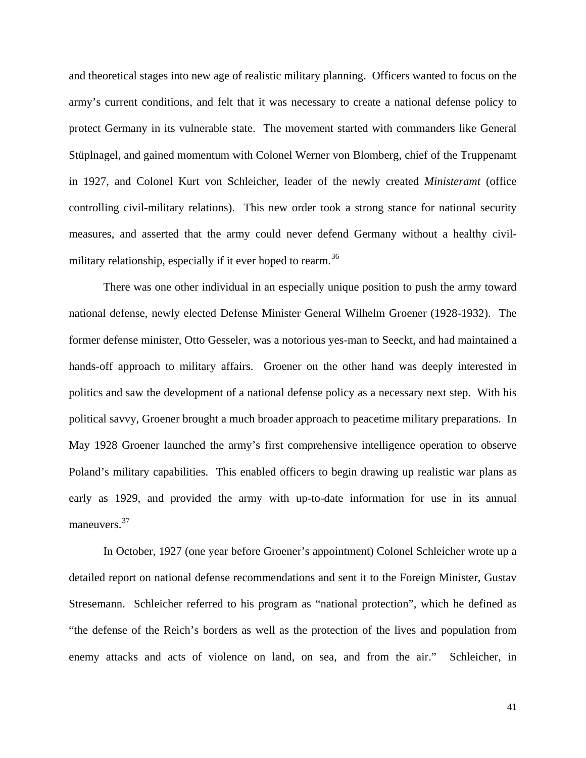and theoretical stages into new age of realistic military planning. Officers wanted to focus on the army's current conditions, and felt that it was necessary to create a national defense policy to protect Germany in its vulnerable state. The movement started with commanders like General Stüplnagel, and gained momentum with Colonel Werner von Blomberg, chief of the Truppenamt in 1927, and Colonel Kurt von Schleicher, leader of the newly created *Ministeramt* (office controlling civil-military relations). This new order took a strong stance for national security measures, and asserted that the army could never defend Germany without a healthy civil-military relationship, especially if it ever hoped to rearm.[36]

There was one other individual in an especially unique position to push the army toward national defense, newly elected Defense Minister General Wilhelm Groener (1928-1932). The former defense minister, Otto Gesseler, was a notorious yes-man to Seeckt, and had maintained a hands-off approach to military affairs. Groener on the other hand was deeply interested in politics and saw the development of a national defense policy as a necessary next step. With his political savvy, Groener brought a much broader approach to peacetime military preparations. In May 1928 Groener launched the army's first comprehensive intelligence operation to observe Poland's military capabilities. This enabled officers to begin drawing up realistic war plans as early as 1929, and provided the army with up-to-date information for use in its annual maneuvers.[37]

In October, 1927 (one year before Groener's appointment) Colonel Schleicher wrote up a detailed report on national defense recommendations and sent it to the Foreign Minister, Gustav Stresemann. Schleicher referred to his program as "national protection", which he defined as "the defense of the Reich's borders as well as the protection of the lives and population from enemy attacks and acts of violence on land, on sea, and from the air." Schleicher, in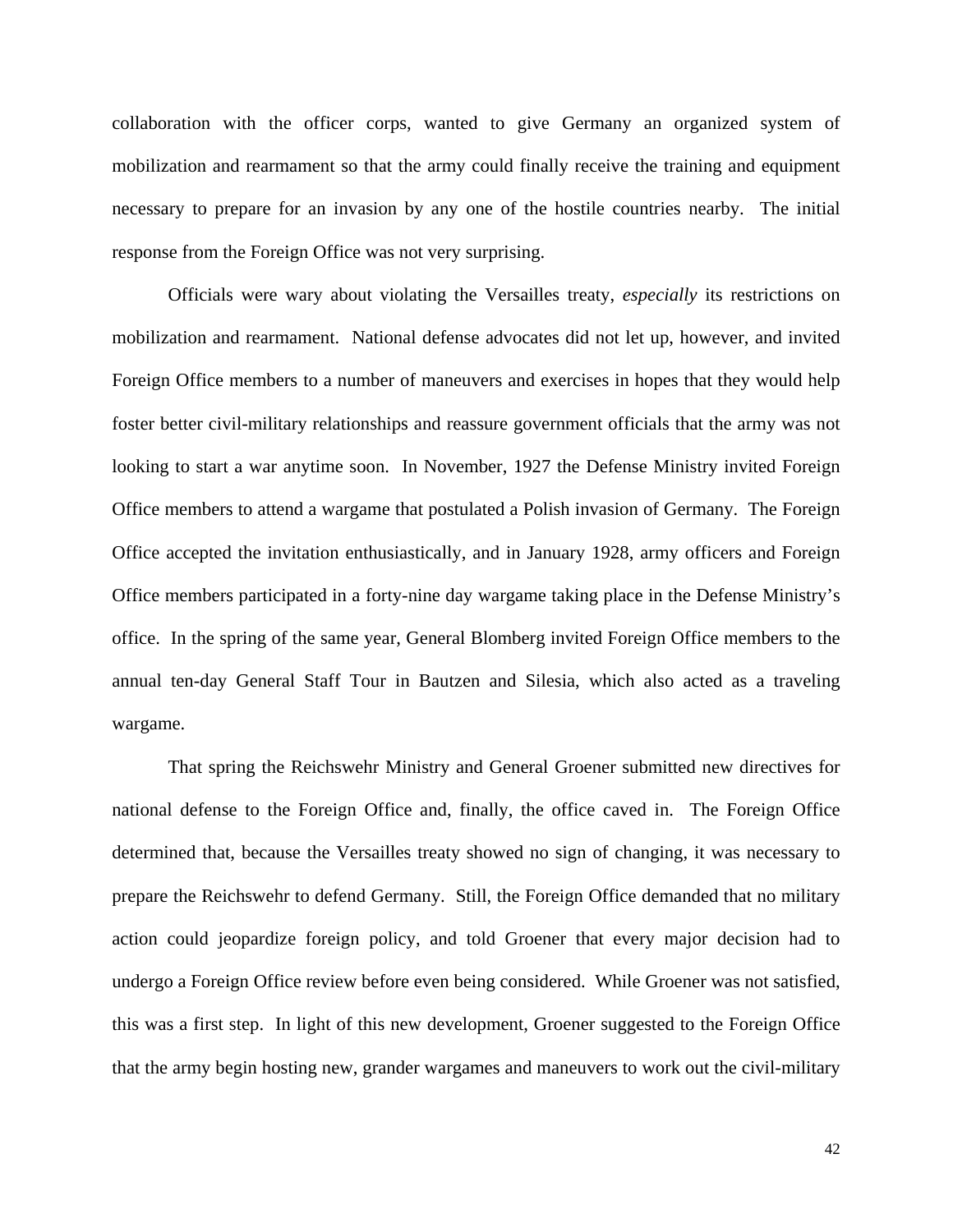collaboration with the officer corps, wanted to give Germany an organized system of mobilization and rearmament so that the army could finally receive the training and equipment necessary to prepare for an invasion by any one of the hostile countries nearby. The initial response from the Foreign Office was not very surprising.

Officials were wary about violating the Versailles treaty, *especially* its restrictions on mobilization and rearmament. National defense advocates did not let up, however, and invited Foreign Office members to a number of maneuvers and exercises in hopes that they would help foster better civil-military relationships and reassure government officials that the army was not looking to start a war anytime soon. In November, 1927 the Defense Ministry invited Foreign Office members to attend a wargame that postulated a Polish invasion of Germany. The Foreign Office accepted the invitation enthusiastically, and in January 1928, army officers and Foreign Office members participated in a forty-nine day wargame taking place in the Defense Ministry's office. In the spring of the same year, General Blomberg invited Foreign Office members to the annual ten-day General Staff Tour in Bautzen and Silesia, which also acted as a traveling wargame.

That spring the Reichswehr Ministry and General Groener submitted new directives for national defense to the Foreign Office and, finally, the office caved in. The Foreign Office determined that, because the Versailles treaty showed no sign of changing, it was necessary to prepare the Reichswehr to defend Germany. Still, the Foreign Office demanded that no military action could jeopardize foreign policy, and told Groener that every major decision had to undergo a Foreign Office review before even being considered. While Groener was not satisfied, this was a first step. In light of this new development, Groener suggested to the Foreign Office that the army begin hosting new, grander wargames and maneuvers to work out the civil-military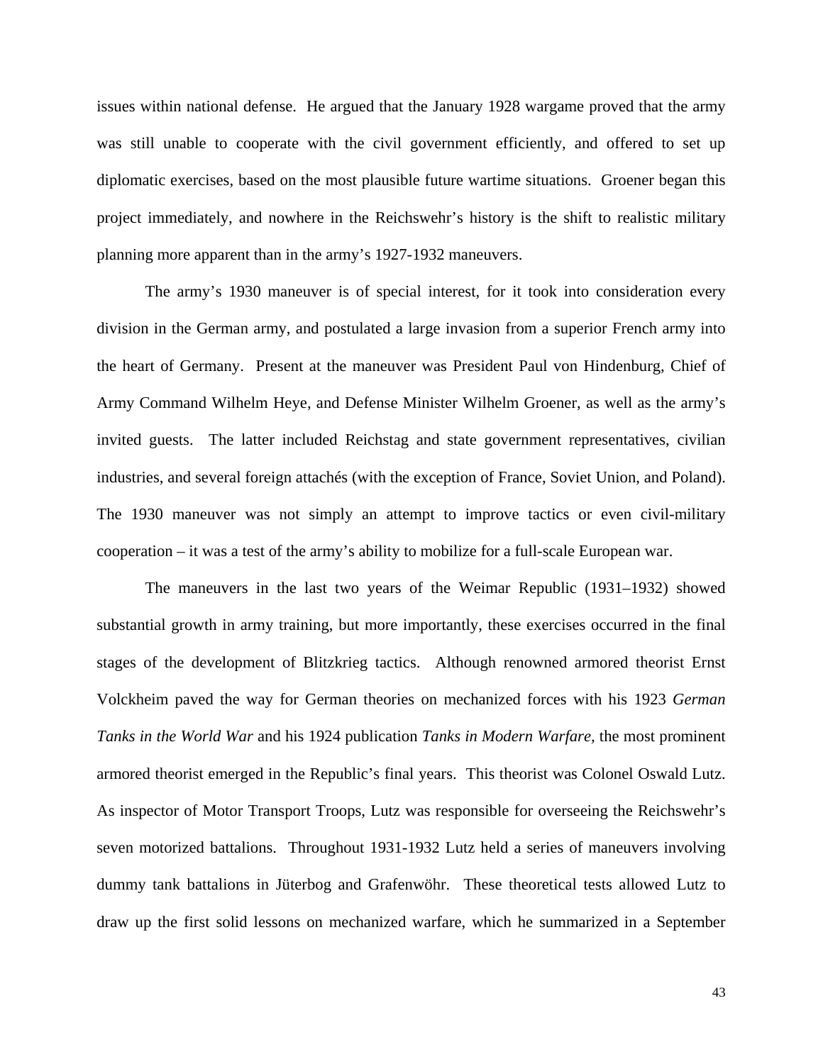issues within national defense. He argued that the January 1928 wargame proved that the army was still unable to cooperate with the civil government efficiently, and offered to set up diplomatic exercises, based on the most plausible future wartime situations. Groener began this project immediately, and nowhere in the Reichswehr's history is the shift to realistic military planning more apparent than in the army's 1927-1932 maneuvers.

The army's 1930 maneuver is of special interest, for it took into consideration every division in the German army, and postulated a large invasion from a superior French army into the heart of Germany. Present at the maneuver was President Paul von Hindenburg, Chief of Army Command Wilhelm Heye, and Defense Minister Wilhelm Groener, as well as the army's invited guests. The latter included Reichstag and state government representatives, civilian industries, and several foreign attachés (with the exception of France, Soviet Union, and Poland). The 1930 maneuver was not simply an attempt to improve tactics or even civil-military cooperation – it was a test of the army's ability to mobilize for a full-scale European war.

The maneuvers in the last two years of the Weimar Republic (1931–1932) showed substantial growth in army training, but more importantly, these exercises occurred in the final stages of the development of Blitzkrieg tactics. Although renowned armored theorist Ernst Volckheim paved the way for German theories on mechanized forces with his 1923 *German Tanks in the World War* and his 1924 publication *Tanks in Modern Warfare*, the most prominent armored theorist emerged in the Republic's final years. This theorist was Colonel Oswald Lutz. As inspector of Motor Transport Troops, Lutz was responsible for overseeing the Reichswehr's seven motorized battalions. Throughout 1931-1932 Lutz held a series of maneuvers involving dummy tank battalions in Jüterbog and Grafenwöhr. These theoretical tests allowed Lutz to draw up the first solid lessons on mechanized warfare, which he summarized in a September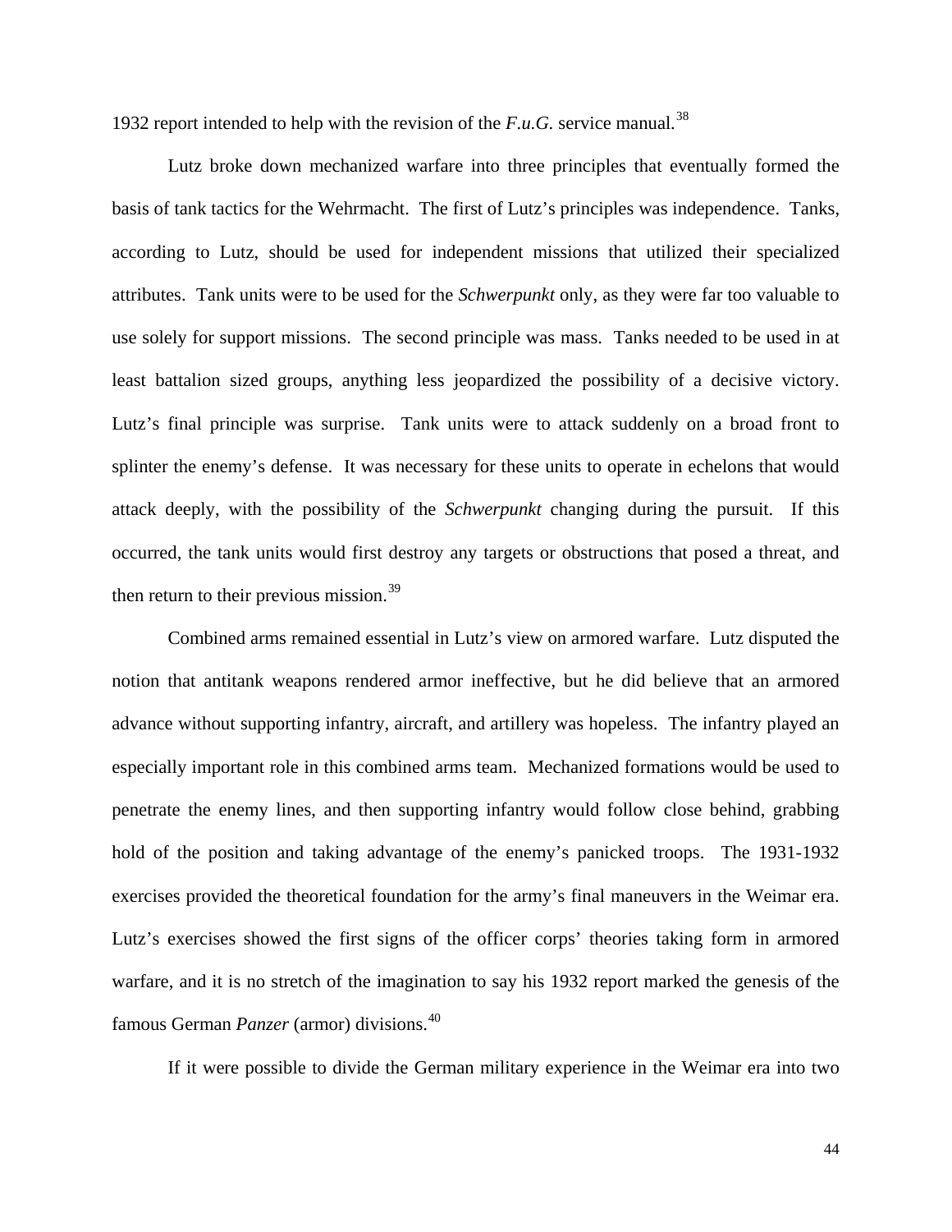1932 report intended to help with the revision of the *F.u.G.* service manual.[38]

Lutz broke down mechanized warfare into three principles that eventually formed the basis of tank tactics for the Wehrmacht. The first of Lutz's principles was independence. Tanks, according to Lutz, should be used for independent missions that utilized their specialized attributes. Tank units were to be used for the *Schwerpunkt* only, as they were far too valuable to use solely for support missions. The second principle was mass. Tanks needed to be used in at least battalion sized groups, anything less jeopardized the possibility of a decisive victory. Lutz's final principle was surprise. Tank units were to attack suddenly on a broad front to splinter the enemy's defense. It was necessary for these units to operate in echelons that would attack deeply, with the possibility of the *Schwerpunkt* changing during the pursuit. If this occurred, the tank units would first destroy any targets or obstructions that posed a threat, and then return to their previous mission.[39]

Combined arms remained essential in Lutz's view on armored warfare. Lutz disputed the notion that antitank weapons rendered armor ineffective, but he did believe that an armored advance without supporting infantry, aircraft, and artillery was hopeless. The infantry played an especially important role in this combined arms team. Mechanized formations would be used to penetrate the enemy lines, and then supporting infantry would follow close behind, grabbing hold of the position and taking advantage of the enemy's panicked troops. The 1931-1932 exercises provided the theoretical foundation for the army's final maneuvers in the Weimar era. Lutz's exercises showed the first signs of the officer corps' theories taking form in armored warfare, and it is no stretch of the imagination to say his 1932 report marked the genesis of the famous German *Panzer* (armor) divisions.[40]

If it were possible to divide the German military experience in the Weimar era into two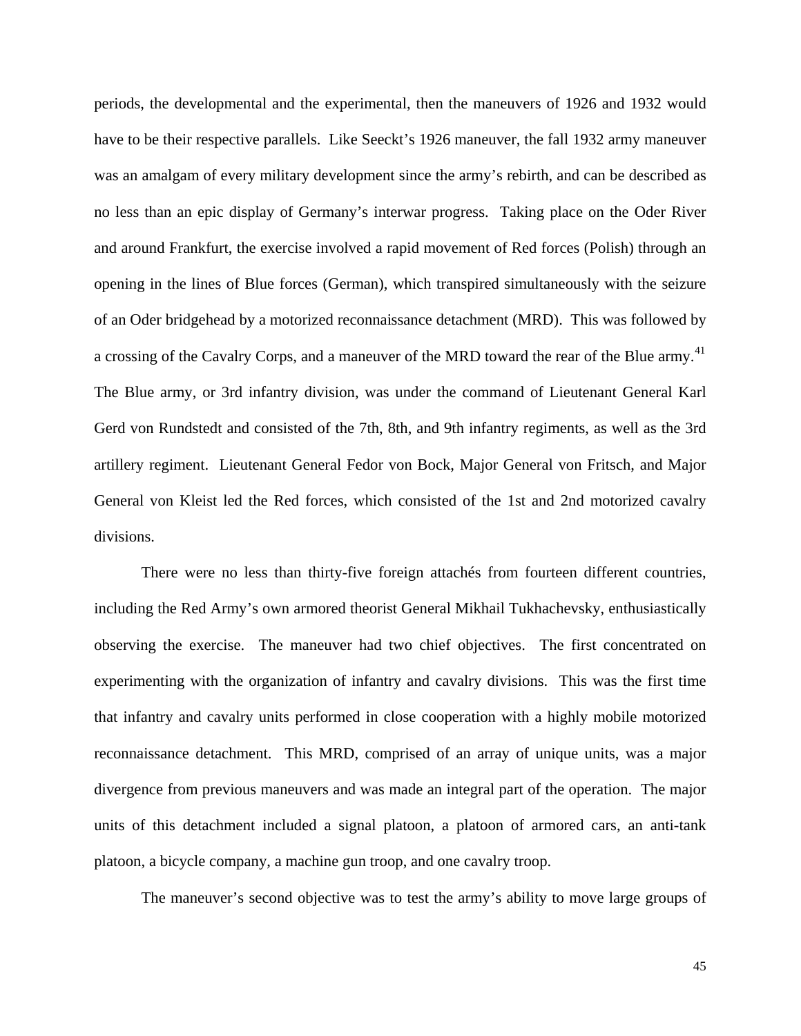periods, the developmental and the experimental, then the maneuvers of 1926 and 1932 would have to be their respective parallels. Like Seeckt's 1926 maneuver, the fall 1932 army maneuver was an amalgam of every military development since the army's rebirth, and can be described as no less than an epic display of Germany's interwar progress. Taking place on the Oder River and around Frankfurt, the exercise involved a rapid movement of Red forces (Polish) through an opening in the lines of Blue forces (German), which transpired simultaneously with the seizure of an Oder bridgehead by a motorized reconnaissance detachment (MRD). This was followed by a crossing of the Cavalry Corps, and a maneuver of the MRD toward the rear of the Blue army.[41] The Blue army, or 3rd infantry division, was under the command of Lieutenant General Karl Gerd von Rundstedt and consisted of the 7th, 8th, and 9th infantry regiments, as well as the 3rd artillery regiment. Lieutenant General Fedor von Bock, Major General von Fritsch, and Major General von Kleist led the Red forces, which consisted of the 1st and 2nd motorized cavalry divisions.

There were no less than thirty-five foreign attachés from fourteen different countries, including the Red Army's own armored theorist General Mikhail Tukhachevsky, enthusiastically observing the exercise. The maneuver had two chief objectives. The first concentrated on experimenting with the organization of infantry and cavalry divisions. This was the first time that infantry and cavalry units performed in close cooperation with a highly mobile motorized reconnaissance detachment. This MRD, comprised of an array of unique units, was a major divergence from previous maneuvers and was made an integral part of the operation. The major units of this detachment included a signal platoon, a platoon of armored cars, an anti-tank platoon, a bicycle company, a machine gun troop, and one cavalry troop.

The maneuver's second objective was to test the army's ability to move large groups of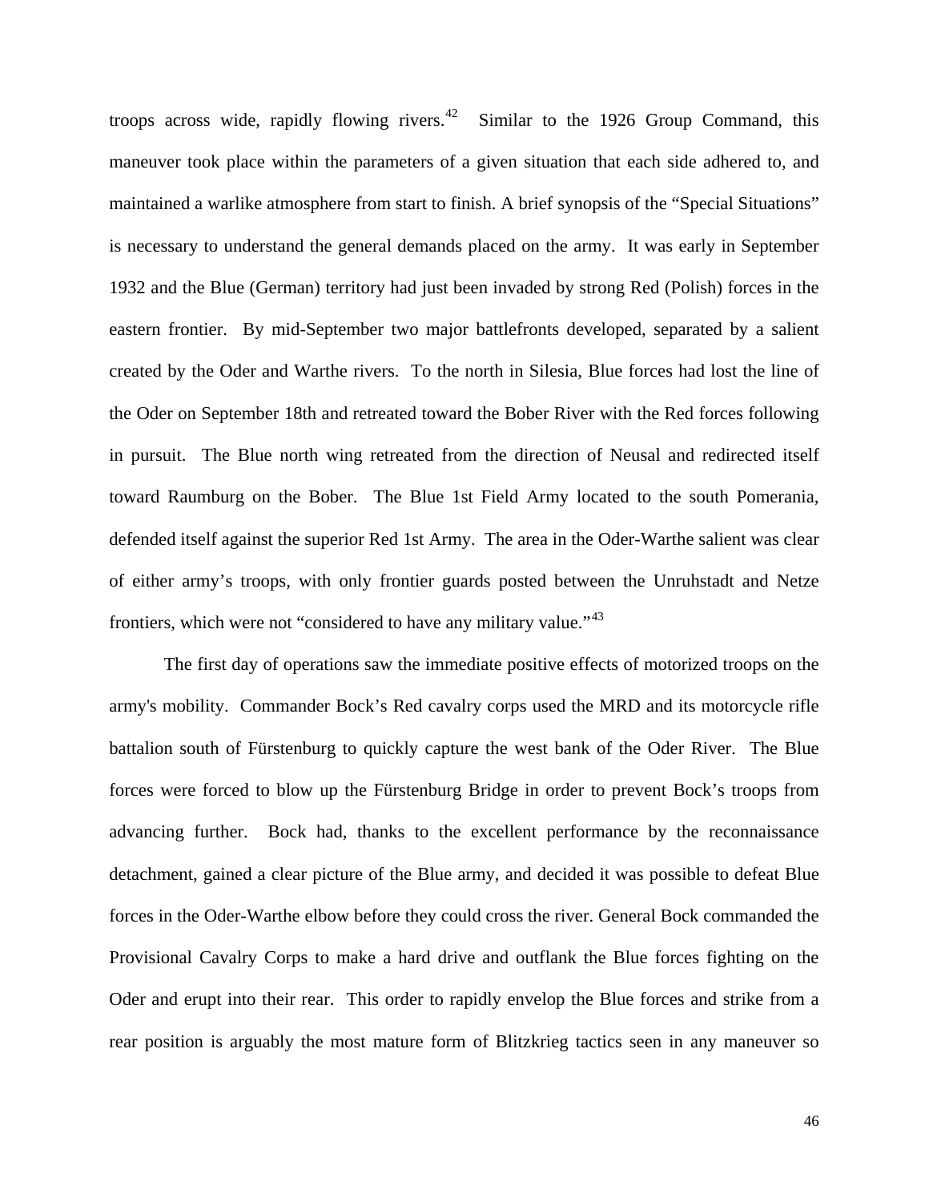troops across wide, rapidly flowing rivers.[42] Similar to the 1926 Group Command, this maneuver took place within the parameters of a given situation that each side adhered to, and maintained a warlike atmosphere from start to finish. A brief synopsis of the "Special Situations" is necessary to understand the general demands placed on the army. It was early in September 1932 and the Blue (German) territory had just been invaded by strong Red (Polish) forces in the eastern frontier. By mid-September two major battlefronts developed, separated by a salient created by the Oder and Warthe rivers. To the north in Silesia, Blue forces had lost the line of the Oder on September 18th and retreated toward the Bober River with the Red forces following in pursuit. The Blue north wing retreated from the direction of Neusal and redirected itself toward Raumburg on the Bober. The Blue 1st Field Army located to the south Pomerania, defended itself against the superior Red 1st Army. The area in the Oder-Warthe salient was clear of either army's troops, with only frontier guards posted between the Unruhstadt and Netze frontiers, which were not "considered to have any military value."[43]

The first day of operations saw the immediate positive effects of motorized troops on the army's mobility. Commander Bock's Red cavalry corps used the MRD and its motorcycle rifle battalion south of Fürstenburg to quickly capture the west bank of the Oder River. The Blue forces were forced to blow up the Fürstenburg Bridge in order to prevent Bock's troops from advancing further. Bock had, thanks to the excellent performance by the reconnaissance detachment, gained a clear picture of the Blue army, and decided it was possible to defeat Blue forces in the Oder-Warthe elbow before they could cross the river. General Bock commanded the Provisional Cavalry Corps to make a hard drive and outflank the Blue forces fighting on the Oder and erupt into their rear. This order to rapidly envelop the Blue forces and strike from a rear position is arguably the most mature form of Blitzkrieg tactics seen in any maneuver so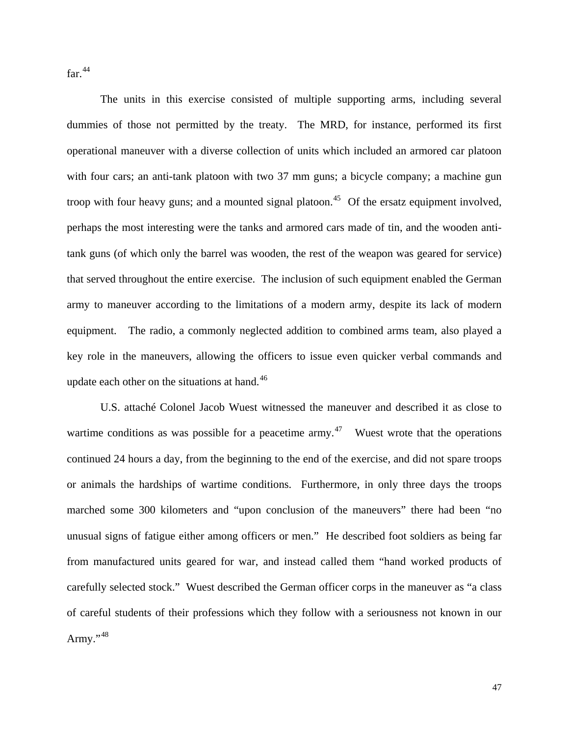far.[44]

The units in this exercise consisted of multiple supporting arms, including several dummies of those not permitted by the treaty. The MRD, for instance, performed its first operational maneuver with a diverse collection of units which included an armored car platoon with four cars; an anti-tank platoon with two 37 mm guns; a bicycle company; a machine gun troop with four heavy guns; and a mounted signal platoon.[45] Of the ersatz equipment involved, perhaps the most interesting were the tanks and armored cars made of tin, and the wooden anti-tank guns (of which only the barrel was wooden, the rest of the weapon was geared for service) that served throughout the entire exercise. The inclusion of such equipment enabled the German army to maneuver according to the limitations of a modern army, despite its lack of modern equipment. The radio, a commonly neglected addition to combined arms team, also played a key role in the maneuvers, allowing the officers to issue even quicker verbal commands and update each other on the situations at hand.[46]

U.S. attaché Colonel Jacob Wuest witnessed the maneuver and described it as close to wartime conditions as was possible for a peacetime army.[47] Wuest wrote that the operations continued 24 hours a day, from the beginning to the end of the exercise, and did not spare troops or animals the hardships of wartime conditions. Furthermore, in only three days the troops marched some 300 kilometers and "upon conclusion of the maneuvers" there had been "no unusual signs of fatigue either among officers or men." He described foot soldiers as being far from manufactured units geared for war, and instead called them "hand worked products of carefully selected stock." Wuest described the German officer corps in the maneuver as "a class of careful students of their professions which they follow with a seriousness not known in our Army."[48]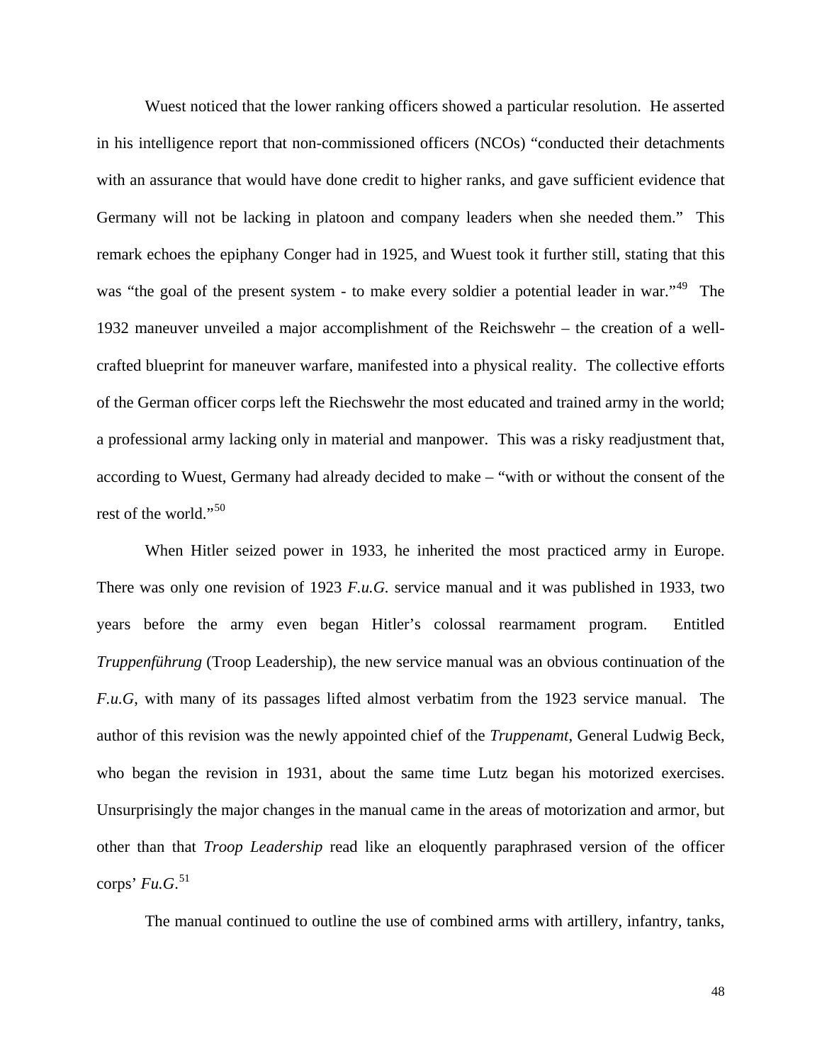Wuest noticed that the lower ranking officers showed a particular resolution. He asserted in his intelligence report that non-commissioned officers (NCOs) "conducted their detachments with an assurance that would have done credit to higher ranks, and gave sufficient evidence that Germany will not be lacking in platoon and company leaders when she needed them." This remark echoes the epiphany Conger had in 1925, and Wuest took it further still, stating that this was "the goal of the present system - to make every soldier a potential leader in war."[49] The 1932 maneuver unveiled a major accomplishment of the Reichswehr – the creation of a well-crafted blueprint for maneuver warfare, manifested into a physical reality. The collective efforts of the German officer corps left the Riechswehr the most educated and trained army in the world; a professional army lacking only in material and manpower. This was a risky readjustment that, according to Wuest, Germany had already decided to make – "with or without the consent of the rest of the world."[50]

When Hitler seized power in 1933, he inherited the most practiced army in Europe. There was only one revision of 1923 *F.u.G.* service manual and it was published in 1933, two years before the army even began Hitler's colossal rearmament program. Entitled *Truppenführung* (Troop Leadership), the new service manual was an obvious continuation of the *F.u.G*, with many of its passages lifted almost verbatim from the 1923 service manual. The author of this revision was the newly appointed chief of the *Truppenamt*, General Ludwig Beck, who began the revision in 1931, about the same time Lutz began his motorized exercises. Unsurprisingly the major changes in the manual came in the areas of motorization and armor, but other than that *Troop Leadership* read like an eloquently paraphrased version of the officer corps' *Fu.G*.[51]

The manual continued to outline the use of combined arms with artillery, infantry, tanks,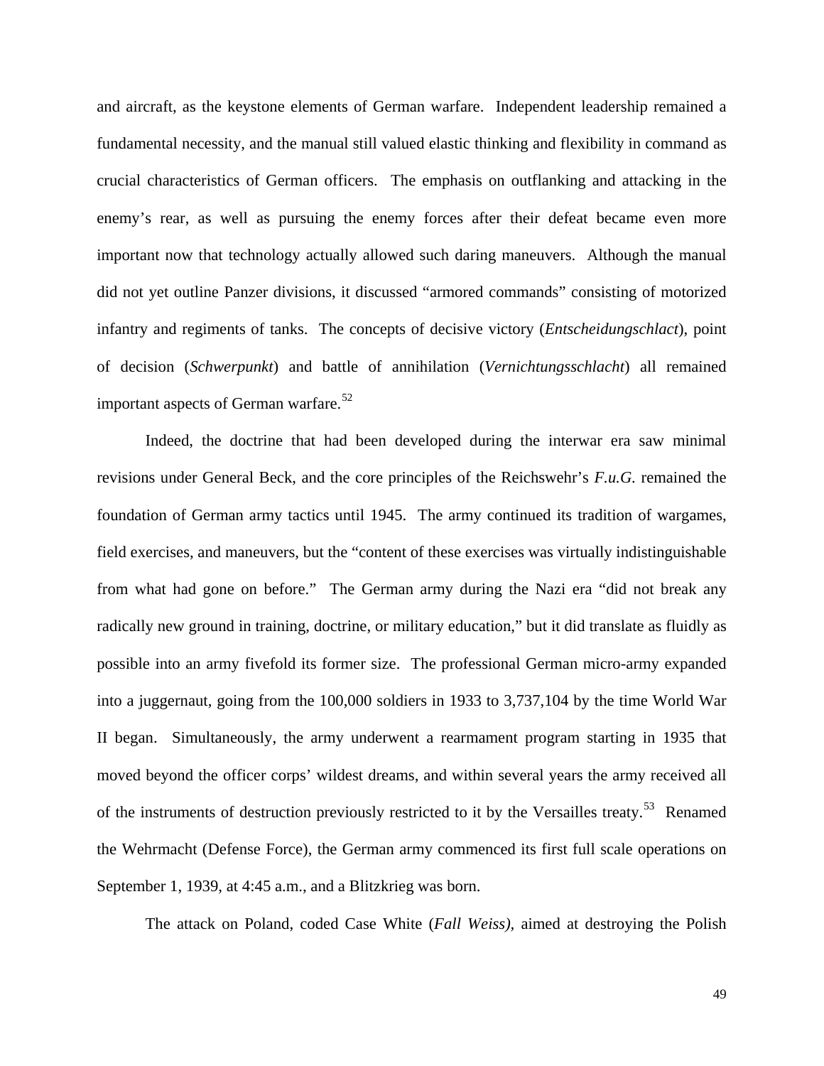and aircraft, as the keystone elements of German warfare. Independent leadership remained a fundamental necessity, and the manual still valued elastic thinking and flexibility in command as crucial characteristics of German officers. The emphasis on outflanking and attacking in the enemy's rear, as well as pursuing the enemy forces after their defeat became even more important now that technology actually allowed such daring maneuvers. Although the manual did not yet outline Panzer divisions, it discussed "armored commands" consisting of motorized infantry and regiments of tanks. The concepts of decisive victory (*Entscheidungschlact*), point of decision (*Schwerpunkt*) and battle of annihilation (*Vernichtungsschlacht*) all remained important aspects of German warfare.[52]

Indeed, the doctrine that had been developed during the interwar era saw minimal revisions under General Beck, and the core principles of the Reichswehr's *F.u.G.* remained the foundation of German army tactics until 1945. The army continued its tradition of wargames, field exercises, and maneuvers, but the "content of these exercises was virtually indistinguishable from what had gone on before." The German army during the Nazi era "did not break any radically new ground in training, doctrine, or military education," but it did translate as fluidly as possible into an army fivefold its former size. The professional German micro-army expanded into a juggernaut, going from the 100,000 soldiers in 1933 to 3,737,104 by the time World War II began. Simultaneously, the army underwent a rearmament program starting in 1935 that moved beyond the officer corps' wildest dreams, and within several years the army received all of the instruments of destruction previously restricted to it by the Versailles treaty.[53] Renamed the Wehrmacht (Defense Force), the German army commenced its first full scale operations on September 1, 1939, at 4:45 a.m., and a Blitzkrieg was born.

The attack on Poland, coded Case White (*Fall Weiss),* aimed at destroying the Polish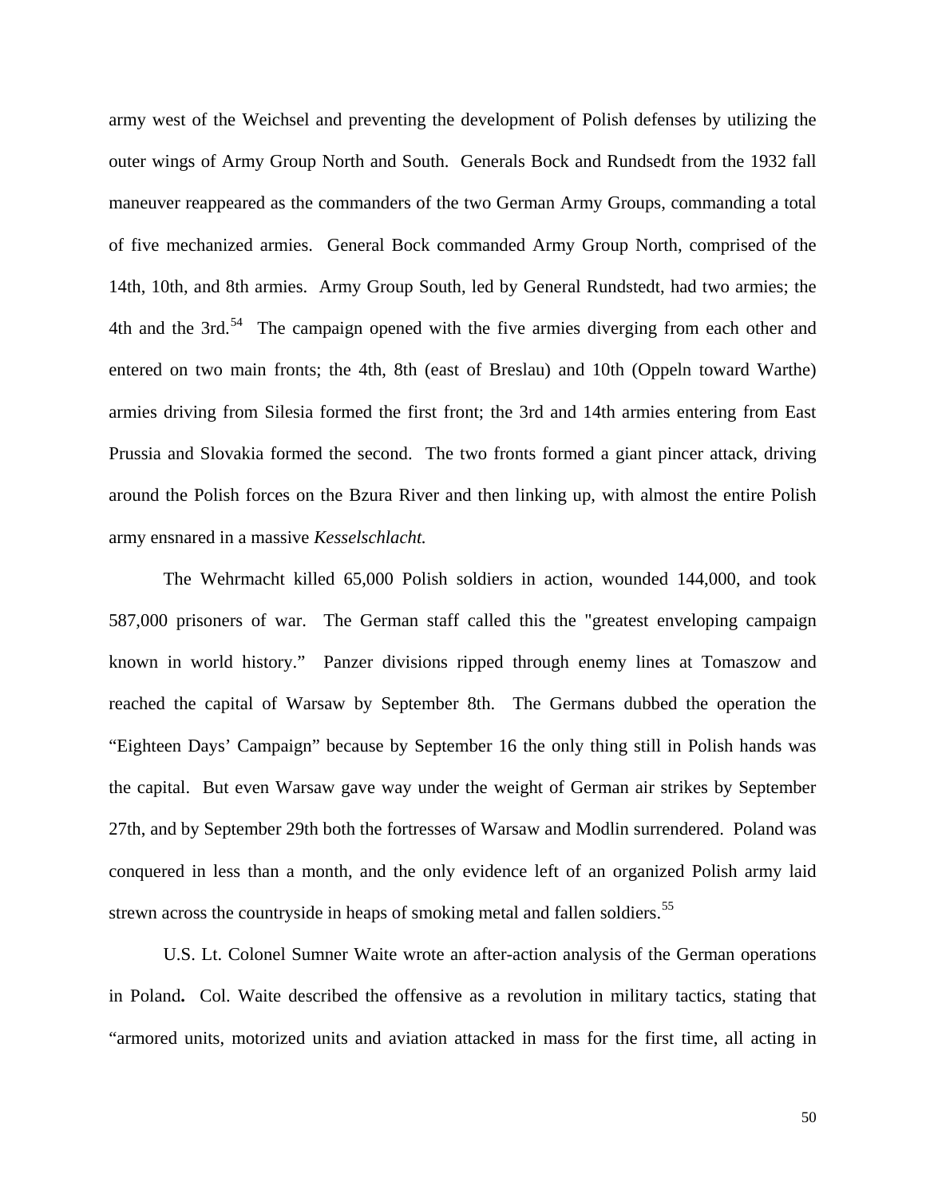army west of the Weichsel and preventing the development of Polish defenses by utilizing the outer wings of Army Group North and South. Generals Bock and Rundsedt from the 1932 fall maneuver reappeared as the commanders of the two German Army Groups, commanding a total of five mechanized armies. General Bock commanded Army Group North, comprised of the 14th, 10th, and 8th armies. Army Group South, led by General Rundstedt, had two armies; the 4th and the 3rd.[54] The campaign opened with the five armies diverging from each other and entered on two main fronts; the 4th, 8th (east of Breslau) and 10th (Oppeln toward Warthe) armies driving from Silesia formed the first front; the 3rd and 14th armies entering from East Prussia and Slovakia formed the second. The two fronts formed a giant pincer attack, driving around the Polish forces on the Bzura River and then linking up, with almost the entire Polish army ensnared in a massive *Kesselschlacht.*

The Wehrmacht killed 65,000 Polish soldiers in action, wounded 144,000, and took 587,000 prisoners of war. The German staff called this the "greatest enveloping campaign known in world history." Panzer divisions ripped through enemy lines at Tomaszow and reached the capital of Warsaw by September 8th. The Germans dubbed the operation the "Eighteen Days' Campaign" because by September 16 the only thing still in Polish hands was the capital. But even Warsaw gave way under the weight of German air strikes by September 27th, and by September 29th both the fortresses of Warsaw and Modlin surrendered. Poland was conquered in less than a month, and the only evidence left of an organized Polish army laid strewn across the countryside in heaps of smoking metal and fallen soldiers.[55]

U.S. Lt. Colonel Sumner Waite wrote an after-action analysis of the German operations in Poland**.** Col. Waite described the offensive as a revolution in military tactics, stating that "armored units, motorized units and aviation attacked in mass for the first time, all acting in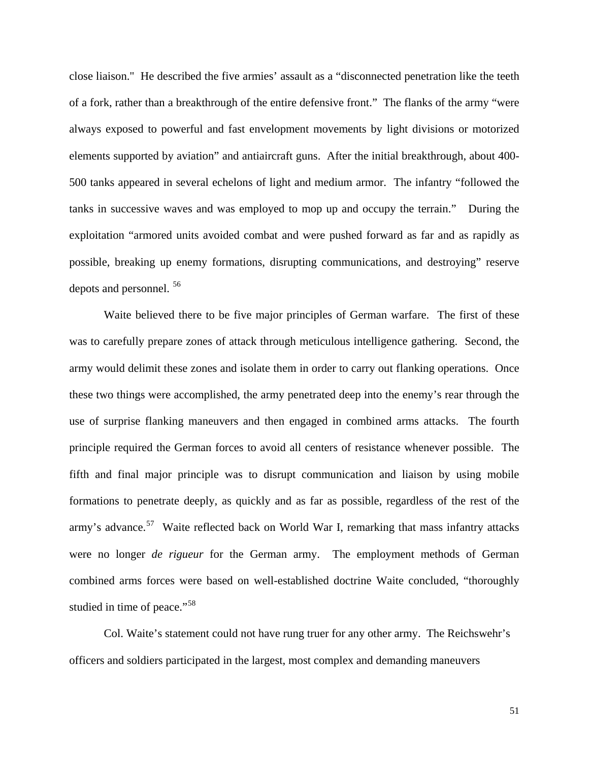close liaison."  He described the five armies' assault as a "disconnected penetration like the teeth of a fork, rather than a breakthrough of the entire defensive front."  The flanks of the army "were always exposed to powerful and fast envelopment movements by light divisions or motorized elements supported by aviation" and antiaircraft guns.  After the initial breakthrough, about 400-500 tanks appeared in several echelons of light and medium armor.  The infantry "followed the tanks in successive waves and was employed to mop up and occupy the terrain."  During the exploitation "armored units avoided combat and were pushed forward as far and as rapidly as possible, breaking up enemy formations, disrupting communications, and destroying" reserve depots and personnel. [56]

Waite believed there to be five major principles of German warfare.  The first of these was to carefully prepare zones of attack through meticulous intelligence gathering.  Second, the army would delimit these zones and isolate them in order to carry out flanking operations.  Once these two things were accomplished, the army penetrated deep into the enemy's rear through the use of surprise flanking maneuvers and then engaged in combined arms attacks.  The fourth principle required the German forces to avoid all centers of resistance whenever possible.  The fifth and final major principle was to disrupt communication and liaison by using mobile formations to penetrate deeply, as quickly and as far as possible, regardless of the rest of the army's advance.[57]  Waite reflected back on World War I, remarking that mass infantry attacks were no longer *de rigueur* for the German army.  The employment methods of German combined arms forces were based on well-established doctrine Waite concluded, "thoroughly studied in time of peace."[58]

Col. Waite's statement could not have rung truer for any other army.  The Reichswehr's officers and soldiers participated in the largest, most complex and demanding maneuvers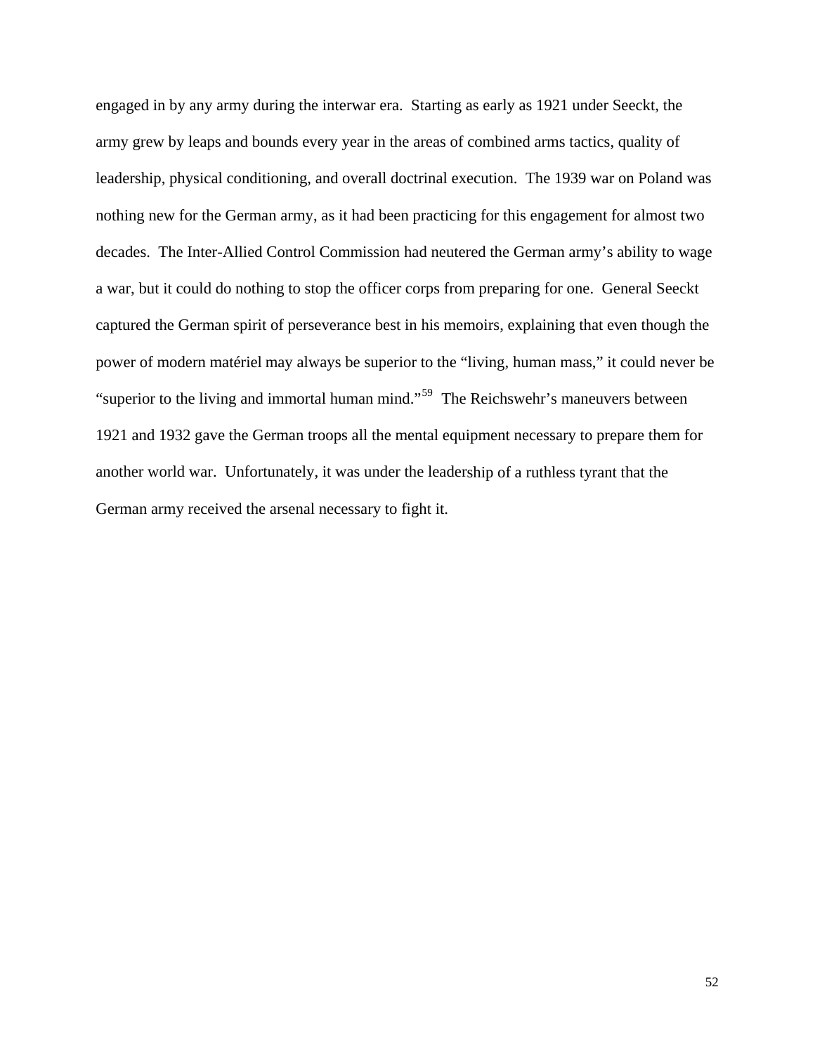engaged in by any army during the interwar era. Starting as early as 1921 under Seeckt, the army grew by leaps and bounds every year in the areas of combined arms tactics, quality of leadership, physical conditioning, and overall doctrinal execution. The 1939 war on Poland was nothing new for the German army, as it had been practicing for this engagement for almost two decades. The Inter-Allied Control Commission had neutered the German army's ability to wage a war, but it could do nothing to stop the officer corps from preparing for one. General Seeckt captured the German spirit of perseverance best in his memoirs, explaining that even though the power of modern matériel may always be superior to the "living, human mass," it could never be "superior to the living and immortal human mind."[59] The Reichswehr's maneuvers between 1921 and 1932 gave the German troops all the mental equipment necessary to prepare them for another world war. Unfortunately, it was under the leadership of a ruthless tyrant that the German army received the arsenal necessary to fight it.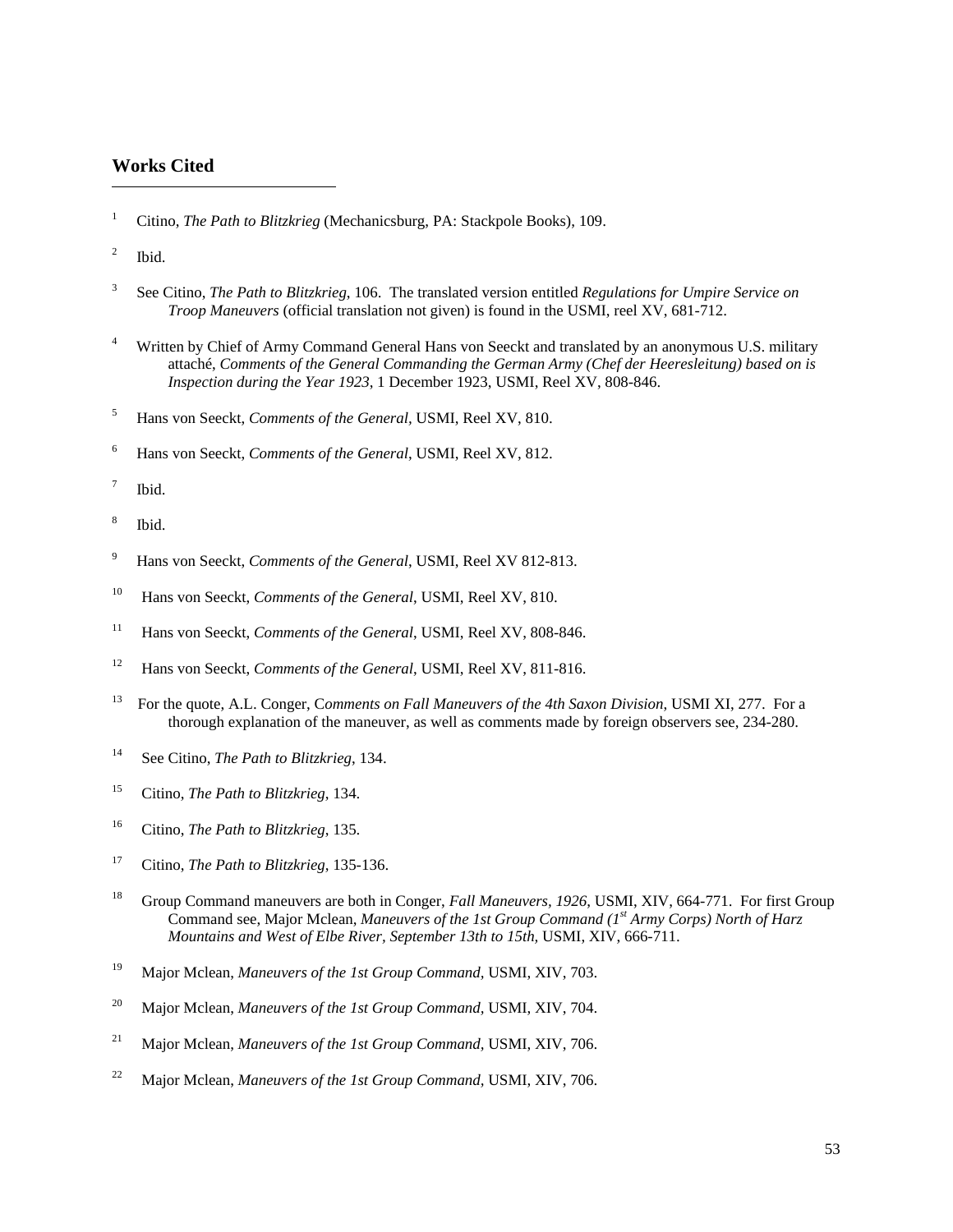## Works Cited

1 Citino, *The Path to Blitzkrieg* (Mechanicsburg, PA: Stackpole Books), 109.

2 Ibid.

3 See Citino, *The Path to Blitzkrieg*, 106. The translated version entitled *Regulations for Umpire Service on Troop Maneuvers* (official translation not given) is found in the USMI, reel XV, 681-712.

4 Written by Chief of Army Command General Hans von Seeckt and translated by an anonymous U.S. military attaché, *Comments of the General Commanding the German Army (Chef der Heeresleitung) based on is Inspection during the Year 1923*, 1 December 1923, USMI, Reel XV, 808-846.

5 Hans von Seeckt, *Comments of the General*, USMI, Reel XV, 810.

6 Hans von Seeckt, *Comments of the General*, USMI, Reel XV, 812.

7 Ibid.

8 Ibid.

9 Hans von Seeckt, *Comments of the General*, USMI, Reel XV 812-813.

10 Hans von Seeckt, *Comments of the General*, USMI, Reel XV, 810.

11 Hans von Seeckt, *Comments of the General*, USMI, Reel XV, 808-846.

12 Hans von Seeckt, *Comments of the General*, USMI, Reel XV, 811-816.

13 For the quote, A.L. Conger, C*omments on Fall Maneuvers of the 4th Saxon Division*, USMI XI, 277. For a thorough explanation of the maneuver, as well as comments made by foreign observers see, 234-280.

14 See Citino, *The Path to Blitzkrieg*, 134.

15 Citino, *The Path to Blitzkrieg*, 134.

16 Citino, *The Path to Blitzkrieg*, 135.

17 Citino, *The Path to Blitzkrieg*, 135-136.

18 Group Command maneuvers are both in Conger, *Fall Maneuvers, 1926*, USMI, XIV, 664-771. For first Group Command see, Major Mclean, *Maneuvers of the 1st Group Command (1st Army Corps) North of Harz Mountains and West of Elbe River, September 13th to 15th,* USMI, XIV, 666-711.

19 Major Mclean, *Maneuvers of the 1st Group Command,* USMI, XIV, 703.

20 Major Mclean, *Maneuvers of the 1st Group Command,* USMI, XIV, 704.

21 Major Mclean, *Maneuvers of the 1st Group Command,* USMI, XIV, 706.

22 Major Mclean, *Maneuvers of the 1st Group Command,* USMI, XIV, 706.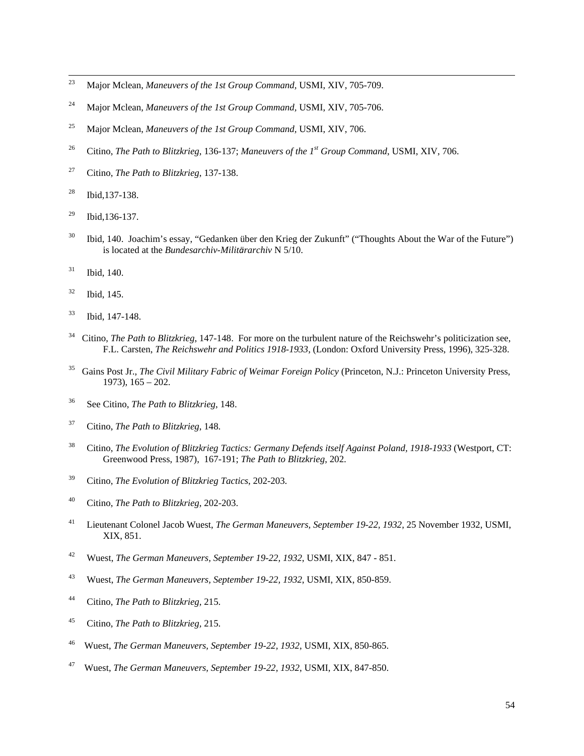[23] Major Mclean, *Maneuvers of the 1st Group Command*, USMI, XIV, 705-709.

[24] Major Mclean, *Maneuvers of the 1st Group Command*, USMI, XIV, 705-706.

[25] Major Mclean, *Maneuvers of the 1st Group Command*, USMI, XIV, 706.

[26] Citino, *The Path to Blitzkrieg*, 136-137; *Maneuvers of the 1st Group Command*, USMI, XIV, 706.

[27] Citino, *The Path to Blitzkrieg*, 137-138.

[28] Ibid,137-138.

[29] Ibid,136-137.

[30] Ibid, 140. Joachim's essay, "Gedanken über den Krieg der Zukunft" ("Thoughts About the War of the Future") is located at the *Bundesarchiv-Militärarchiv* N 5/10.

[31] Ibid, 140.

[32] Ibid, 145.

[33] Ibid, 147-148.

[34] Citino, *The Path to Blitzkrieg*, 147-148. For more on the turbulent nature of the Reichswehr's politicization see, F.L. Carsten, *The Reichswehr and Politics 1918-1933*, (London: Oxford University Press, 1996), 325-328.

[35] Gains Post Jr., *The Civil Military Fabric of Weimar Foreign Policy* (Princeton, N.J.: Princeton University Press, 1973), 165 – 202.

[36] See Citino, *The Path to Blitzkrieg*, 148.

[37] Citino, *The Path to Blitzkrieg*, 148.

[38] Citino, *The Evolution of Blitzkrieg Tactics: Germany Defends itself Against Poland, 1918-1933* (Westport, CT: Greenwood Press, 1987), 167-191; *The Path to Blitzkrieg*, 202.

[39] Citino, *The Evolution of Blitzkrieg Tactics*, 202-203.

[40] Citino, *The Path to Blitzkrieg*, 202-203.

[41] Lieutenant Colonel Jacob Wuest, *The German Maneuvers, September 19-22, 1932*, 25 November 1932, USMI, XIX, 851.

[42] Wuest, *The German Maneuvers, September 19-22, 1932*, USMI, XIX, 847 - 851.

[43] Wuest, *The German Maneuvers, September 19-22, 1932*, USMI, XIX, 850-859.

[44] Citino, *The Path to Blitzkrieg*, 215.

[45] Citino, *The Path to Blitzkrieg*, 215.

[46] Wuest, *The German Maneuvers, September 19-22, 1932*, USMI, XIX, 850-865.

[47] Wuest, *The German Maneuvers, September 19-22, 1932*, USMI, XIX, 847-850.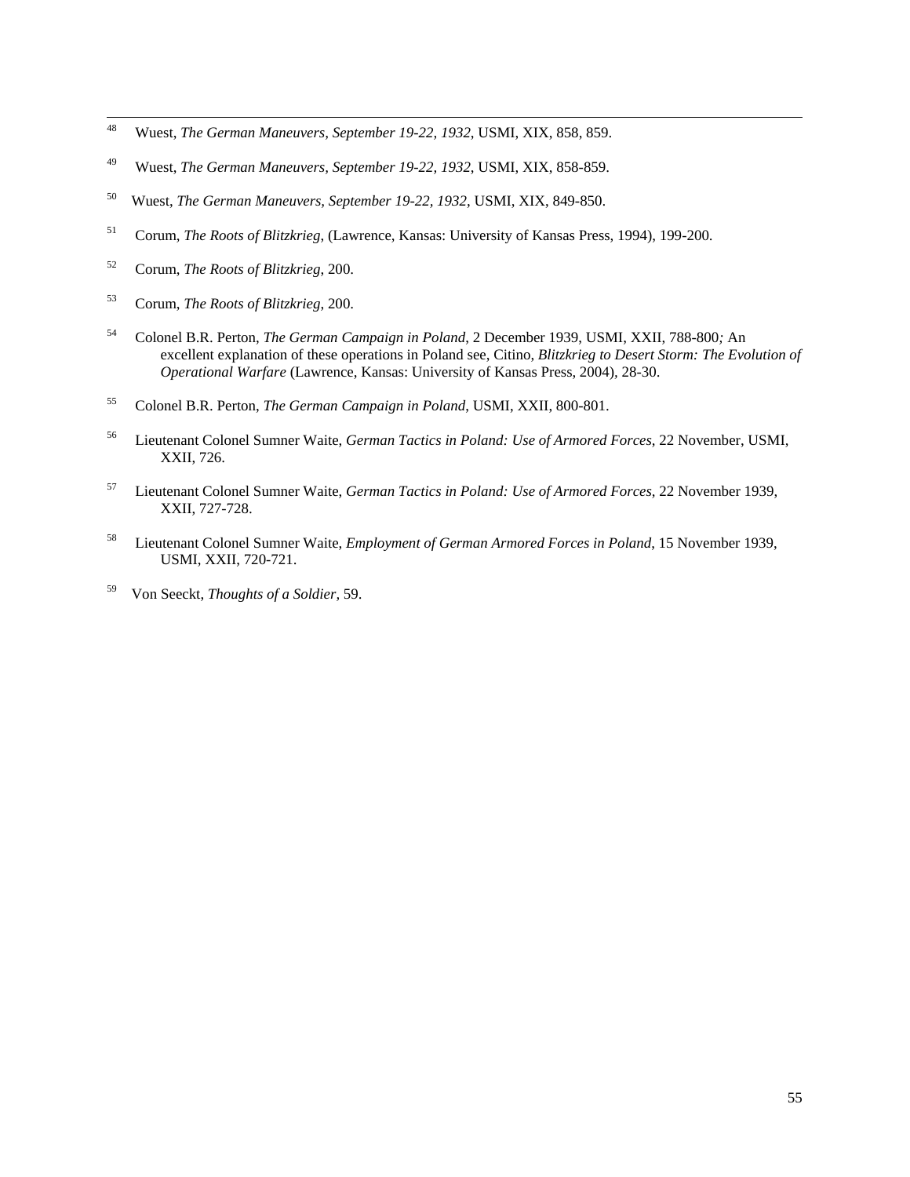[48] Wuest, *The German Maneuvers, September 19-22, 1932*, USMI, XIX, 858, 859.

[49] Wuest, *The German Maneuvers, September 19-22, 1932*, USMI, XIX, 858-859.

[50] Wuest, *The German Maneuvers, September 19-22, 1932*, USMI, XIX, 849-850.

[51] Corum, *The Roots of Blitzkrieg*, (Lawrence, Kansas: University of Kansas Press, 1994), 199-200.

[52] Corum, *The Roots of Blitzkrieg*, 200.

[53] Corum, *The Roots of Blitzkrieg*, 200.

[54] Colonel B.R. Perton, *The German Campaign in Poland*, 2 December 1939, USMI, XXII, 788-800*;* An excellent explanation of these operations in Poland see, Citino, *Blitzkrieg to Desert Storm: The Evolution of Operational Warfare* (Lawrence, Kansas: University of Kansas Press, 2004), 28-30.

[55] Colonel B.R. Perton, *The German Campaign in Poland*, USMI, XXII, 800-801.

[56] Lieutenant Colonel Sumner Waite, *German Tactics in Poland: Use of Armored Forces*, 22 November, USMI, XXII, 726.

[57] Lieutenant Colonel Sumner Waite, *German Tactics in Poland: Use of Armored Forces*, 22 November 1939, XXII, 727-728.

[58] Lieutenant Colonel Sumner Waite, *Employment of German Armored Forces in Poland*, 15 November 1939, USMI, XXII, 720-721.

[59] Von Seeckt, *Thoughts of a Soldier*, 59.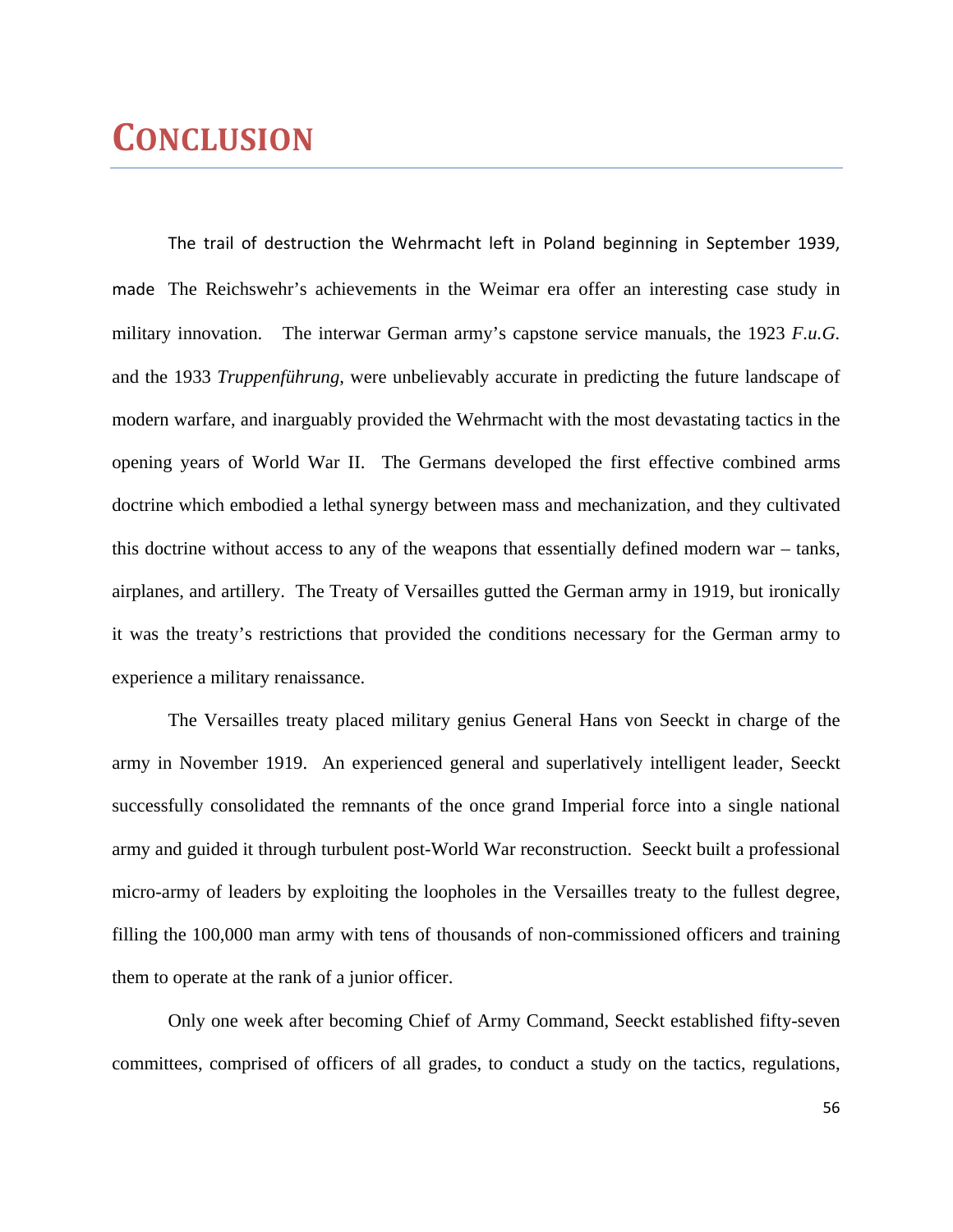# CONCLUSION

The trail of destruction the Wehrmacht left in Poland beginning in September 1939, made The Reichswehr's achievements in the Weimar era offer an interesting case study in military innovation. The interwar German army's capstone service manuals, the 1923 *F.u.G.* and the 1933 *Truppenführung*, were unbelievably accurate in predicting the future landscape of modern warfare, and inarguably provided the Wehrmacht with the most devastating tactics in the opening years of World War II. The Germans developed the first effective combined arms doctrine which embodied a lethal synergy between mass and mechanization, and they cultivated this doctrine without access to any of the weapons that essentially defined modern war – tanks, airplanes, and artillery. The Treaty of Versailles gutted the German army in 1919, but ironically it was the treaty's restrictions that provided the conditions necessary for the German army to experience a military renaissance.

The Versailles treaty placed military genius General Hans von Seeckt in charge of the army in November 1919. An experienced general and superlatively intelligent leader, Seeckt successfully consolidated the remnants of the once grand Imperial force into a single national army and guided it through turbulent post-World War reconstruction. Seeckt built a professional micro-army of leaders by exploiting the loopholes in the Versailles treaty to the fullest degree, filling the 100,000 man army with tens of thousands of non-commissioned officers and training them to operate at the rank of a junior officer.

Only one week after becoming Chief of Army Command, Seeckt established fifty-seven committees, comprised of officers of all grades, to conduct a study on the tactics, regulations,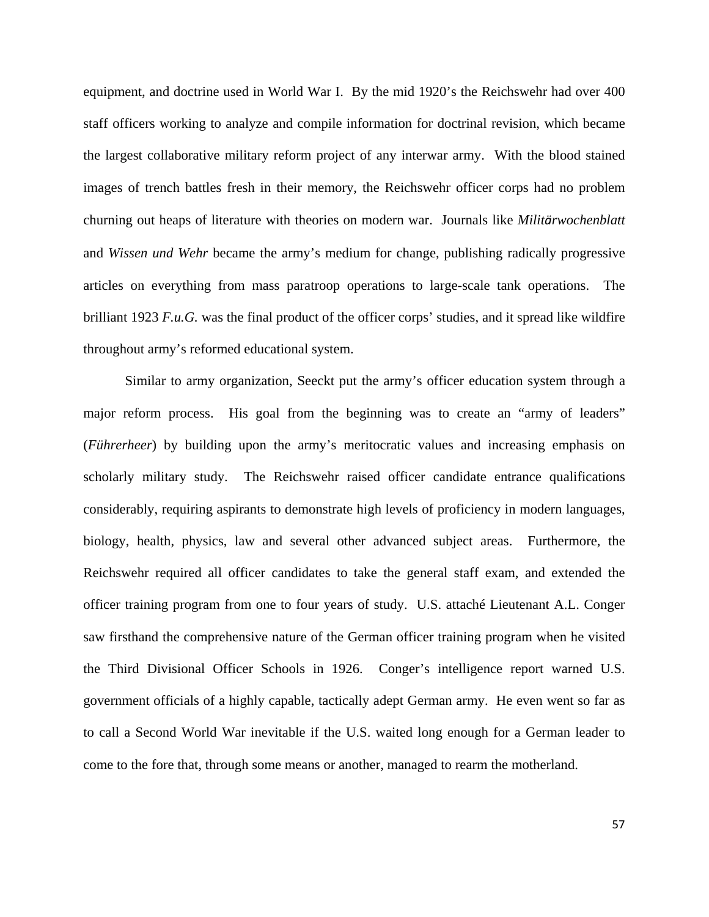equipment, and doctrine used in World War I. By the mid 1920's the Reichswehr had over 400 staff officers working to analyze and compile information for doctrinal revision, which became the largest collaborative military reform project of any interwar army. With the blood stained images of trench battles fresh in their memory, the Reichswehr officer corps had no problem churning out heaps of literature with theories on modern war. Journals like *Militärwochenblatt* and *Wissen und Wehr* became the army's medium for change, publishing radically progressive articles on everything from mass paratroop operations to large-scale tank operations. The brilliant 1923 *F.u.G.* was the final product of the officer corps' studies, and it spread like wildfire throughout army's reformed educational system.

Similar to army organization, Seeckt put the army's officer education system through a major reform process. His goal from the beginning was to create an "army of leaders" (*Führerheer*) by building upon the army's meritocratic values and increasing emphasis on scholarly military study. The Reichswehr raised officer candidate entrance qualifications considerably, requiring aspirants to demonstrate high levels of proficiency in modern languages, biology, health, physics, law and several other advanced subject areas. Furthermore, the Reichswehr required all officer candidates to take the general staff exam, and extended the officer training program from one to four years of study. U.S. attaché Lieutenant A.L. Conger saw firsthand the comprehensive nature of the German officer training program when he visited the Third Divisional Officer Schools in 1926. Conger's intelligence report warned U.S. government officials of a highly capable, tactically adept German army. He even went so far as to call a Second World War inevitable if the U.S. waited long enough for a German leader to come to the fore that, through some means or another, managed to rearm the motherland.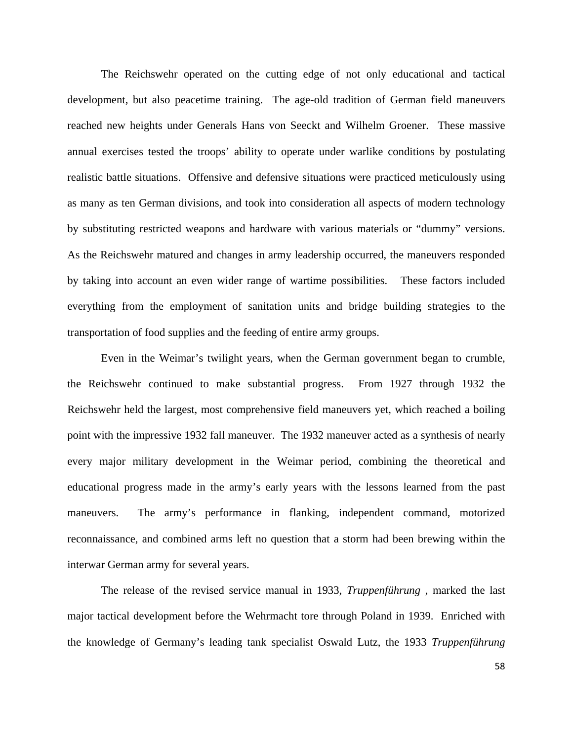The Reichswehr operated on the cutting edge of not only educational and tactical development, but also peacetime training. The age-old tradition of German field maneuvers reached new heights under Generals Hans von Seeckt and Wilhelm Groener. These massive annual exercises tested the troops' ability to operate under warlike conditions by postulating realistic battle situations. Offensive and defensive situations were practiced meticulously using as many as ten German divisions, and took into consideration all aspects of modern technology by substituting restricted weapons and hardware with various materials or "dummy" versions. As the Reichswehr matured and changes in army leadership occurred, the maneuvers responded by taking into account an even wider range of wartime possibilities. These factors included everything from the employment of sanitation units and bridge building strategies to the transportation of food supplies and the feeding of entire army groups.

Even in the Weimar's twilight years, when the German government began to crumble, the Reichswehr continued to make substantial progress. From 1927 through 1932 the Reichswehr held the largest, most comprehensive field maneuvers yet, which reached a boiling point with the impressive 1932 fall maneuver. The 1932 maneuver acted as a synthesis of nearly every major military development in the Weimar period, combining the theoretical and educational progress made in the army's early years with the lessons learned from the past maneuvers. The army's performance in flanking, independent command, motorized reconnaissance, and combined arms left no question that a storm had been brewing within the interwar German army for several years.

The release of the revised service manual in 1933, *Truppenführung* , marked the last major tactical development before the Wehrmacht tore through Poland in 1939. Enriched with the knowledge of Germany's leading tank specialist Oswald Lutz, the 1933 *Truppenführung*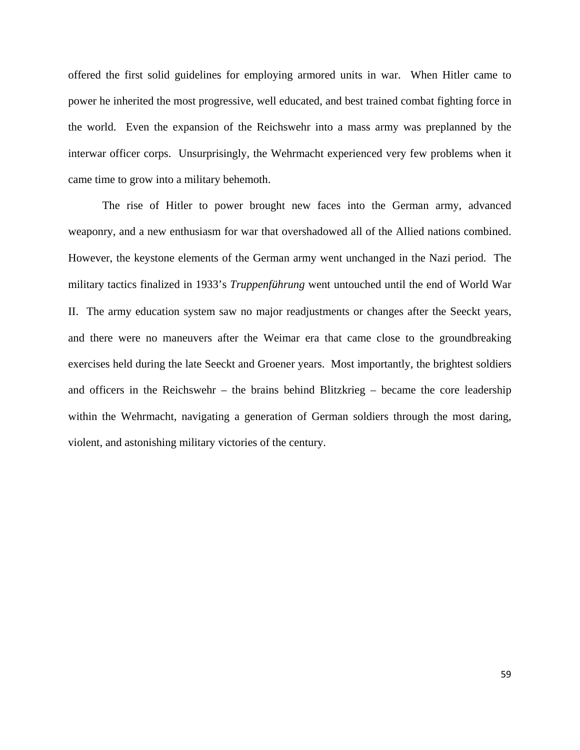offered the first solid guidelines for employing armored units in war. When Hitler came to power he inherited the most progressive, well educated, and best trained combat fighting force in the world. Even the expansion of the Reichswehr into a mass army was preplanned by the interwar officer corps. Unsurprisingly, the Wehrmacht experienced very few problems when it came time to grow into a military behemoth.

The rise of Hitler to power brought new faces into the German army, advanced weaponry, and a new enthusiasm for war that overshadowed all of the Allied nations combined. However, the keystone elements of the German army went unchanged in the Nazi period. The military tactics finalized in 1933's *Truppenführung* went untouched until the end of World War II. The army education system saw no major readjustments or changes after the Seeckt years, and there were no maneuvers after the Weimar era that came close to the groundbreaking exercises held during the late Seeckt and Groener years. Most importantly, the brightest soldiers and officers in the Reichswehr – the brains behind Blitzkrieg – became the core leadership within the Wehrmacht, navigating a generation of German soldiers through the most daring, violent, and astonishing military victories of the century.